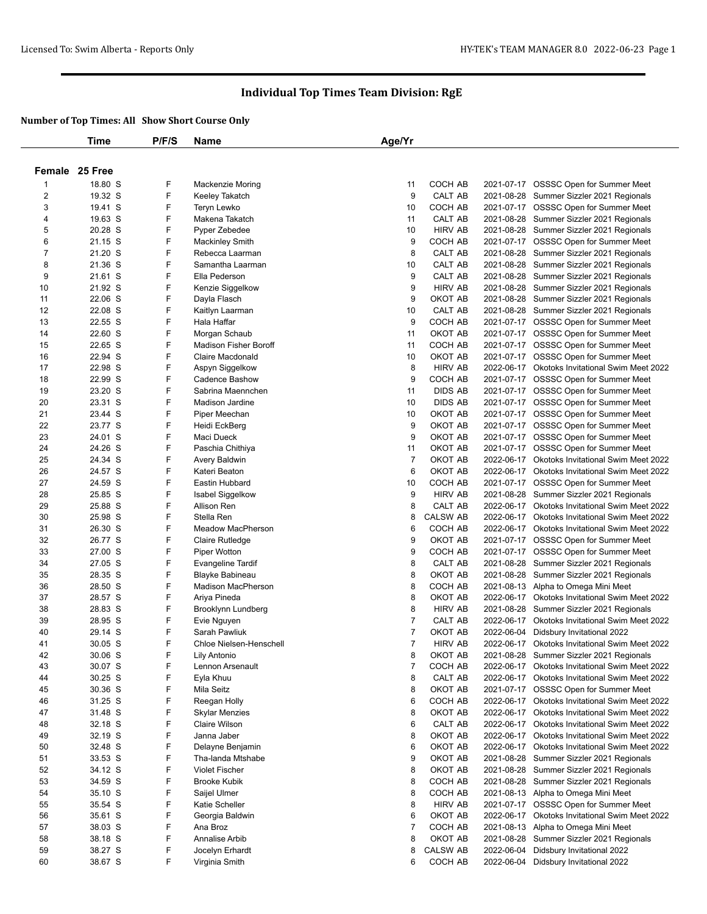# Individual Top Times Team Division: RgE

**Number of Top Times: All Show Short Course Only**

| | Time | P/F/S | Name | Age/Yr | | | |
|---|---|---|---|---|---|---|---|
| **Female 25 Free** | | | | | | | |
| 1 | 18.80 S | F | Mackenzie Moring | 11 | COCH AB | 2021-07-17 | OSSSC Open for Summer Meet |
| 2 | 19.32 S | F | Keeley Takatch | 9 | CALT AB | 2021-08-28 | Summer Sizzler 2021 Regionals |
| 3 | 19.41 S | F | Teryn Lewko | 10 | COCH AB | 2021-07-17 | OSSSC Open for Summer Meet |
| 4 | 19.63 S | F | Makena Takatch | 11 | CALT AB | 2021-08-28 | Summer Sizzler 2021 Regionals |
| 5 | 20.28 S | F | Pyper Zebedee | 10 | HIRV AB | 2021-08-28 | Summer Sizzler 2021 Regionals |
| 6 | 21.15 S | F | Mackinley Smith | 9 | COCH AB | 2021-07-17 | OSSSC Open for Summer Meet |
| 7 | 21.20 S | F | Rebecca Laarman | 8 | CALT AB | 2021-08-28 | Summer Sizzler 2021 Regionals |
| 8 | 21.36 S | F | Samantha Laarman | 10 | CALT AB | 2021-08-28 | Summer Sizzler 2021 Regionals |
| 9 | 21.61 S | F | Ella Pederson | 9 | CALT AB | 2021-08-28 | Summer Sizzler 2021 Regionals |
| 10 | 21.92 S | F | Kenzie Siggelkow | 9 | HIRV AB | 2021-08-28 | Summer Sizzler 2021 Regionals |
| 11 | 22.06 S | F | Dayla Flasch | 9 | OKOT AB | 2021-08-28 | Summer Sizzler 2021 Regionals |
| 12 | 22.08 S | F | Kaitlyn Laarman | 10 | CALT AB | 2021-08-28 | Summer Sizzler 2021 Regionals |
| 13 | 22.55 S | F | Hala Haffar | 9 | COCH AB | 2021-07-17 | OSSSC Open for Summer Meet |
| 14 | 22.60 S | F | Morgan Schaub | 11 | OKOT AB | 2021-07-17 | OSSSC Open for Summer Meet |
| 15 | 22.65 S | F | Madison Fisher Boroff | 11 | COCH AB | 2021-07-17 | OSSSC Open for Summer Meet |
| 16 | 22.94 S | F | Claire Macdonald | 10 | OKOT AB | 2021-07-17 | OSSSC Open for Summer Meet |
| 17 | 22.98 S | F | Aspyn Siggelkow | 8 | HIRV AB | 2022-06-17 | Okotoks Invitational Swim Meet 2022 |
| 18 | 22.99 S | F | Cadence Bashow | 9 | COCH AB | 2021-07-17 | OSSSC Open for Summer Meet |
| 19 | 23.20 S | F | Sabrina Maennchen | 11 | DIDS AB | 2021-07-17 | OSSSC Open for Summer Meet |
| 20 | 23.31 S | F | Madison Jardine | 10 | DIDS AB | 2021-07-17 | OSSSC Open for Summer Meet |
| 21 | 23.44 S | F | Piper Meechan | 10 | OKOT AB | 2021-07-17 | OSSSC Open for Summer Meet |
| 22 | 23.77 S | F | Heidi EckBerg | 9 | OKOT AB | 2021-07-17 | OSSSC Open for Summer Meet |
| 23 | 24.01 S | F | Maci Dueck | 9 | OKOT AB | 2021-07-17 | OSSSC Open for Summer Meet |
| 24 | 24.26 S | F | Paschia Chithiya | 11 | OKOT AB | 2021-07-17 | OSSSC Open for Summer Meet |
| 25 | 24.34 S | F | Avery Baldwin | 7 | OKOT AB | 2022-06-17 | Okotoks Invitational Swim Meet 2022 |
| 26 | 24.57 S | F | Kateri Beaton | 6 | OKOT AB | 2022-06-17 | Okotoks Invitational Swim Meet 2022 |
| 27 | 24.59 S | F | Eastin Hubbard | 10 | COCH AB | 2021-07-17 | OSSSC Open for Summer Meet |
| 28 | 25.85 S | F | Isabel Siggelkow | 9 | HIRV AB | 2021-08-28 | Summer Sizzler 2021 Regionals |
| 29 | 25.88 S | F | Allison Ren | 8 | CALT AB | 2022-06-17 | Okotoks Invitational Swim Meet 2022 |
| 30 | 25.98 S | F | Stella Ren | 8 | CALSW AB | 2022-06-17 | Okotoks Invitational Swim Meet 2022 |
| 31 | 26.30 S | F | Meadow MacPherson | 6 | COCH AB | 2022-06-17 | Okotoks Invitational Swim Meet 2022 |
| 32 | 26.77 S | F | Claire Rutledge | 9 | OKOT AB | 2021-07-17 | OSSSC Open for Summer Meet |
| 33 | 27.00 S | F | Piper Wotton | 9 | COCH AB | 2021-07-17 | OSSSC Open for Summer Meet |
| 34 | 27.05 S | F | Evangeline Tardif | 8 | CALT AB | 2021-08-28 | Summer Sizzler 2021 Regionals |
| 35 | 28.35 S | F | Blayke Babineau | 8 | OKOT AB | 2021-08-28 | Summer Sizzler 2021 Regionals |
| 36 | 28.50 S | F | Madison MacPherson | 8 | COCH AB | 2021-08-13 | Alpha to Omega Mini Meet |
| 37 | 28.57 S | F | Ariya Pineda | 8 | OKOT AB | 2022-06-17 | Okotoks Invitational Swim Meet 2022 |
| 38 | 28.83 S | F | Brooklynn Lundberg | 8 | HIRV AB | 2021-08-28 | Summer Sizzler 2021 Regionals |
| 39 | 28.95 S | F | Evie Nguyen | 7 | CALT AB | 2022-06-17 | Okotoks Invitational Swim Meet 2022 |
| 40 | 29.14 S | F | Sarah Pawliuk | 7 | OKOT AB | 2022-06-04 | Didsbury Invitational 2022 |
| 41 | 30.05 S | F | Chloe Nielsen-Henschell | 7 | HIRV AB | 2022-06-17 | Okotoks Invitational Swim Meet 2022 |
| 42 | 30.06 S | F | Lily Antonio | 8 | OKOT AB | 2021-08-28 | Summer Sizzler 2021 Regionals |
| 43 | 30.07 S | F | Lennon Arsenault | 7 | COCH AB | 2022-06-17 | Okotoks Invitational Swim Meet 2022 |
| 44 | 30.25 S | F | Eyla Khuu | 8 | CALT AB | 2022-06-17 | Okotoks Invitational Swim Meet 2022 |
| 45 | 30.36 S | F | Mila Seitz | 8 | OKOT AB | 2021-07-17 | OSSSC Open for Summer Meet |
| 46 | 31.25 S | F | Reegan Holly | 6 | COCH AB | 2022-06-17 | Okotoks Invitational Swim Meet 2022 |
| 47 | 31.48 S | F | Skylar Menzies | 8 | OKOT AB | 2022-06-17 | Okotoks Invitational Swim Meet 2022 |
| 48 | 32.18 S | F | Claire Wilson | 6 | CALT AB | 2022-06-17 | Okotoks Invitational Swim Meet 2022 |
| 49 | 32.19 S | F | Janna Jaber | 8 | OKOT AB | 2022-06-17 | Okotoks Invitational Swim Meet 2022 |
| 50 | 32.48 S | F | Delayne Benjamin | 6 | OKOT AB | 2022-06-17 | Okotoks Invitational Swim Meet 2022 |
| 51 | 33.53 S | F | Tha-landa Mtshabe | 9 | OKOT AB | 2021-08-28 | Summer Sizzler 2021 Regionals |
| 52 | 34.12 S | F | Violet Fischer | 8 | OKOT AB | 2021-08-28 | Summer Sizzler 2021 Regionals |
| 53 | 34.59 S | F | Brooke Kubik | 8 | COCH AB | 2021-08-28 | Summer Sizzler 2021 Regionals |
| 54 | 35.10 S | F | Saijel Ulmer | 8 | COCH AB | 2021-08-13 | Alpha to Omega Mini Meet |
| 55 | 35.54 S | F | Katie Scheller | 8 | HIRV AB | 2021-07-17 | OSSSC Open for Summer Meet |
| 56 | 35.61 S | F | Georgia Baldwin | 6 | OKOT AB | 2022-06-17 | Okotoks Invitational Swim Meet 2022 |
| 57 | 38.03 S | F | Ana Broz | 7 | COCH AB | 2021-08-13 | Alpha to Omega Mini Meet |
| 58 | 38.18 S | F | Annalise Arbib | 8 | OKOT AB | 2021-08-28 | Summer Sizzler 2021 Regionals |
| 59 | 38.27 S | F | Jocelyn Erhardt | 8 | CALSW AB | 2022-06-04 | Didsbury Invitational 2022 |
| 60 | 38.67 S | F | Virginia Smith | 6 | COCH AB | 2022-06-04 | Didsbury Invitational 2022 |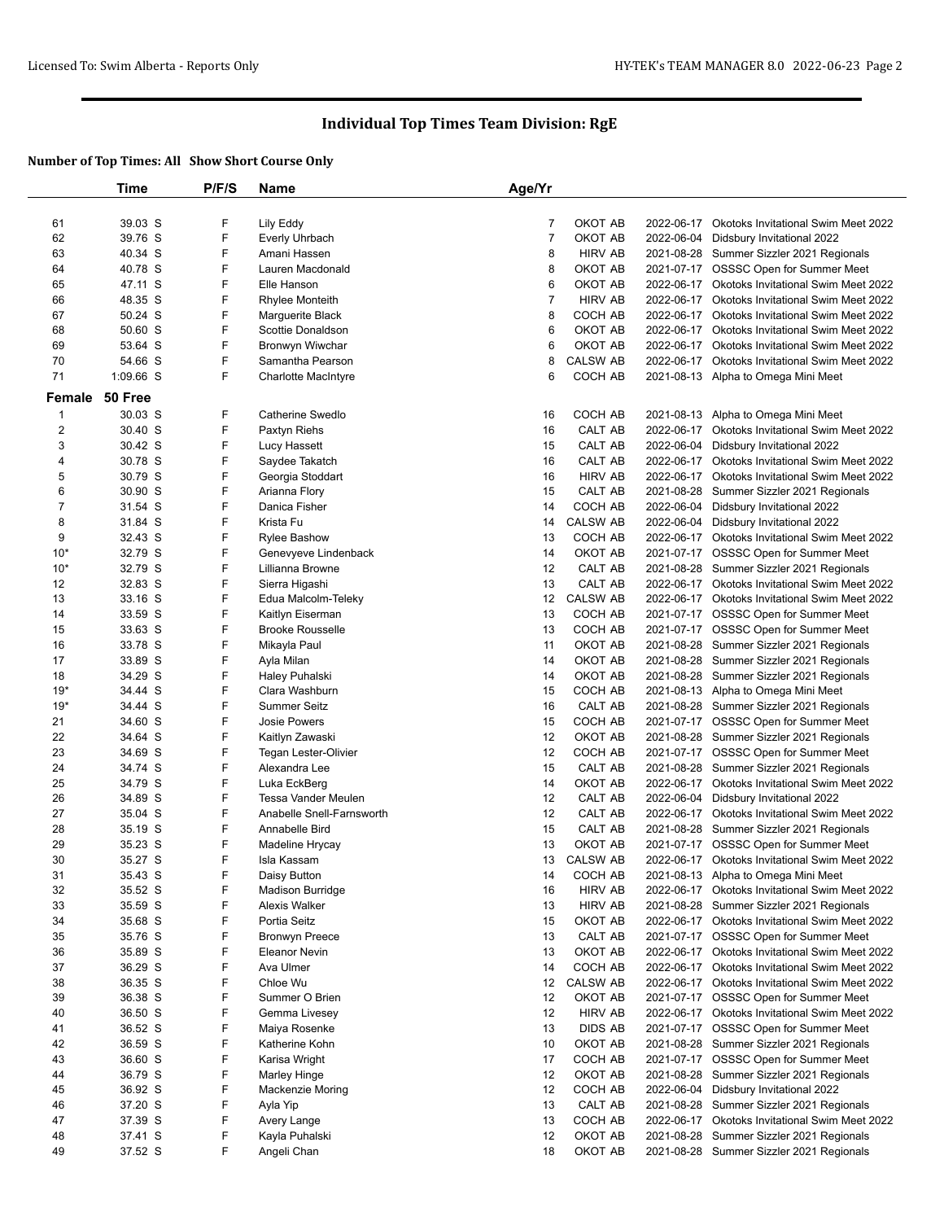# Individual Top Times Team Division: RgE

**Number of Top Times: All Show Short Course Only**

| | Time | P/F/S | Name | Age/Yr | | | |
|---|---|---|---|---|---|---|---|
| 61 | 39.03 S | F | Lily Eddy | 7 | OKOT AB | 2022-06-17 | Okotoks Invitational Swim Meet 2022 |
| 62 | 39.76 S | F | Everly Uhrbach | 7 | OKOT AB | 2022-06-04 | Didsbury Invitational 2022 |
| 63 | 40.34 S | F | Amani Hassen | 8 | HIRV AB | 2021-08-28 | Summer Sizzler 2021 Regionals |
| 64 | 40.78 S | F | Lauren Macdonald | 8 | OKOT AB | 2021-07-17 | OSSSC Open for Summer Meet |
| 65 | 47.11 S | F | Elle Hanson | 6 | OKOT AB | 2022-06-17 | Okotoks Invitational Swim Meet 2022 |
| 66 | 48.35 S | F | Rhylee Monteith | 7 | HIRV AB | 2022-06-17 | Okotoks Invitational Swim Meet 2022 |
| 67 | 50.24 S | F | Marguerite Black | 8 | COCH AB | 2022-06-17 | Okotoks Invitational Swim Meet 2022 |
| 68 | 50.60 S | F | Scottie Donaldson | 6 | OKOT AB | 2022-06-17 | Okotoks Invitational Swim Meet 2022 |
| 69 | 53.64 S | F | Bronwyn Wiwchar | 6 | OKOT AB | 2022-06-17 | Okotoks Invitational Swim Meet 2022 |
| 70 | 54.66 S | F | Samantha Pearson | 8 | CALSW AB | 2022-06-17 | Okotoks Invitational Swim Meet 2022 |
| 71 | 1:09.66 S | F | Charlotte MacIntyre | 6 | COCH AB | 2021-08-13 | Alpha to Omega Mini Meet |

**Female 50 Free**

| | Time | P/F/S | Name | Age/Yr | | | |
|---|---|---|---|---|---|---|---|
| 1 | 30.03 S | F | Catherine Swedlo | 16 | COCH AB | 2021-08-13 | Alpha to Omega Mini Meet |
| 2 | 30.40 S | F | Paxtyn Riehs | 16 | CALT AB | 2022-06-17 | Okotoks Invitational Swim Meet 2022 |
| 3 | 30.42 S | F | Lucy Hassett | 15 | CALT AB | 2022-06-04 | Didsbury Invitational 2022 |
| 4 | 30.78 S | F | Saydee Takatch | 16 | CALT AB | 2022-06-17 | Okotoks Invitational Swim Meet 2022 |
| 5 | 30.79 S | F | Georgia Stoddart | 16 | HIRV AB | 2022-06-17 | Okotoks Invitational Swim Meet 2022 |
| 6 | 30.90 S | F | Arianna Flory | 15 | CALT AB | 2021-08-28 | Summer Sizzler 2021 Regionals |
| 7 | 31.54 S | F | Danica Fisher | 14 | COCH AB | 2022-06-04 | Didsbury Invitational 2022 |
| 8 | 31.84 S | F | Krista Fu | 14 | CALSW AB | 2022-06-04 | Didsbury Invitational 2022 |
| 9 | 32.43 S | F | Rylee Bashow | 13 | COCH AB | 2022-06-17 | Okotoks Invitational Swim Meet 2022 |
| 10* | 32.79 S | F | Genevyeve Lindenback | 14 | OKOT AB | 2021-07-17 | OSSSC Open for Summer Meet |
| 10* | 32.79 S | F | Lillianna Browne | 12 | CALT AB | 2021-08-28 | Summer Sizzler 2021 Regionals |
| 12 | 32.83 S | F | Sierra Higashi | 13 | CALT AB | 2022-06-17 | Okotoks Invitational Swim Meet 2022 |
| 13 | 33.16 S | F | Edua Malcolm-Teleky | 12 | CALSW AB | 2022-06-17 | Okotoks Invitational Swim Meet 2022 |
| 14 | 33.59 S | F | Kaitlyn Eiserman | 13 | COCH AB | 2021-07-17 | OSSSC Open for Summer Meet |
| 15 | 33.63 S | F | Brooke Rousselle | 13 | COCH AB | 2021-07-17 | OSSSC Open for Summer Meet |
| 16 | 33.78 S | F | Mikayla Paul | 11 | OKOT AB | 2021-08-28 | Summer Sizzler 2021 Regionals |
| 17 | 33.89 S | F | Ayla Milan | 14 | OKOT AB | 2021-08-28 | Summer Sizzler 2021 Regionals |
| 18 | 34.29 S | F | Haley Puhalski | 14 | OKOT AB | 2021-08-28 | Summer Sizzler 2021 Regionals |
| 19* | 34.44 S | F | Clara Washburn | 15 | COCH AB | 2021-08-13 | Alpha to Omega Mini Meet |
| 19* | 34.44 S | F | Summer Seitz | 16 | CALT AB | 2021-08-28 | Summer Sizzler 2021 Regionals |
| 21 | 34.60 S | F | Josie Powers | 15 | COCH AB | 2021-07-17 | OSSSC Open for Summer Meet |
| 22 | 34.64 S | F | Kaitlyn Zawaski | 12 | OKOT AB | 2021-08-28 | Summer Sizzler 2021 Regionals |
| 23 | 34.69 S | F | Tegan Lester-Olivier | 12 | COCH AB | 2021-07-17 | OSSSC Open for Summer Meet |
| 24 | 34.74 S | F | Alexandra Lee | 15 | CALT AB | 2021-08-28 | Summer Sizzler 2021 Regionals |
| 25 | 34.79 S | F | Luka EckBerg | 14 | OKOT AB | 2022-06-17 | Okotoks Invitational Swim Meet 2022 |
| 26 | 34.89 S | F | Tessa Vander Meulen | 12 | CALT AB | 2022-06-04 | Didsbury Invitational 2022 |
| 27 | 35.04 S | F | Anabelle Snell-Farnsworth | 12 | CALT AB | 2022-06-17 | Okotoks Invitational Swim Meet 2022 |
| 28 | 35.19 S | F | Annabelle Bird | 15 | CALT AB | 2021-08-28 | Summer Sizzler 2021 Regionals |
| 29 | 35.23 S | F | Madeline Hrycay | 13 | OKOT AB | 2021-07-17 | OSSSC Open for Summer Meet |
| 30 | 35.27 S | F | Isla Kassam | 13 | CALSW AB | 2022-06-17 | Okotoks Invitational Swim Meet 2022 |
| 31 | 35.43 S | F | Daisy Button | 14 | COCH AB | 2021-08-13 | Alpha to Omega Mini Meet |
| 32 | 35.52 S | F | Madison Burridge | 16 | HIRV AB | 2022-06-17 | Okotoks Invitational Swim Meet 2022 |
| 33 | 35.59 S | F | Alexis Walker | 13 | HIRV AB | 2021-08-28 | Summer Sizzler 2021 Regionals |
| 34 | 35.68 S | F | Portia Seitz | 15 | OKOT AB | 2022-06-17 | Okotoks Invitational Swim Meet 2022 |
| 35 | 35.76 S | F | Bronwyn Preece | 13 | CALT AB | 2021-07-17 | OSSSC Open for Summer Meet |
| 36 | 35.89 S | F | Eleanor Nevin | 13 | OKOT AB | 2022-06-17 | Okotoks Invitational Swim Meet 2022 |
| 37 | 36.29 S | F | Ava Ulmer | 14 | COCH AB | 2022-06-17 | Okotoks Invitational Swim Meet 2022 |
| 38 | 36.35 S | F | Chloe Wu | 12 | CALSW AB | 2022-06-17 | Okotoks Invitational Swim Meet 2022 |
| 39 | 36.38 S | F | Summer O Brien | 12 | OKOT AB | 2021-07-17 | OSSSC Open for Summer Meet |
| 40 | 36.50 S | F | Gemma Livesey | 12 | HIRV AB | 2022-06-17 | Okotoks Invitational Swim Meet 2022 |
| 41 | 36.52 S | F | Maiya Rosenke | 13 | DIDS AB | 2021-07-17 | OSSSC Open for Summer Meet |
| 42 | 36.59 S | F | Katherine Kohn | 10 | OKOT AB | 2021-08-28 | Summer Sizzler 2021 Regionals |
| 43 | 36.60 S | F | Karisa Wright | 17 | COCH AB | 2021-07-17 | OSSSC Open for Summer Meet |
| 44 | 36.79 S | F | Marley Hinge | 12 | OKOT AB | 2021-08-28 | Summer Sizzler 2021 Regionals |
| 45 | 36.92 S | F | Mackenzie Moring | 12 | COCH AB | 2022-06-04 | Didsbury Invitational 2022 |
| 46 | 37.20 S | F | Ayla Yip | 13 | CALT AB | 2021-08-28 | Summer Sizzler 2021 Regionals |
| 47 | 37.39 S | F | Avery Lange | 13 | COCH AB | 2022-06-17 | Okotoks Invitational Swim Meet 2022 |
| 48 | 37.41 S | F | Kayla Puhalski | 12 | OKOT AB | 2021-08-28 | Summer Sizzler 2021 Regionals |
| 49 | 37.52 S | F | Angeli Chan | 18 | OKOT AB | 2021-08-28 | Summer Sizzler 2021 Regionals |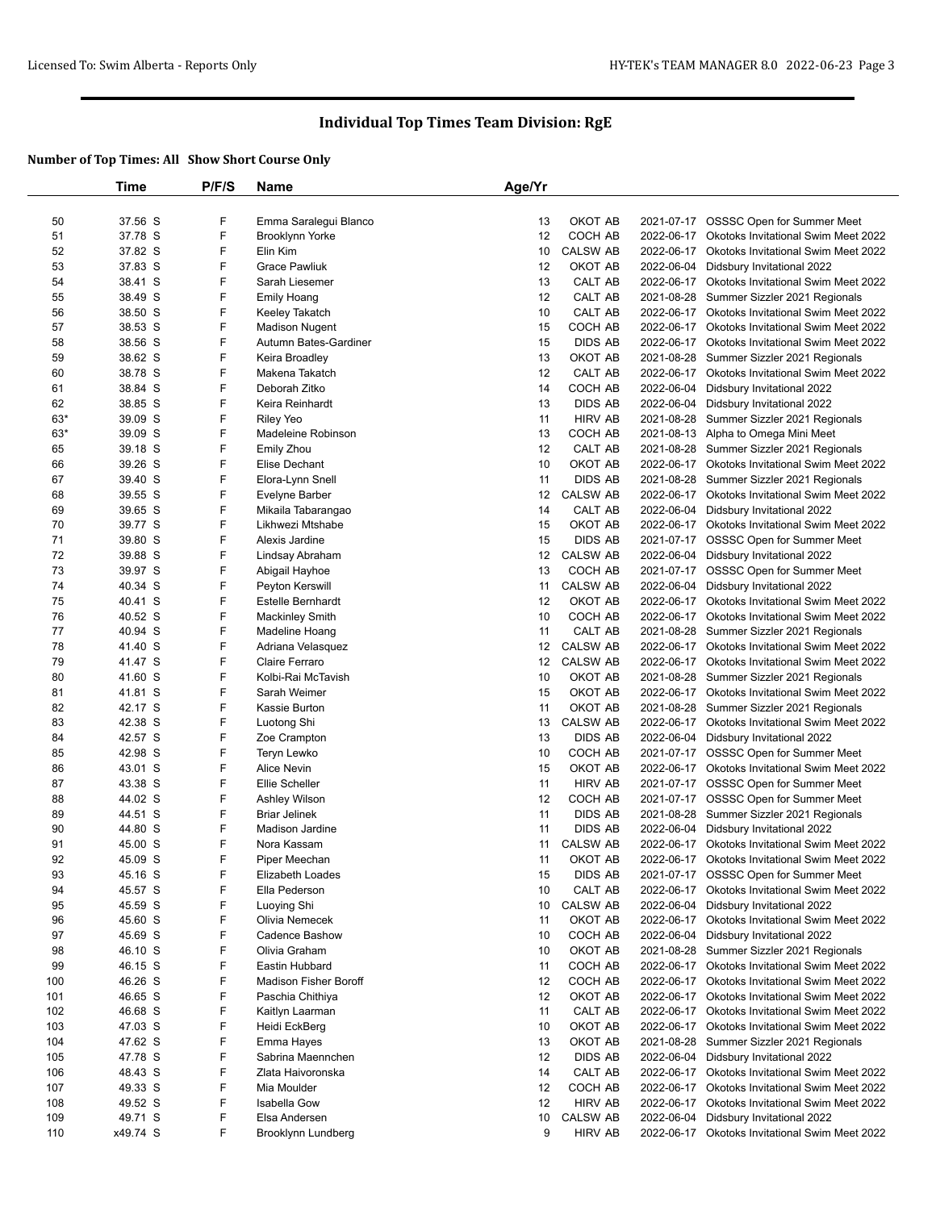# Individual Top Times Team Division: RgE

**Number of Top Times: All Show Short Course Only**

| | Time | P/F/S | Name | Age/Yr | | | |
|---|---|---|---|---|---|---|---|
| 50 | 37.56 S | F | Emma Saralegui Blanco | 13 | OKOT AB | 2021-07-17 | OSSSC Open for Summer Meet |
| 51 | 37.78 S | F | Brooklynn Yorke | 12 | COCH AB | 2022-06-17 | Okotoks Invitational Swim Meet 2022 |
| 52 | 37.82 S | F | Elin Kim | 10 | CALSW AB | 2022-06-17 | Okotoks Invitational Swim Meet 2022 |
| 53 | 37.83 S | F | Grace Pawliuk | 12 | OKOT AB | 2022-06-04 | Didsbury Invitational 2022 |
| 54 | 38.41 S | F | Sarah Liesemer | 13 | CALT AB | 2022-06-17 | Okotoks Invitational Swim Meet 2022 |
| 55 | 38.49 S | F | Emily Hoang | 12 | CALT AB | 2021-08-28 | Summer Sizzler 2021 Regionals |
| 56 | 38.50 S | F | Keeley Takatch | 10 | CALT AB | 2022-06-17 | Okotoks Invitational Swim Meet 2022 |
| 57 | 38.53 S | F | Madison Nugent | 15 | COCH AB | 2022-06-17 | Okotoks Invitational Swim Meet 2022 |
| 58 | 38.56 S | F | Autumn Bates-Gardiner | 15 | DIDS AB | 2022-06-17 | Okotoks Invitational Swim Meet 2022 |
| 59 | 38.62 S | F | Keira Broadley | 13 | OKOT AB | 2021-08-28 | Summer Sizzler 2021 Regionals |
| 60 | 38.78 S | F | Makena Takatch | 12 | CALT AB | 2022-06-17 | Okotoks Invitational Swim Meet 2022 |
| 61 | 38.84 S | F | Deborah Zitko | 14 | COCH AB | 2022-06-04 | Didsbury Invitational 2022 |
| 62 | 38.85 S | F | Keira Reinhardt | 13 | DIDS AB | 2022-06-04 | Didsbury Invitational 2022 |
| 63* | 39.09 S | F | Riley Yeo | 11 | HIRV AB | 2021-08-28 | Summer Sizzler 2021 Regionals |
| 63* | 39.09 S | F | Madeleine Robinson | 13 | COCH AB | 2021-08-13 | Alpha to Omega Mini Meet |
| 65 | 39.18 S | F | Emily Zhou | 12 | CALT AB | 2021-08-28 | Summer Sizzler 2021 Regionals |
| 66 | 39.26 S | F | Elise Dechant | 10 | OKOT AB | 2022-06-17 | Okotoks Invitational Swim Meet 2022 |
| 67 | 39.40 S | F | Elora-Lynn Snell | 11 | DIDS AB | 2021-08-28 | Summer Sizzler 2021 Regionals |
| 68 | 39.55 S | F | Evelyne Barber | 12 | CALSW AB | 2022-06-17 | Okotoks Invitational Swim Meet 2022 |
| 69 | 39.65 S | F | Mikaila Tabarangao | 14 | CALT AB | 2022-06-04 | Didsbury Invitational 2022 |
| 70 | 39.77 S | F | Likhwezi Mtshabe | 15 | OKOT AB | 2022-06-17 | Okotoks Invitational Swim Meet 2022 |
| 71 | 39.80 S | F | Alexis Jardine | 15 | DIDS AB | 2021-07-17 | OSSSC Open for Summer Meet |
| 72 | 39.88 S | F | Lindsay Abraham | 12 | CALSW AB | 2022-06-04 | Didsbury Invitational 2022 |
| 73 | 39.97 S | F | Abigail Hayhoe | 13 | COCH AB | 2021-07-17 | OSSSC Open for Summer Meet |
| 74 | 40.34 S | F | Peyton Kerswill | 11 | CALSW AB | 2022-06-04 | Didsbury Invitational 2022 |
| 75 | 40.41 S | F | Estelle Bernhardt | 12 | OKOT AB | 2022-06-17 | Okotoks Invitational Swim Meet 2022 |
| 76 | 40.52 S | F | Mackinley Smith | 10 | COCH AB | 2022-06-17 | Okotoks Invitational Swim Meet 2022 |
| 77 | 40.94 S | F | Madeline Hoang | 11 | CALT AB | 2021-08-28 | Summer Sizzler 2021 Regionals |
| 78 | 41.40 S | F | Adriana Velasquez | 12 | CALSW AB | 2022-06-17 | Okotoks Invitational Swim Meet 2022 |
| 79 | 41.47 S | F | Claire Ferraro | 12 | CALSW AB | 2022-06-17 | Okotoks Invitational Swim Meet 2022 |
| 80 | 41.60 S | F | Kolbi-Rai McTavish | 10 | OKOT AB | 2021-08-28 | Summer Sizzler 2021 Regionals |
| 81 | 41.81 S | F | Sarah Weimer | 15 | OKOT AB | 2022-06-17 | Okotoks Invitational Swim Meet 2022 |
| 82 | 42.17 S | F | Kassie Burton | 11 | OKOT AB | 2021-08-28 | Summer Sizzler 2021 Regionals |
| 83 | 42.38 S | F | Luotong Shi | 13 | CALSW AB | 2022-06-17 | Okotoks Invitational Swim Meet 2022 |
| 84 | 42.57 S | F | Zoe Crampton | 13 | DIDS AB | 2022-06-04 | Didsbury Invitational 2022 |
| 85 | 42.98 S | F | Teryn Lewko | 10 | COCH AB | 2021-07-17 | OSSSC Open for Summer Meet |
| 86 | 43.01 S | F | Alice Nevin | 15 | OKOT AB | 2022-06-17 | Okotoks Invitational Swim Meet 2022 |
| 87 | 43.38 S | F | Ellie Scheller | 11 | HIRV AB | 2021-07-17 | OSSSC Open for Summer Meet |
| 88 | 44.02 S | F | Ashley Wilson | 12 | COCH AB | 2021-07-17 | OSSSC Open for Summer Meet |
| 89 | 44.51 S | F | Briar Jelinek | 11 | DIDS AB | 2021-08-28 | Summer Sizzler 2021 Regionals |
| 90 | 44.80 S | F | Madison Jardine | 11 | DIDS AB | 2022-06-04 | Didsbury Invitational 2022 |
| 91 | 45.00 S | F | Nora Kassam | 11 | CALSW AB | 2022-06-17 | Okotoks Invitational Swim Meet 2022 |
| 92 | 45.09 S | F | Piper Meechan | 11 | OKOT AB | 2022-06-17 | Okotoks Invitational Swim Meet 2022 |
| 93 | 45.16 S | F | Elizabeth Loades | 15 | DIDS AB | 2021-07-17 | OSSSC Open for Summer Meet |
| 94 | 45.57 S | F | Ella Pederson | 10 | CALT AB | 2022-06-17 | Okotoks Invitational Swim Meet 2022 |
| 95 | 45.59 S | F | Luoying Shi | 10 | CALSW AB | 2022-06-04 | Didsbury Invitational 2022 |
| 96 | 45.60 S | F | Olivia Nemecek | 11 | OKOT AB | 2022-06-17 | Okotoks Invitational Swim Meet 2022 |
| 97 | 45.69 S | F | Cadence Bashow | 10 | COCH AB | 2022-06-04 | Didsbury Invitational 2022 |
| 98 | 46.10 S | F | Olivia Graham | 10 | OKOT AB | 2021-08-28 | Summer Sizzler 2021 Regionals |
| 99 | 46.15 S | F | Eastin Hubbard | 11 | COCH AB | 2022-06-17 | Okotoks Invitational Swim Meet 2022 |
| 100 | 46.26 S | F | Madison Fisher Boroff | 12 | COCH AB | 2022-06-17 | Okotoks Invitational Swim Meet 2022 |
| 101 | 46.65 S | F | Paschia Chithiya | 12 | OKOT AB | 2022-06-17 | Okotoks Invitational Swim Meet 2022 |
| 102 | 46.68 S | F | Kaitlyn Laarman | 11 | CALT AB | 2022-06-17 | Okotoks Invitational Swim Meet 2022 |
| 103 | 47.03 S | F | Heidi EckBerg | 10 | OKOT AB | 2022-06-17 | Okotoks Invitational Swim Meet 2022 |
| 104 | 47.62 S | F | Emma Hayes | 13 | OKOT AB | 2021-08-28 | Summer Sizzler 2021 Regionals |
| 105 | 47.78 S | F | Sabrina Maennchen | 12 | DIDS AB | 2022-06-04 | Didsbury Invitational 2022 |
| 106 | 48.43 S | F | Zlata Haivoronska | 14 | CALT AB | 2022-06-17 | Okotoks Invitational Swim Meet 2022 |
| 107 | 49.33 S | F | Mia Moulder | 12 | COCH AB | 2022-06-17 | Okotoks Invitational Swim Meet 2022 |
| 108 | 49.52 S | F | Isabella Gow | 12 | HIRV AB | 2022-06-17 | Okotoks Invitational Swim Meet 2022 |
| 109 | 49.71 S | F | Elsa Andersen | 10 | CALSW AB | 2022-06-04 | Didsbury Invitational 2022 |
| 110 | x49.74 S | F | Brooklynn Lundberg | 9 | HIRV AB | 2022-06-17 | Okotoks Invitational Swim Meet 2022 |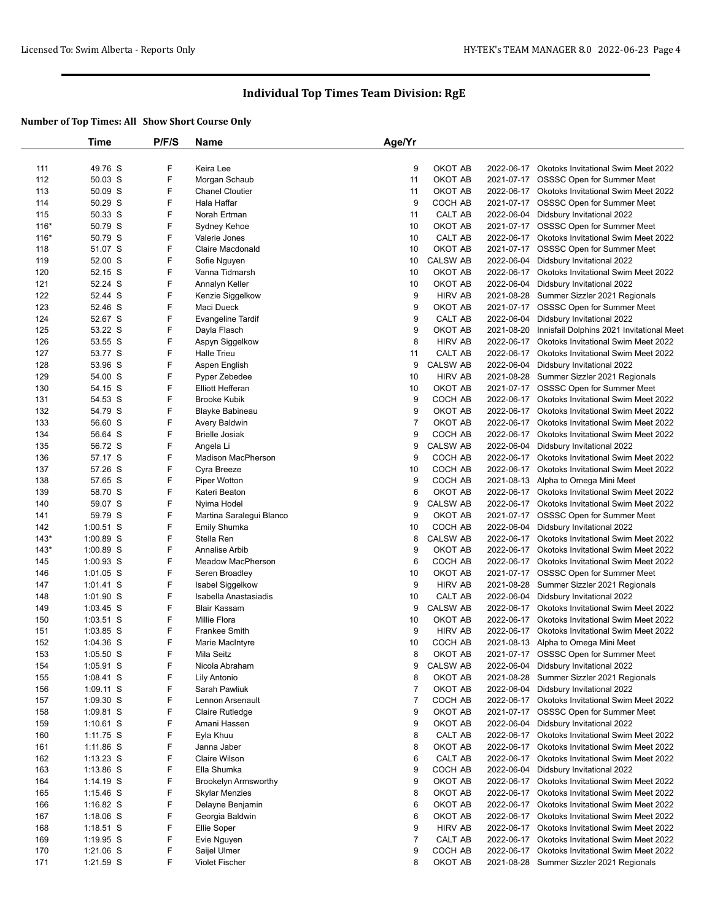# Individual Top Times Team Division: RgE

**Number of Top Times: All Show Short Course Only**

| | Time | P/F/S | Name | Age/Yr | | | |
|---|---|---|---|---|---|---|---|
| 111 | 49.76 S | F | Keira Lee | 9 | OKOT AB | 2022-06-17 | Okotoks Invitational Swim Meet 2022 |
| 112 | 50.03 S | F | Morgan Schaub | 11 | OKOT AB | 2021-07-17 | OSSSC Open for Summer Meet |
| 113 | 50.09 S | F | Chanel Cloutier | 11 | OKOT AB | 2022-06-17 | Okotoks Invitational Swim Meet 2022 |
| 114 | 50.29 S | F | Hala Haffar | 9 | COCH AB | 2021-07-17 | OSSSC Open for Summer Meet |
| 115 | 50.33 S | F | Norah Ertman | 11 | CALT AB | 2022-06-04 | Didsbury Invitational 2022 |
| 116* | 50.79 S | F | Sydney Kehoe | 10 | OKOT AB | 2021-07-17 | OSSSC Open for Summer Meet |
| 116* | 50.79 S | F | Valerie Jones | 10 | CALT AB | 2022-06-17 | Okotoks Invitational Swim Meet 2022 |
| 118 | 51.07 S | F | Claire Macdonald | 10 | OKOT AB | 2021-07-17 | OSSSC Open for Summer Meet |
| 119 | 52.00 S | F | Sofie Nguyen | 10 | CALSW AB | 2022-06-04 | Didsbury Invitational 2022 |
| 120 | 52.15 S | F | Vanna Tidmarsh | 10 | OKOT AB | 2022-06-17 | Okotoks Invitational Swim Meet 2022 |
| 121 | 52.24 S | F | Annalyn Keller | 10 | OKOT AB | 2022-06-04 | Didsbury Invitational 2022 |
| 122 | 52.44 S | F | Kenzie Siggelkow | 9 | HIRV AB | 2021-08-28 | Summer Sizzler 2021 Regionals |
| 123 | 52.46 S | F | Maci Dueck | 9 | OKOT AB | 2021-07-17 | OSSSC Open for Summer Meet |
| 124 | 52.67 S | F | Evangeline Tardif | 9 | CALT AB | 2022-06-04 | Didsbury Invitational 2022 |
| 125 | 53.22 S | F | Dayla Flasch | 9 | OKOT AB | 2021-08-20 | Innisfail Dolphins 2021 Invitational Meet |
| 126 | 53.55 S | F | Aspyn Siggelkow | 8 | HIRV AB | 2022-06-17 | Okotoks Invitational Swim Meet 2022 |
| 127 | 53.77 S | F | Halle Trieu | 11 | CALT AB | 2022-06-17 | Okotoks Invitational Swim Meet 2022 |
| 128 | 53.96 S | F | Aspen English | 9 | CALSW AB | 2022-06-04 | Didsbury Invitational 2022 |
| 129 | 54.00 S | F | Pyper Zebedee | 10 | HIRV AB | 2021-08-28 | Summer Sizzler 2021 Regionals |
| 130 | 54.15 S | F | Elliott Hefferan | 10 | OKOT AB | 2021-07-17 | OSSSC Open for Summer Meet |
| 131 | 54.53 S | F | Brooke Kubik | 9 | COCH AB | 2022-06-17 | Okotoks Invitational Swim Meet 2022 |
| 132 | 54.79 S | F | Blayke Babineau | 9 | OKOT AB | 2022-06-17 | Okotoks Invitational Swim Meet 2022 |
| 133 | 56.60 S | F | Avery Baldwin | 7 | OKOT AB | 2022-06-17 | Okotoks Invitational Swim Meet 2022 |
| 134 | 56.64 S | F | Brielle Josiak | 9 | COCH AB | 2022-06-17 | Okotoks Invitational Swim Meet 2022 |
| 135 | 56.72 S | F | Angela Li | 9 | CALSW AB | 2022-06-04 | Didsbury Invitational 2022 |
| 136 | 57.17 S | F | Madison MacPherson | 9 | COCH AB | 2022-06-17 | Okotoks Invitational Swim Meet 2022 |
| 137 | 57.26 S | F | Cyra Breeze | 10 | COCH AB | 2022-06-17 | Okotoks Invitational Swim Meet 2022 |
| 138 | 57.65 S | F | Piper Wotton | 9 | COCH AB | 2021-08-13 | Alpha to Omega Mini Meet |
| 139 | 58.70 S | F | Kateri Beaton | 6 | OKOT AB | 2022-06-17 | Okotoks Invitational Swim Meet 2022 |
| 140 | 59.07 S | F | Nyima Hodel | 9 | CALSW AB | 2022-06-17 | Okotoks Invitational Swim Meet 2022 |
| 141 | 59.79 S | F | Martina Saralegui Blanco | 9 | OKOT AB | 2021-07-17 | OSSSC Open for Summer Meet |
| 142 | 1:00.51 S | F | Emily Shumka | 10 | COCH AB | 2022-06-04 | Didsbury Invitational 2022 |
| 143* | 1:00.89 S | F | Stella Ren | 8 | CALSW AB | 2022-06-17 | Okotoks Invitational Swim Meet 2022 |
| 143* | 1:00.89 S | F | Annalise Arbib | 9 | OKOT AB | 2022-06-17 | Okotoks Invitational Swim Meet 2022 |
| 145 | 1:00.93 S | F | Meadow MacPherson | 6 | COCH AB | 2022-06-17 | Okotoks Invitational Swim Meet 2022 |
| 146 | 1:01.05 S | F | Seren Broadley | 10 | OKOT AB | 2021-07-17 | OSSSC Open for Summer Meet |
| 147 | 1:01.41 S | F | Isabel Siggelkow | 9 | HIRV AB | 2021-08-28 | Summer Sizzler 2021 Regionals |
| 148 | 1:01.90 S | F | Isabella Anastasiadis | 10 | CALT AB | 2022-06-04 | Didsbury Invitational 2022 |
| 149 | 1:03.45 S | F | Blair Kassam | 9 | CALSW AB | 2022-06-17 | Okotoks Invitational Swim Meet 2022 |
| 150 | 1:03.51 S | F | Millie Flora | 10 | OKOT AB | 2022-06-17 | Okotoks Invitational Swim Meet 2022 |
| 151 | 1:03.85 S | F | Frankee Smith | 9 | HIRV AB | 2022-06-17 | Okotoks Invitational Swim Meet 2022 |
| 152 | 1:04.36 S | F | Marie MacIntyre | 10 | COCH AB | 2021-08-13 | Alpha to Omega Mini Meet |
| 153 | 1:05.50 S | F | Mila Seitz | 8 | OKOT AB | 2021-07-17 | OSSSC Open for Summer Meet |
| 154 | 1:05.91 S | F | Nicola Abraham | 9 | CALSW AB | 2022-06-04 | Didsbury Invitational 2022 |
| 155 | 1:08.41 S | F | Lily Antonio | 8 | OKOT AB | 2021-08-28 | Summer Sizzler 2021 Regionals |
| 156 | 1:09.11 S | F | Sarah Pawliuk | 7 | OKOT AB | 2022-06-04 | Didsbury Invitational 2022 |
| 157 | 1:09.30 S | F | Lennon Arsenault | 7 | COCH AB | 2022-06-17 | Okotoks Invitational Swim Meet 2022 |
| 158 | 1:09.81 S | F | Claire Rutledge | 9 | OKOT AB | 2021-07-17 | OSSSC Open for Summer Meet |
| 159 | 1:10.61 S | F | Amani Hassen | 9 | OKOT AB | 2022-06-04 | Didsbury Invitational 2022 |
| 160 | 1:11.75 S | F | Eyla Khuu | 8 | CALT AB | 2022-06-17 | Okotoks Invitational Swim Meet 2022 |
| 161 | 1:11.86 S | F | Janna Jaber | 8 | OKOT AB | 2022-06-17 | Okotoks Invitational Swim Meet 2022 |
| 162 | 1:13.23 S | F | Claire Wilson | 6 | CALT AB | 2022-06-17 | Okotoks Invitational Swim Meet 2022 |
| 163 | 1:13.86 S | F | Ella Shumka | 9 | COCH AB | 2022-06-04 | Didsbury Invitational 2022 |
| 164 | 1:14.19 S | F | Brookelyn Armsworthy | 9 | OKOT AB | 2022-06-17 | Okotoks Invitational Swim Meet 2022 |
| 165 | 1:15.46 S | F | Skylar Menzies | 8 | OKOT AB | 2022-06-17 | Okotoks Invitational Swim Meet 2022 |
| 166 | 1:16.82 S | F | Delayne Benjamin | 6 | OKOT AB | 2022-06-17 | Okotoks Invitational Swim Meet 2022 |
| 167 | 1:18.06 S | F | Georgia Baldwin | 6 | OKOT AB | 2022-06-17 | Okotoks Invitational Swim Meet 2022 |
| 168 | 1:18.51 S | F | Ellie Soper | 9 | HIRV AB | 2022-06-17 | Okotoks Invitational Swim Meet 2022 |
| 169 | 1:19.95 S | F | Evie Nguyen | 7 | CALT AB | 2022-06-17 | Okotoks Invitational Swim Meet 2022 |
| 170 | 1:21.06 S | F | Saijel Ulmer | 9 | COCH AB | 2022-06-17 | Okotoks Invitational Swim Meet 2022 |
| 171 | 1:21.59 S | F | Violet Fischer | 8 | OKOT AB | 2021-08-28 | Summer Sizzler 2021 Regionals |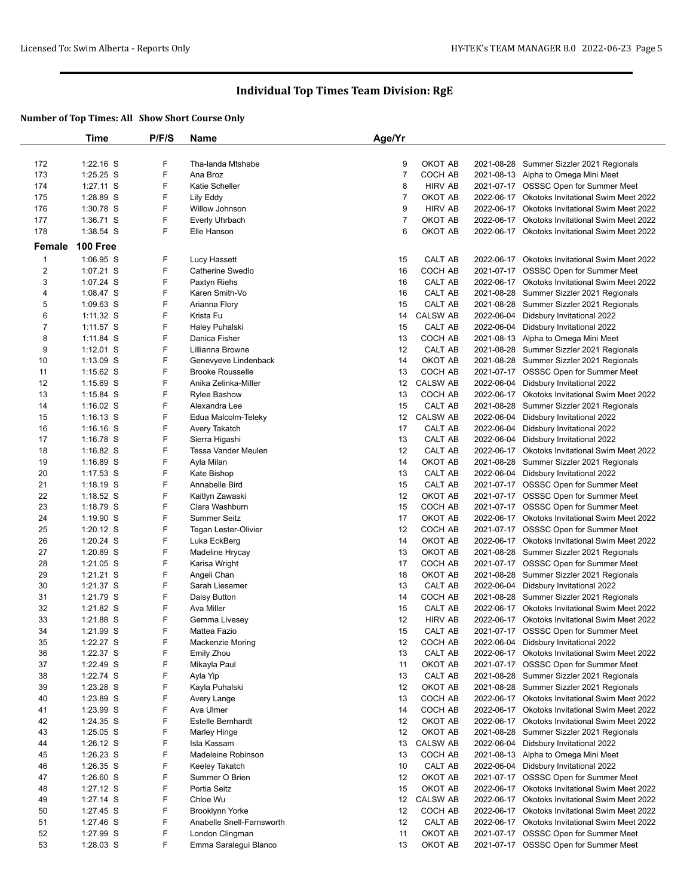# Individual Top Times Team Division: RgE

**Number of Top Times: All Show Short Course Only**

| | Time | P/F/S | Name | Age/Yr | | | |
|---|---|---|---|---|---|---|---|
| 172 | 1:22.16 S | F | Tha-landa Mtshabe | 9 | OKOT AB | 2021-08-28 | Summer Sizzler 2021 Regionals |
| 173 | 1:25.25 S | F | Ana Broz | 7 | COCH AB | 2021-08-13 | Alpha to Omega Mini Meet |
| 174 | 1:27.11 S | F | Katie Scheller | 8 | HIRV AB | 2021-07-17 | OSSSC Open for Summer Meet |
| 175 | 1:28.89 S | F | Lily Eddy | 7 | OKOT AB | 2022-06-17 | Okotoks Invitational Swim Meet 2022 |
| 176 | 1:30.78 S | F | Willow Johnson | 9 | HIRV AB | 2022-06-17 | Okotoks Invitational Swim Meet 2022 |
| 177 | 1:36.71 S | F | Everly Uhrbach | 7 | OKOT AB | 2022-06-17 | Okotoks Invitational Swim Meet 2022 |
| 178 | 1:38.54 S | F | Elle Hanson | 6 | OKOT AB | 2022-06-17 | Okotoks Invitational Swim Meet 2022 |

## Female 100 Free

| | Time | P/F/S | Name | Age/Yr | | | |
|---|---|---|---|---|---|---|---|
| 1 | 1:06.95 S | F | Lucy Hassett | 15 | CALT AB | 2022-06-17 | Okotoks Invitational Swim Meet 2022 |
| 2 | 1:07.21 S | F | Catherine Swedlo | 16 | COCH AB | 2021-07-17 | OSSSC Open for Summer Meet |
| 3 | 1:07.24 S | F | Paxtyn Riehs | 16 | CALT AB | 2022-06-17 | Okotoks Invitational Swim Meet 2022 |
| 4 | 1:08.47 S | F | Karen Smith-Vo | 16 | CALT AB | 2021-08-28 | Summer Sizzler 2021 Regionals |
| 5 | 1:09.63 S | F | Arianna Flory | 15 | CALT AB | 2021-08-28 | Summer Sizzler 2021 Regionals |
| 6 | 1:11.32 S | F | Krista Fu | 14 | CALSW AB | 2022-06-04 | Didsbury Invitational 2022 |
| 7 | 1:11.57 S | F | Haley Puhalski | 15 | CALT AB | 2022-06-04 | Didsbury Invitational 2022 |
| 8 | 1:11.84 S | F | Danica Fisher | 13 | COCH AB | 2021-08-13 | Alpha to Omega Mini Meet |
| 9 | 1:12.01 S | F | Lillianna Browne | 12 | CALT AB | 2021-08-28 | Summer Sizzler 2021 Regionals |
| 10 | 1:13.09 S | F | Genevyeve Lindenback | 14 | OKOT AB | 2021-08-28 | Summer Sizzler 2021 Regionals |
| 11 | 1:15.62 S | F | Brooke Rousselle | 13 | COCH AB | 2021-07-17 | OSSSC Open for Summer Meet |
| 12 | 1:15.69 S | F | Anika Zelinka-Miller | 12 | CALSW AB | 2022-06-04 | Didsbury Invitational 2022 |
| 13 | 1:15.84 S | F | Rylee Bashow | 13 | COCH AB | 2022-06-17 | Okotoks Invitational Swim Meet 2022 |
| 14 | 1:16.02 S | F | Alexandra Lee | 15 | CALT AB | 2021-08-28 | Summer Sizzler 2021 Regionals |
| 15 | 1:16.13 S | F | Edua Malcolm-Teleky | 12 | CALSW AB | 2022-06-04 | Didsbury Invitational 2022 |
| 16 | 1:16.16 S | F | Avery Takatch | 17 | CALT AB | 2022-06-04 | Didsbury Invitational 2022 |
| 17 | 1:16.78 S | F | Sierra Higashi | 13 | CALT AB | 2022-06-04 | Didsbury Invitational 2022 |
| 18 | 1:16.82 S | F | Tessa Vander Meulen | 12 | CALT AB | 2022-06-17 | Okotoks Invitational Swim Meet 2022 |
| 19 | 1:16.89 S | F | Ayla Milan | 14 | OKOT AB | 2021-08-28 | Summer Sizzler 2021 Regionals |
| 20 | 1:17.53 S | F | Kate Bishop | 13 | CALT AB | 2022-06-04 | Didsbury Invitational 2022 |
| 21 | 1:18.19 S | F | Annabelle Bird | 15 | CALT AB | 2021-07-17 | OSSSC Open for Summer Meet |
| 22 | 1:18.52 S | F | Kaitlyn Zawaski | 12 | OKOT AB | 2021-07-17 | OSSSC Open for Summer Meet |
| 23 | 1:18.79 S | F | Clara Washburn | 15 | COCH AB | 2021-07-17 | OSSSC Open for Summer Meet |
| 24 | 1:19.90 S | F | Summer Seitz | 17 | OKOT AB | 2022-06-17 | Okotoks Invitational Swim Meet 2022 |
| 25 | 1:20.12 S | F | Tegan Lester-Olivier | 12 | COCH AB | 2021-07-17 | OSSSC Open for Summer Meet |
| 26 | 1:20.24 S | F | Luka EckBerg | 14 | OKOT AB | 2022-06-17 | Okotoks Invitational Swim Meet 2022 |
| 27 | 1:20.89 S | F | Madeline Hrycay | 13 | OKOT AB | 2021-08-28 | Summer Sizzler 2021 Regionals |
| 28 | 1:21.05 S | F | Karisa Wright | 17 | COCH AB | 2021-07-17 | OSSSC Open for Summer Meet |
| 29 | 1:21.21 S | F | Angeli Chan | 18 | OKOT AB | 2021-08-28 | Summer Sizzler 2021 Regionals |
| 30 | 1:21.37 S | F | Sarah Liesemer | 13 | CALT AB | 2022-06-04 | Didsbury Invitational 2022 |
| 31 | 1:21.79 S | F | Daisy Button | 14 | COCH AB | 2021-08-28 | Summer Sizzler 2021 Regionals |
| 32 | 1:21.82 S | F | Ava Miller | 15 | CALT AB | 2022-06-17 | Okotoks Invitational Swim Meet 2022 |
| 33 | 1:21.88 S | F | Gemma Livesey | 12 | HIRV AB | 2022-06-17 | Okotoks Invitational Swim Meet 2022 |
| 34 | 1:21.99 S | F | Mattea Fazio | 15 | CALT AB | 2021-07-17 | OSSSC Open for Summer Meet |
| 35 | 1:22.27 S | F | Mackenzie Moring | 12 | COCH AB | 2022-06-04 | Didsbury Invitational 2022 |
| 36 | 1:22.37 S | F | Emily Zhou | 13 | CALT AB | 2022-06-17 | Okotoks Invitational Swim Meet 2022 |
| 37 | 1:22.49 S | F | Mikayla Paul | 11 | OKOT AB | 2021-07-17 | OSSSC Open for Summer Meet |
| 38 | 1:22.74 S | F | Ayla Yip | 13 | CALT AB | 2021-08-28 | Summer Sizzler 2021 Regionals |
| 39 | 1:23.28 S | F | Kayla Puhalski | 12 | OKOT AB | 2021-08-28 | Summer Sizzler 2021 Regionals |
| 40 | 1:23.89 S | F | Avery Lange | 13 | COCH AB | 2022-06-17 | Okotoks Invitational Swim Meet 2022 |
| 41 | 1:23.99 S | F | Ava Ulmer | 14 | COCH AB | 2022-06-17 | Okotoks Invitational Swim Meet 2022 |
| 42 | 1:24.35 S | F | Estelle Bernhardt | 12 | OKOT AB | 2022-06-17 | Okotoks Invitational Swim Meet 2022 |
| 43 | 1:25.05 S | F | Marley Hinge | 12 | OKOT AB | 2021-08-28 | Summer Sizzler 2021 Regionals |
| 44 | 1:26.12 S | F | Isla Kassam | 13 | CALSW AB | 2022-06-04 | Didsbury Invitational 2022 |
| 45 | 1:26.23 S | F | Madeleine Robinson | 13 | COCH AB | 2021-08-13 | Alpha to Omega Mini Meet |
| 46 | 1:26.35 S | F | Keeley Takatch | 10 | CALT AB | 2022-06-04 | Didsbury Invitational 2022 |
| 47 | 1:26.60 S | F | Summer O Brien | 12 | OKOT AB | 2021-07-17 | OSSSC Open for Summer Meet |
| 48 | 1:27.12 S | F | Portia Seitz | 15 | OKOT AB | 2022-06-17 | Okotoks Invitational Swim Meet 2022 |
| 49 | 1:27.14 S | F | Chloe Wu | 12 | CALSW AB | 2022-06-17 | Okotoks Invitational Swim Meet 2022 |
| 50 | 1:27.45 S | F | Brooklynn Yorke | 12 | COCH AB | 2022-06-17 | Okotoks Invitational Swim Meet 2022 |
| 51 | 1:27.46 S | F | Anabelle Snell-Farnsworth | 12 | CALT AB | 2022-06-17 | Okotoks Invitational Swim Meet 2022 |
| 52 | 1:27.99 S | F | London Clingman | 11 | OKOT AB | 2021-07-17 | OSSSC Open for Summer Meet |
| 53 | 1:28.03 S | F | Emma Saralegui Blanco | 13 | OKOT AB | 2021-07-17 | OSSSC Open for Summer Meet |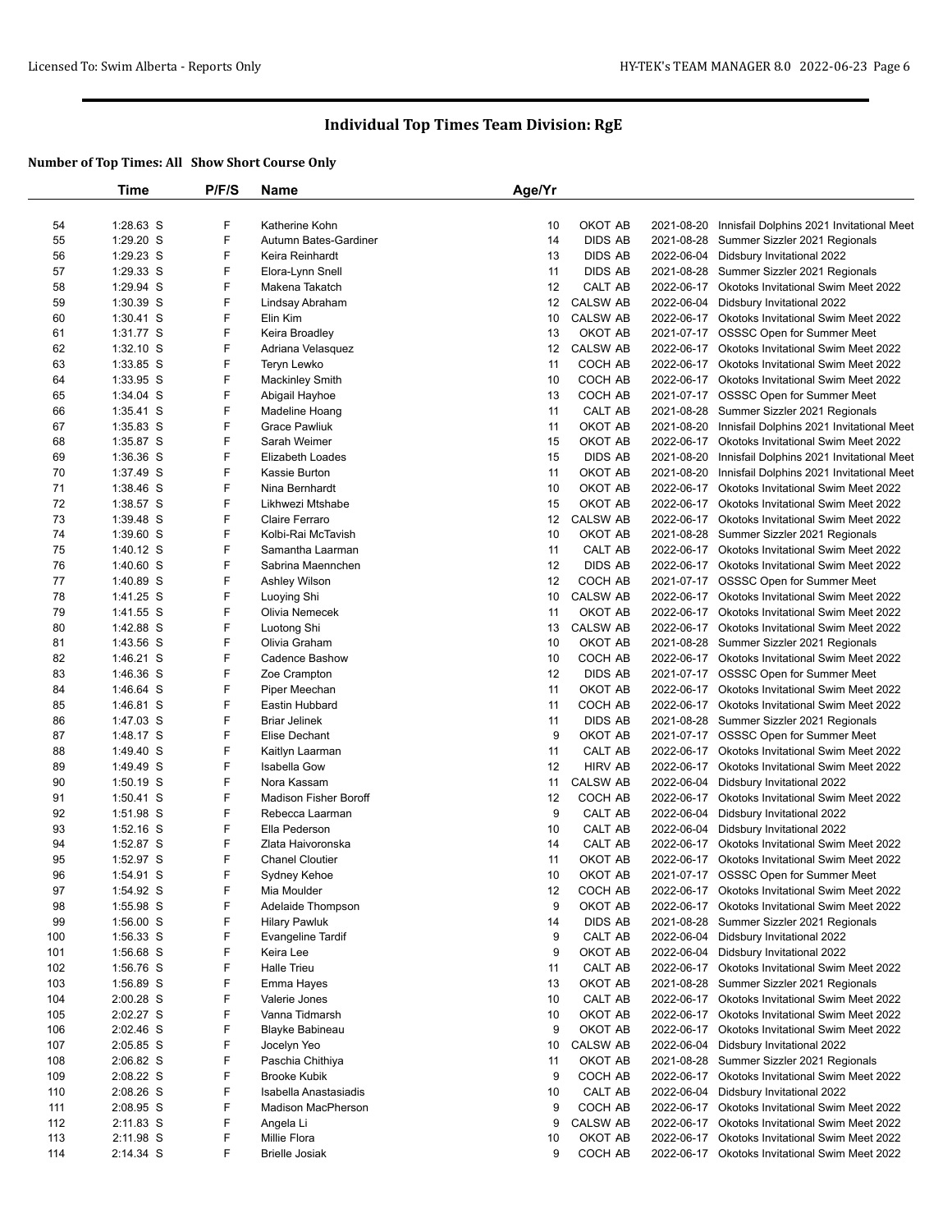# Individual Top Times Team Division: RgE

**Number of Top Times: All Show Short Course Only**

| | Time | P/F/S | Name | Age/Yr | | | |
|---|---|---|---|---|---|---|---|
| 54 | 1:28.63 S | F | Katherine Kohn | 10 | OKOT AB | 2021-08-20 | Innisfail Dolphins 2021 Invitational Meet |
| 55 | 1:29.20 S | F | Autumn Bates-Gardiner | 14 | DIDS AB | 2021-08-28 | Summer Sizzler 2021 Regionals |
| 56 | 1:29.23 S | F | Keira Reinhardt | 13 | DIDS AB | 2022-06-04 | Didsbury Invitational 2022 |
| 57 | 1:29.33 S | F | Elora-Lynn Snell | 11 | DIDS AB | 2021-08-28 | Summer Sizzler 2021 Regionals |
| 58 | 1:29.94 S | F | Makena Takatch | 12 | CALT AB | 2022-06-17 | Okotoks Invitational Swim Meet 2022 |
| 59 | 1:30.39 S | F | Lindsay Abraham | 12 | CALSW AB | 2022-06-04 | Didsbury Invitational 2022 |
| 60 | 1:30.41 S | F | Elin Kim | 10 | CALSW AB | 2022-06-17 | Okotoks Invitational Swim Meet 2022 |
| 61 | 1:31.77 S | F | Keira Broadley | 13 | OKOT AB | 2021-07-17 | OSSSC Open for Summer Meet |
| 62 | 1:32.10 S | F | Adriana Velasquez | 12 | CALSW AB | 2022-06-17 | Okotoks Invitational Swim Meet 2022 |
| 63 | 1:33.85 S | F | Teryn Lewko | 11 | COCH AB | 2022-06-17 | Okotoks Invitational Swim Meet 2022 |
| 64 | 1:33.95 S | F | Mackinley Smith | 10 | COCH AB | 2022-06-17 | Okotoks Invitational Swim Meet 2022 |
| 65 | 1:34.04 S | F | Abigail Hayhoe | 13 | COCH AB | 2021-07-17 | OSSSC Open for Summer Meet |
| 66 | 1:35.41 S | F | Madeline Hoang | 11 | CALT AB | 2021-08-28 | Summer Sizzler 2021 Regionals |
| 67 | 1:35.83 S | F | Grace Pawliuk | 11 | OKOT AB | 2021-08-20 | Innisfail Dolphins 2021 Invitational Meet |
| 68 | 1:35.87 S | F | Sarah Weimer | 15 | OKOT AB | 2022-06-17 | Okotoks Invitational Swim Meet 2022 |
| 69 | 1:36.36 S | F | Elizabeth Loades | 15 | DIDS AB | 2021-08-20 | Innisfail Dolphins 2021 Invitational Meet |
| 70 | 1:37.49 S | F | Kassie Burton | 11 | OKOT AB | 2021-08-20 | Innisfail Dolphins 2021 Invitational Meet |
| 71 | 1:38.46 S | F | Nina Bernhardt | 10 | OKOT AB | 2022-06-17 | Okotoks Invitational Swim Meet 2022 |
| 72 | 1:38.57 S | F | Likhwezi Mtshabe | 15 | OKOT AB | 2022-06-17 | Okotoks Invitational Swim Meet 2022 |
| 73 | 1:39.48 S | F | Claire Ferraro | 12 | CALSW AB | 2022-06-17 | Okotoks Invitational Swim Meet 2022 |
| 74 | 1:39.60 S | F | Kolbi-Rai McTavish | 10 | OKOT AB | 2021-08-28 | Summer Sizzler 2021 Regionals |
| 75 | 1:40.12 S | F | Samantha Laarman | 11 | CALT AB | 2022-06-17 | Okotoks Invitational Swim Meet 2022 |
| 76 | 1:40.60 S | F | Sabrina Maennchen | 12 | DIDS AB | 2022-06-17 | Okotoks Invitational Swim Meet 2022 |
| 77 | 1:40.89 S | F | Ashley Wilson | 12 | COCH AB | 2021-07-17 | OSSSC Open for Summer Meet |
| 78 | 1:41.25 S | F | Luoying Shi | 10 | CALSW AB | 2022-06-17 | Okotoks Invitational Swim Meet 2022 |
| 79 | 1:41.55 S | F | Olivia Nemecek | 11 | OKOT AB | 2022-06-17 | Okotoks Invitational Swim Meet 2022 |
| 80 | 1:42.88 S | F | Luotong Shi | 13 | CALSW AB | 2022-06-17 | Okotoks Invitational Swim Meet 2022 |
| 81 | 1:43.56 S | F | Olivia Graham | 10 | OKOT AB | 2021-08-28 | Summer Sizzler 2021 Regionals |
| 82 | 1:46.21 S | F | Cadence Bashow | 10 | COCH AB | 2022-06-17 | Okotoks Invitational Swim Meet 2022 |
| 83 | 1:46.36 S | F | Zoe Crampton | 12 | DIDS AB | 2021-07-17 | OSSSC Open for Summer Meet |
| 84 | 1:46.64 S | F | Piper Meechan | 11 | OKOT AB | 2022-06-17 | Okotoks Invitational Swim Meet 2022 |
| 85 | 1:46.81 S | F | Eastin Hubbard | 11 | COCH AB | 2022-06-17 | Okotoks Invitational Swim Meet 2022 |
| 86 | 1:47.03 S | F | Briar Jelinek | 11 | DIDS AB | 2021-08-28 | Summer Sizzler 2021 Regionals |
| 87 | 1:48.17 S | F | Elise Dechant | 9 | OKOT AB | 2021-07-17 | OSSSC Open for Summer Meet |
| 88 | 1:49.40 S | F | Kaitlyn Laarman | 11 | CALT AB | 2022-06-17 | Okotoks Invitational Swim Meet 2022 |
| 89 | 1:49.49 S | F | Isabella Gow | 12 | HIRV AB | 2022-06-17 | Okotoks Invitational Swim Meet 2022 |
| 90 | 1:50.19 S | F | Nora Kassam | 11 | CALSW AB | 2022-06-04 | Didsbury Invitational 2022 |
| 91 | 1:50.41 S | F | Madison Fisher Boroff | 12 | COCH AB | 2022-06-17 | Okotoks Invitational Swim Meet 2022 |
| 92 | 1:51.98 S | F | Rebecca Laarman | 9 | CALT AB | 2022-06-04 | Didsbury Invitational 2022 |
| 93 | 1:52.16 S | F | Ella Pederson | 10 | CALT AB | 2022-06-04 | Didsbury Invitational 2022 |
| 94 | 1:52.87 S | F | Zlata Haivoronska | 14 | CALT AB | 2022-06-17 | Okotoks Invitational Swim Meet 2022 |
| 95 | 1:52.97 S | F | Chanel Cloutier | 11 | OKOT AB | 2022-06-17 | Okotoks Invitational Swim Meet 2022 |
| 96 | 1:54.91 S | F | Sydney Kehoe | 10 | OKOT AB | 2021-07-17 | OSSSC Open for Summer Meet |
| 97 | 1:54.92 S | F | Mia Moulder | 12 | COCH AB | 2022-06-17 | Okotoks Invitational Swim Meet 2022 |
| 98 | 1:55.98 S | F | Adelaide Thompson | 9 | OKOT AB | 2022-06-17 | Okotoks Invitational Swim Meet 2022 |
| 99 | 1:56.00 S | F | Hilary Pawluk | 14 | DIDS AB | 2021-08-28 | Summer Sizzler 2021 Regionals |
| 100 | 1:56.33 S | F | Evangeline Tardif | 9 | CALT AB | 2022-06-04 | Didsbury Invitational 2022 |
| 101 | 1:56.68 S | F | Keira Lee | 9 | OKOT AB | 2022-06-04 | Didsbury Invitational 2022 |
| 102 | 1:56.76 S | F | Halle Trieu | 11 | CALT AB | 2022-06-17 | Okotoks Invitational Swim Meet 2022 |
| 103 | 1:56.89 S | F | Emma Hayes | 13 | OKOT AB | 2021-08-28 | Summer Sizzler 2021 Regionals |
| 104 | 2:00.28 S | F | Valerie Jones | 10 | CALT AB | 2022-06-17 | Okotoks Invitational Swim Meet 2022 |
| 105 | 2:02.27 S | F | Vanna Tidmarsh | 10 | OKOT AB | 2022-06-17 | Okotoks Invitational Swim Meet 2022 |
| 106 | 2:02.46 S | F | Blayke Babineau | 9 | OKOT AB | 2022-06-17 | Okotoks Invitational Swim Meet 2022 |
| 107 | 2:05.85 S | F | Jocelyn Yeo | 10 | CALSW AB | 2022-06-04 | Didsbury Invitational 2022 |
| 108 | 2:06.82 S | F | Paschia Chithiya | 11 | OKOT AB | 2021-08-28 | Summer Sizzler 2021 Regionals |
| 109 | 2:08.22 S | F | Brooke Kubik | 9 | COCH AB | 2022-06-17 | Okotoks Invitational Swim Meet 2022 |
| 110 | 2:08.26 S | F | Isabella Anastasiadis | 10 | CALT AB | 2022-06-04 | Didsbury Invitational 2022 |
| 111 | 2:08.95 S | F | Madison MacPherson | 9 | COCH AB | 2022-06-17 | Okotoks Invitational Swim Meet 2022 |
| 112 | 2:11.83 S | F | Angela Li | 9 | CALSW AB | 2022-06-17 | Okotoks Invitational Swim Meet 2022 |
| 113 | 2:11.98 S | F | Millie Flora | 10 | OKOT AB | 2022-06-17 | Okotoks Invitational Swim Meet 2022 |
| 114 | 2:14.34 S | F | Brielle Josiak | 9 | COCH AB | 2022-06-17 | Okotoks Invitational Swim Meet 2022 |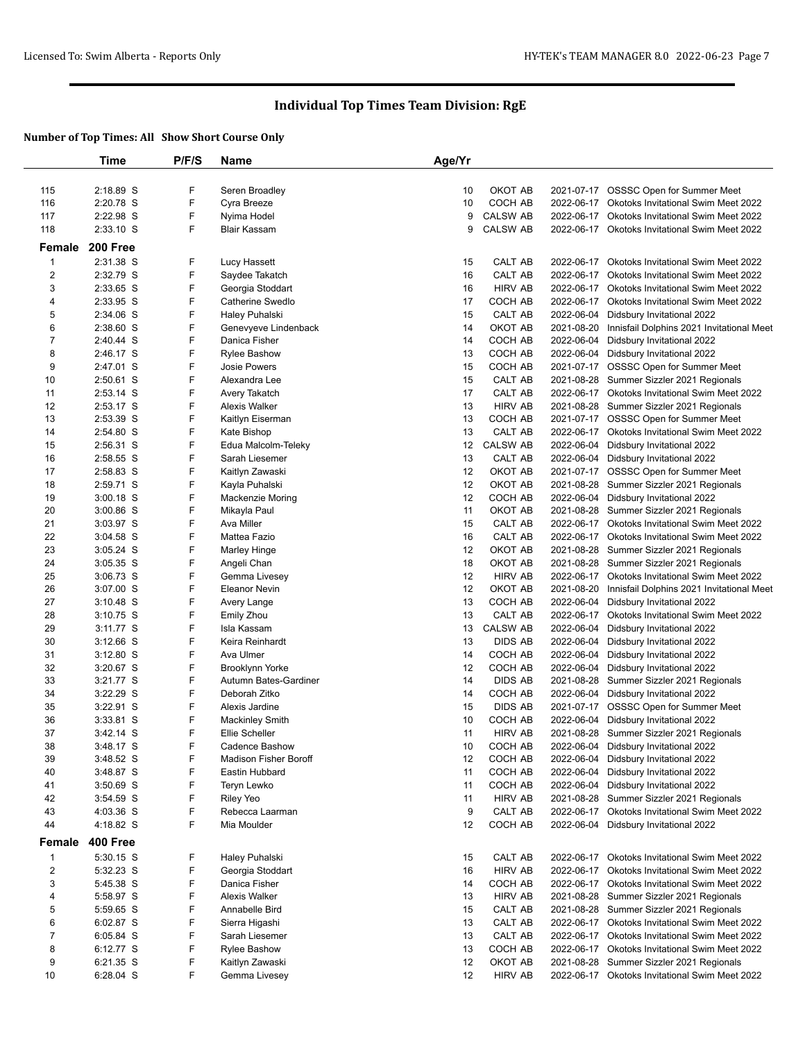# Individual Top Times Team Division: RgE

**Number of Top Times: All Show Short Course Only**

| | Time | P/F/S | Name | Age/Yr | Team | Date | Meet |
|---|---|---|---|---|---|---|---|
| 115 | 2:18.89 S | F | Seren Broadley | 10 | OKOT AB | 2021-07-17 | OSSSC Open for Summer Meet |
| 116 | 2:20.78 S | F | Cyra Breeze | 10 | COCH AB | 2022-06-17 | Okotoks Invitational Swim Meet 2022 |
| 117 | 2:22.98 S | F | Nyima Hodel | 9 | CALSW AB | 2022-06-17 | Okotoks Invitational Swim Meet 2022 |
| 118 | 2:33.10 S | F | Blair Kassam | 9 | CALSW AB | 2022-06-17 | Okotoks Invitational Swim Meet 2022 |

**Female 200 Free**

| | Time | P/F/S | Name | Age/Yr | Team | Date | Meet |
|---|---|---|---|---|---|---|---|
| 1 | 2:31.38 S | F | Lucy Hassett | 15 | CALT AB | 2022-06-17 | Okotoks Invitational Swim Meet 2022 |
| 2 | 2:32.79 S | F | Saydee Takatch | 16 | CALT AB | 2022-06-17 | Okotoks Invitational Swim Meet 2022 |
| 3 | 2:33.65 S | F | Georgia Stoddart | 16 | HIRV AB | 2022-06-17 | Okotoks Invitational Swim Meet 2022 |
| 4 | 2:33.95 S | F | Catherine Swedlo | 17 | COCH AB | 2022-06-17 | Okotoks Invitational Swim Meet 2022 |
| 5 | 2:34.06 S | F | Haley Puhalski | 15 | CALT AB | 2022-06-04 | Didsbury Invitational 2022 |
| 6 | 2:38.60 S | F | Genevyeve Lindenback | 14 | OKOT AB | 2021-08-20 | Innisfail Dolphins 2021 Invitational Meet |
| 7 | 2:40.44 S | F | Danica Fisher | 14 | COCH AB | 2022-06-04 | Didsbury Invitational 2022 |
| 8 | 2:46.17 S | F | Rylee Bashow | 13 | COCH AB | 2022-06-04 | Didsbury Invitational 2022 |
| 9 | 2:47.01 S | F | Josie Powers | 15 | COCH AB | 2021-07-17 | OSSSC Open for Summer Meet |
| 10 | 2:50.61 S | F | Alexandra Lee | 15 | CALT AB | 2021-08-28 | Summer Sizzler 2021 Regionals |
| 11 | 2:53.14 S | F | Avery Takatch | 17 | CALT AB | 2022-06-17 | Okotoks Invitational Swim Meet 2022 |
| 12 | 2:53.17 S | F | Alexis Walker | 13 | HIRV AB | 2021-08-28 | Summer Sizzler 2021 Regionals |
| 13 | 2:53.39 S | F | Kaitlyn Eiserman | 13 | COCH AB | 2021-07-17 | OSSSC Open for Summer Meet |
| 14 | 2:54.80 S | F | Kate Bishop | 13 | CALT AB | 2022-06-17 | Okotoks Invitational Swim Meet 2022 |
| 15 | 2:56.31 S | F | Edua Malcolm-Teleky | 12 | CALSW AB | 2022-06-04 | Didsbury Invitational 2022 |
| 16 | 2:58.55 S | F | Sarah Liesemer | 13 | CALT AB | 2022-06-04 | Didsbury Invitational 2022 |
| 17 | 2:58.83 S | F | Kaitlyn Zawaski | 12 | OKOT AB | 2021-07-17 | OSSSC Open for Summer Meet |
| 18 | 2:59.71 S | F | Kayla Puhalski | 12 | OKOT AB | 2021-08-28 | Summer Sizzler 2021 Regionals |
| 19 | 3:00.18 S | F | Mackenzie Moring | 12 | COCH AB | 2022-06-04 | Didsbury Invitational 2022 |
| 20 | 3:00.86 S | F | Mikayla Paul | 11 | OKOT AB | 2021-08-28 | Summer Sizzler 2021 Regionals |
| 21 | 3:03.97 S | F | Ava Miller | 15 | CALT AB | 2022-06-17 | Okotoks Invitational Swim Meet 2022 |
| 22 | 3:04.58 S | F | Mattea Fazio | 16 | CALT AB | 2022-06-17 | Okotoks Invitational Swim Meet 2022 |
| 23 | 3:05.24 S | F | Marley Hinge | 12 | OKOT AB | 2021-08-28 | Summer Sizzler 2021 Regionals |
| 24 | 3:05.35 S | F | Angeli Chan | 18 | OKOT AB | 2021-08-28 | Summer Sizzler 2021 Regionals |
| 25 | 3:06.73 S | F | Gemma Livesey | 12 | HIRV AB | 2022-06-17 | Okotoks Invitational Swim Meet 2022 |
| 26 | 3:07.00 S | F | Eleanor Nevin | 12 | OKOT AB | 2021-08-20 | Innisfail Dolphins 2021 Invitational Meet |
| 27 | 3:10.48 S | F | Avery Lange | 13 | COCH AB | 2022-06-04 | Didsbury Invitational 2022 |
| 28 | 3:10.75 S | F | Emily Zhou | 13 | CALT AB | 2022-06-17 | Okotoks Invitational Swim Meet 2022 |
| 29 | 3:11.77 S | F | Isla Kassam | 13 | CALSW AB | 2022-06-04 | Didsbury Invitational 2022 |
| 30 | 3:12.66 S | F | Keira Reinhardt | 13 | DIDS AB | 2022-06-04 | Didsbury Invitational 2022 |
| 31 | 3:12.80 S | F | Ava Ulmer | 14 | COCH AB | 2022-06-04 | Didsbury Invitational 2022 |
| 32 | 3:20.67 S | F | Brooklynn Yorke | 12 | COCH AB | 2022-06-04 | Didsbury Invitational 2022 |
| 33 | 3:21.77 S | F | Autumn Bates-Gardiner | 14 | DIDS AB | 2021-08-28 | Summer Sizzler 2021 Regionals |
| 34 | 3:22.29 S | F | Deborah Zitko | 14 | COCH AB | 2022-06-04 | Didsbury Invitational 2022 |
| 35 | 3:22.91 S | F | Alexis Jardine | 15 | DIDS AB | 2021-07-17 | OSSSC Open for Summer Meet |
| 36 | 3:33.81 S | F | Mackinley Smith | 10 | COCH AB | 2022-06-04 | Didsbury Invitational 2022 |
| 37 | 3:42.14 S | F | Ellie Scheller | 11 | HIRV AB | 2021-08-28 | Summer Sizzler 2021 Regionals |
| 38 | 3:48.17 S | F | Cadence Bashow | 10 | COCH AB | 2022-06-04 | Didsbury Invitational 2022 |
| 39 | 3:48.52 S | F | Madison Fisher Boroff | 12 | COCH AB | 2022-06-04 | Didsbury Invitational 2022 |
| 40 | 3:48.87 S | F | Eastin Hubbard | 11 | COCH AB | 2022-06-04 | Didsbury Invitational 2022 |
| 41 | 3:50.69 S | F | Teryn Lewko | 11 | COCH AB | 2022-06-04 | Didsbury Invitational 2022 |
| 42 | 3:54.59 S | F | Riley Yeo | 11 | HIRV AB | 2021-08-28 | Summer Sizzler 2021 Regionals |
| 43 | 4:03.36 S | F | Rebecca Laarman | 9 | CALT AB | 2022-06-17 | Okotoks Invitational Swim Meet 2022 |
| 44 | 4:18.82 S | F | Mia Moulder | 12 | COCH AB | 2022-06-04 | Didsbury Invitational 2022 |

**Female 400 Free**

| | Time | P/F/S | Name | Age/Yr | Team | Date | Meet |
|---|---|---|---|---|---|---|---|
| 1 | 5:30.15 S | F | Haley Puhalski | 15 | CALT AB | 2022-06-17 | Okotoks Invitational Swim Meet 2022 |
| 2 | 5:32.23 S | F | Georgia Stoddart | 16 | HIRV AB | 2022-06-17 | Okotoks Invitational Swim Meet 2022 |
| 3 | 5:45.38 S | F | Danica Fisher | 14 | COCH AB | 2022-06-17 | Okotoks Invitational Swim Meet 2022 |
| 4 | 5:58.97 S | F | Alexis Walker | 13 | HIRV AB | 2021-08-28 | Summer Sizzler 2021 Regionals |
| 5 | 5:59.65 S | F | Annabelle Bird | 15 | CALT AB | 2021-08-28 | Summer Sizzler 2021 Regionals |
| 6 | 6:02.87 S | F | Sierra Higashi | 13 | CALT AB | 2022-06-17 | Okotoks Invitational Swim Meet 2022 |
| 7 | 6:05.84 S | F | Sarah Liesemer | 13 | CALT AB | 2022-06-17 | Okotoks Invitational Swim Meet 2022 |
| 8 | 6:12.77 S | F | Rylee Bashow | 13 | COCH AB | 2022-06-17 | Okotoks Invitational Swim Meet 2022 |
| 9 | 6:21.35 S | F | Kaitlyn Zawaski | 12 | OKOT AB | 2021-08-28 | Summer Sizzler 2021 Regionals |
| 10 | 6:28.04 S | F | Gemma Livesey | 12 | HIRV AB | 2022-06-17 | Okotoks Invitational Swim Meet 2022 |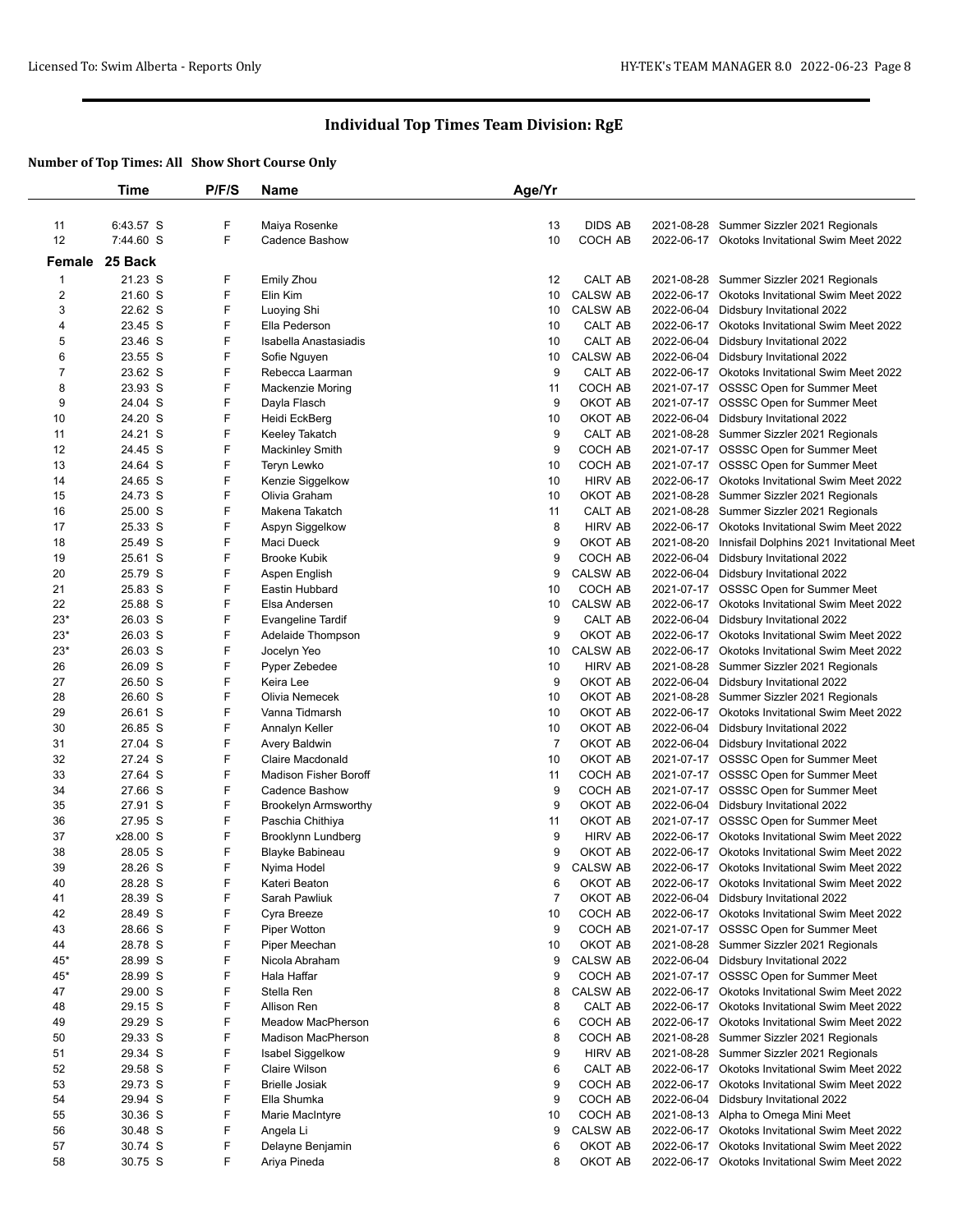# Individual Top Times Team Division: RgE

**Number of Top Times: All Show Short Course Only**

| | Time | P/F/S | Name | Age/Yr | | | |
|---|---|---|---|---|---|---|---|
| 11 | 6:43.57 S | F | Maiya Rosenke | 13 | DIDS AB | 2021-08-28 | Summer Sizzler 2021 Regionals |
| 12 | 7:44.60 S | F | Cadence Bashow | 10 | COCH AB | 2022-06-17 | Okotoks Invitational Swim Meet 2022 |

**Female 25 Back**

| | Time | P/F/S | Name | Age/Yr | | | |
|---|---|---|---|---|---|---|---|
| 1 | 21.23 S | F | Emily Zhou | 12 | CALT AB | 2021-08-28 | Summer Sizzler 2021 Regionals |
| 2 | 21.60 S | F | Elin Kim | 10 | CALSW AB | 2022-06-17 | Okotoks Invitational Swim Meet 2022 |
| 3 | 22.62 S | F | Luoying Shi | 10 | CALSW AB | 2022-06-04 | Didsbury Invitational 2022 |
| 4 | 23.45 S | F | Ella Pederson | 10 | CALT AB | 2022-06-17 | Okotoks Invitational Swim Meet 2022 |
| 5 | 23.46 S | F | Isabella Anastasiadis | 10 | CALT AB | 2022-06-04 | Didsbury Invitational 2022 |
| 6 | 23.55 S | F | Sofie Nguyen | 10 | CALSW AB | 2022-06-04 | Didsbury Invitational 2022 |
| 7 | 23.62 S | F | Rebecca Laarman | 9 | CALT AB | 2022-06-17 | Okotoks Invitational Swim Meet 2022 |
| 8 | 23.93 S | F | Mackenzie Moring | 11 | COCH AB | 2021-07-17 | OSSSC Open for Summer Meet |
| 9 | 24.04 S | F | Dayla Flasch | 9 | OKOT AB | 2021-07-17 | OSSSC Open for Summer Meet |
| 10 | 24.20 S | F | Heidi EckBerg | 10 | OKOT AB | 2022-06-04 | Didsbury Invitational 2022 |
| 11 | 24.21 S | F | Keeley Takatch | 9 | CALT AB | 2021-08-28 | Summer Sizzler 2021 Regionals |
| 12 | 24.45 S | F | Mackinley Smith | 9 | COCH AB | 2021-07-17 | OSSSC Open for Summer Meet |
| 13 | 24.64 S | F | Teryn Lewko | 10 | COCH AB | 2021-07-17 | OSSSC Open for Summer Meet |
| 14 | 24.65 S | F | Kenzie Siggelkow | 10 | HIRV AB | 2022-06-17 | Okotoks Invitational Swim Meet 2022 |
| 15 | 24.73 S | F | Olivia Graham | 10 | OKOT AB | 2021-08-28 | Summer Sizzler 2021 Regionals |
| 16 | 25.00 S | F | Makena Takatch | 11 | CALT AB | 2021-08-28 | Summer Sizzler 2021 Regionals |
| 17 | 25.33 S | F | Aspyn Siggelkow | 8 | HIRV AB | 2022-06-17 | Okotoks Invitational Swim Meet 2022 |
| 18 | 25.49 S | F | Maci Dueck | 9 | OKOT AB | 2021-08-20 | Innisfail Dolphins 2021 Invitational Meet |
| 19 | 25.61 S | F | Brooke Kubik | 9 | COCH AB | 2022-06-04 | Didsbury Invitational 2022 |
| 20 | 25.79 S | F | Aspen English | 9 | CALSW AB | 2022-06-04 | Didsbury Invitational 2022 |
| 21 | 25.83 S | F | Eastin Hubbard | 10 | COCH AB | 2021-07-17 | OSSSC Open for Summer Meet |
| 22 | 25.88 S | F | Elsa Andersen | 10 | CALSW AB | 2022-06-17 | Okotoks Invitational Swim Meet 2022 |
| 23* | 26.03 S | F | Evangeline Tardif | 9 | CALT AB | 2022-06-04 | Didsbury Invitational 2022 |
| 23* | 26.03 S | F | Adelaide Thompson | 9 | OKOT AB | 2022-06-17 | Okotoks Invitational Swim Meet 2022 |
| 23* | 26.03 S | F | Jocelyn Yeo | 10 | CALSW AB | 2022-06-17 | Okotoks Invitational Swim Meet 2022 |
| 26 | 26.09 S | F | Pyper Zebedee | 10 | HIRV AB | 2021-08-28 | Summer Sizzler 2021 Regionals |
| 27 | 26.50 S | F | Keira Lee | 9 | OKOT AB | 2022-06-04 | Didsbury Invitational 2022 |
| 28 | 26.60 S | F | Olivia Nemecek | 10 | OKOT AB | 2021-08-28 | Summer Sizzler 2021 Regionals |
| 29 | 26.61 S | F | Vanna Tidmarsh | 10 | OKOT AB | 2022-06-17 | Okotoks Invitational Swim Meet 2022 |
| 30 | 26.85 S | F | Annalyn Keller | 10 | OKOT AB | 2022-06-04 | Didsbury Invitational 2022 |
| 31 | 27.04 S | F | Avery Baldwin | 7 | OKOT AB | 2022-06-04 | Didsbury Invitational 2022 |
| 32 | 27.24 S | F | Claire Macdonald | 10 | OKOT AB | 2021-07-17 | OSSSC Open for Summer Meet |
| 33 | 27.64 S | F | Madison Fisher Boroff | 11 | COCH AB | 2021-07-17 | OSSSC Open for Summer Meet |
| 34 | 27.66 S | F | Cadence Bashow | 9 | COCH AB | 2021-07-17 | OSSSC Open for Summer Meet |
| 35 | 27.91 S | F | Brookelyn Armsworthy | 9 | OKOT AB | 2022-06-04 | Didsbury Invitational 2022 |
| 36 | 27.95 S | F | Paschia Chithiya | 11 | OKOT AB | 2021-07-17 | OSSSC Open for Summer Meet |
| 37 | x28.00 S | F | Brooklynn Lundberg | 9 | HIRV AB | 2022-06-17 | Okotoks Invitational Swim Meet 2022 |
| 38 | 28.05 S | F | Blayke Babineau | 9 | OKOT AB | 2022-06-17 | Okotoks Invitational Swim Meet 2022 |
| 39 | 28.26 S | F | Nyima Hodel | 9 | CALSW AB | 2022-06-17 | Okotoks Invitational Swim Meet 2022 |
| 40 | 28.28 S | F | Kateri Beaton | 6 | OKOT AB | 2022-06-17 | Okotoks Invitational Swim Meet 2022 |
| 41 | 28.39 S | F | Sarah Pawliuk | 7 | OKOT AB | 2022-06-04 | Didsbury Invitational 2022 |
| 42 | 28.49 S | F | Cyra Breeze | 10 | COCH AB | 2022-06-17 | Okotoks Invitational Swim Meet 2022 |
| 43 | 28.66 S | F | Piper Wotton | 9 | COCH AB | 2021-07-17 | OSSSC Open for Summer Meet |
| 44 | 28.78 S | F | Piper Meechan | 10 | OKOT AB | 2021-08-28 | Summer Sizzler 2021 Regionals |
| 45* | 28.99 S | F | Nicola Abraham | 9 | CALSW AB | 2022-06-04 | Didsbury Invitational 2022 |
| 45* | 28.99 S | F | Hala Haffar | 9 | COCH AB | 2021-07-17 | OSSSC Open for Summer Meet |
| 47 | 29.00 S | F | Stella Ren | 8 | CALSW AB | 2022-06-17 | Okotoks Invitational Swim Meet 2022 |
| 48 | 29.15 S | F | Allison Ren | 8 | CALT AB | 2022-06-17 | Okotoks Invitational Swim Meet 2022 |
| 49 | 29.29 S | F | Meadow MacPherson | 6 | COCH AB | 2022-06-17 | Okotoks Invitational Swim Meet 2022 |
| 50 | 29.33 S | F | Madison MacPherson | 8 | COCH AB | 2021-08-28 | Summer Sizzler 2021 Regionals |
| 51 | 29.34 S | F | Isabel Siggelkow | 9 | HIRV AB | 2021-08-28 | Summer Sizzler 2021 Regionals |
| 52 | 29.58 S | F | Claire Wilson | 6 | CALT AB | 2022-06-17 | Okotoks Invitational Swim Meet 2022 |
| 53 | 29.73 S | F | Brielle Josiak | 9 | COCH AB | 2022-06-17 | Okotoks Invitational Swim Meet 2022 |
| 54 | 29.94 S | F | Ella Shumka | 9 | COCH AB | 2022-06-04 | Didsbury Invitational 2022 |
| 55 | 30.36 S | F | Marie MacIntyre | 10 | COCH AB | 2021-08-13 | Alpha to Omega Mini Meet |
| 56 | 30.48 S | F | Angela Li | 9 | CALSW AB | 2022-06-17 | Okotoks Invitational Swim Meet 2022 |
| 57 | 30.74 S | F | Delayne Benjamin | 6 | OKOT AB | 2022-06-17 | Okotoks Invitational Swim Meet 2022 |
| 58 | 30.75 S | F | Ariya Pineda | 8 | OKOT AB | 2022-06-17 | Okotoks Invitational Swim Meet 2022 |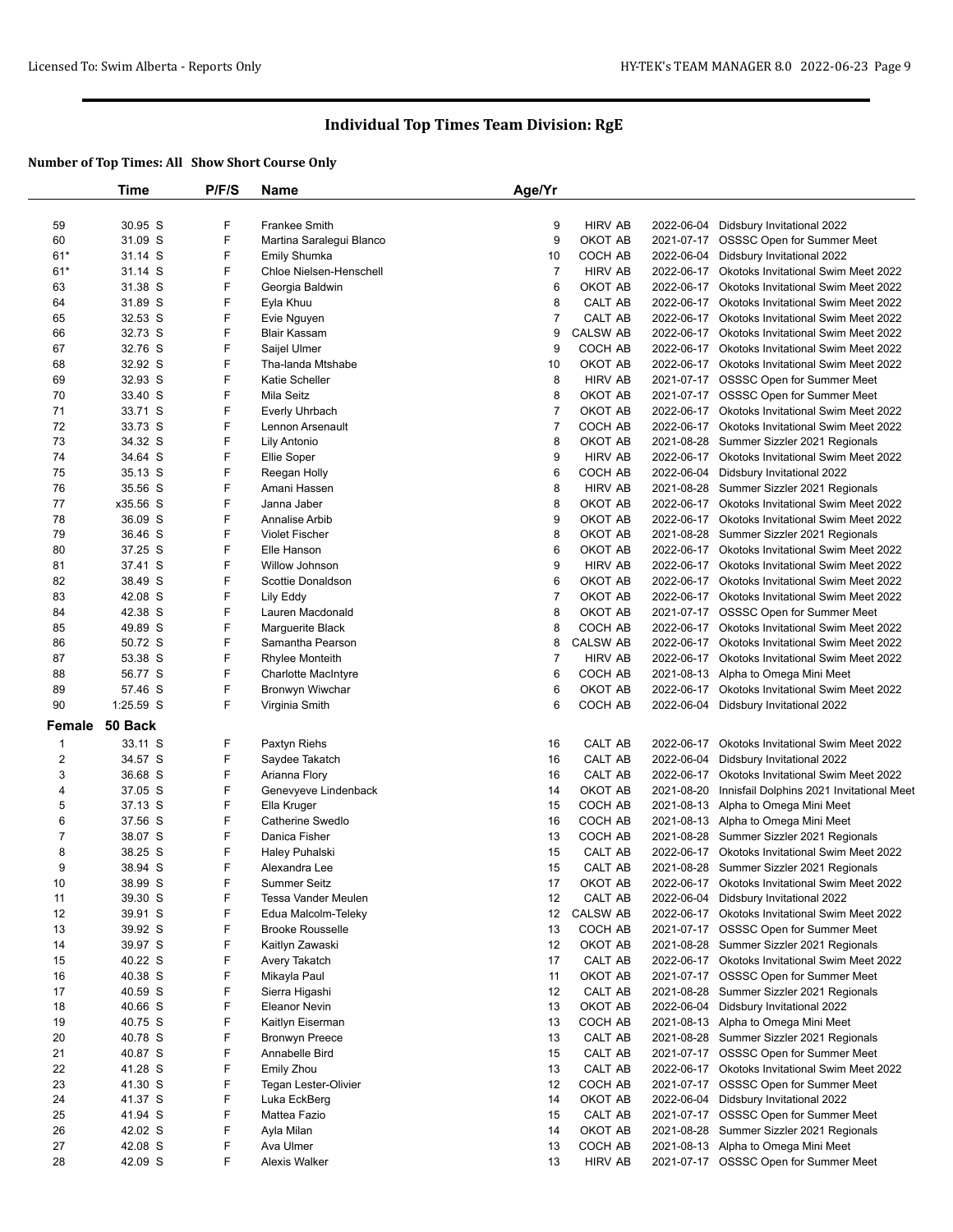# Individual Top Times Team Division: RgE

**Number of Top Times: All Show Short Course Only**

| | Time | P/F/S | Name | Age/Yr | | | |
|---|---|---|---|---|---|---|---|
| 59 | 30.95 S | F | Frankee Smith | 9 | HIRV AB | 2022-06-04 | Didsbury Invitational 2022 |
| 60 | 31.09 S | F | Martina Saralegui Blanco | 9 | OKOT AB | 2021-07-17 | OSSSC Open for Summer Meet |
| 61* | 31.14 S | F | Emily Shumka | 10 | COCH AB | 2022-06-04 | Didsbury Invitational 2022 |
| 61* | 31.14 S | F | Chloe Nielsen-Henschell | 7 | HIRV AB | 2022-06-17 | Okotoks Invitational Swim Meet 2022 |
| 63 | 31.38 S | F | Georgia Baldwin | 6 | OKOT AB | 2022-06-17 | Okotoks Invitational Swim Meet 2022 |
| 64 | 31.89 S | F | Eyla Khuu | 8 | CALT AB | 2022-06-17 | Okotoks Invitational Swim Meet 2022 |
| 65 | 32.53 S | F | Evie Nguyen | 7 | CALT AB | 2022-06-17 | Okotoks Invitational Swim Meet 2022 |
| 66 | 32.73 S | F | Blair Kassam | 9 | CALSW AB | 2022-06-17 | Okotoks Invitational Swim Meet 2022 |
| 67 | 32.76 S | F | Saijel Ulmer | 9 | COCH AB | 2022-06-17 | Okotoks Invitational Swim Meet 2022 |
| 68 | 32.92 S | F | Tha-landa Mtshabe | 10 | OKOT AB | 2022-06-17 | Okotoks Invitational Swim Meet 2022 |
| 69 | 32.93 S | F | Katie Scheller | 8 | HIRV AB | 2021-07-17 | OSSSC Open for Summer Meet |
| 70 | 33.40 S | F | Mila Seitz | 8 | OKOT AB | 2021-07-17 | OSSSC Open for Summer Meet |
| 71 | 33.71 S | F | Everly Uhrbach | 7 | OKOT AB | 2022-06-17 | Okotoks Invitational Swim Meet 2022 |
| 72 | 33.73 S | F | Lennon Arsenault | 7 | COCH AB | 2022-06-17 | Okotoks Invitational Swim Meet 2022 |
| 73 | 34.32 S | F | Lily Antonio | 8 | OKOT AB | 2021-08-28 | Summer Sizzler 2021 Regionals |
| 74 | 34.64 S | F | Ellie Soper | 9 | HIRV AB | 2022-06-17 | Okotoks Invitational Swim Meet 2022 |
| 75 | 35.13 S | F | Reegan Holly | 6 | COCH AB | 2022-06-04 | Didsbury Invitational 2022 |
| 76 | 35.56 S | F | Amani Hassen | 8 | HIRV AB | 2021-08-28 | Summer Sizzler 2021 Regionals |
| 77 | x35.56 S | F | Janna Jaber | 8 | OKOT AB | 2022-06-17 | Okotoks Invitational Swim Meet 2022 |
| 78 | 36.09 S | F | Annalise Arbib | 9 | OKOT AB | 2022-06-17 | Okotoks Invitational Swim Meet 2022 |
| 79 | 36.46 S | F | Violet Fischer | 8 | OKOT AB | 2021-08-28 | Summer Sizzler 2021 Regionals |
| 80 | 37.25 S | F | Elle Hanson | 6 | OKOT AB | 2022-06-17 | Okotoks Invitational Swim Meet 2022 |
| 81 | 37.41 S | F | Willow Johnson | 9 | HIRV AB | 2022-06-17 | Okotoks Invitational Swim Meet 2022 |
| 82 | 38.49 S | F | Scottie Donaldson | 6 | OKOT AB | 2022-06-17 | Okotoks Invitational Swim Meet 2022 |
| 83 | 42.08 S | F | Lily Eddy | 7 | OKOT AB | 2022-06-17 | Okotoks Invitational Swim Meet 2022 |
| 84 | 42.38 S | F | Lauren Macdonald | 8 | OKOT AB | 2021-07-17 | OSSSC Open for Summer Meet |
| 85 | 49.89 S | F | Marguerite Black | 8 | COCH AB | 2022-06-17 | Okotoks Invitational Swim Meet 2022 |
| 86 | 50.72 S | F | Samantha Pearson | 8 | CALSW AB | 2022-06-17 | Okotoks Invitational Swim Meet 2022 |
| 87 | 53.38 S | F | Rhylee Monteith | 7 | HIRV AB | 2022-06-17 | Okotoks Invitational Swim Meet 2022 |
| 88 | 56.77 S | F | Charlotte MacIntyre | 6 | COCH AB | 2021-08-13 | Alpha to Omega Mini Meet |
| 89 | 57.46 S | F | Bronwyn Wiwchar | 6 | OKOT AB | 2022-06-17 | Okotoks Invitational Swim Meet 2022 |
| 90 | 1:25.59 S | F | Virginia Smith | 6 | COCH AB | 2022-06-04 | Didsbury Invitational 2022 |
| **Female** | **50 Back** | | | | | | |
| 1 | 33.11 S | F | Paxtyn Riehs | 16 | CALT AB | 2022-06-17 | Okotoks Invitational Swim Meet 2022 |
| 2 | 34.57 S | F | Saydee Takatch | 16 | CALT AB | 2022-06-04 | Didsbury Invitational 2022 |
| 3 | 36.68 S | F | Arianna Flory | 16 | CALT AB | 2022-06-17 | Okotoks Invitational Swim Meet 2022 |
| 4 | 37.05 S | F | Genevyeve Lindenback | 14 | OKOT AB | 2021-08-20 | Innisfail Dolphins 2021 Invitational Meet |
| 5 | 37.13 S | F | Ella Kruger | 15 | COCH AB | 2021-08-13 | Alpha to Omega Mini Meet |
| 6 | 37.56 S | F | Catherine Swedlo | 16 | COCH AB | 2021-08-13 | Alpha to Omega Mini Meet |
| 7 | 38.07 S | F | Danica Fisher | 13 | COCH AB | 2021-08-28 | Summer Sizzler 2021 Regionals |
| 8 | 38.25 S | F | Haley Puhalski | 15 | CALT AB | 2022-06-17 | Okotoks Invitational Swim Meet 2022 |
| 9 | 38.94 S | F | Alexandra Lee | 15 | CALT AB | 2021-08-28 | Summer Sizzler 2021 Regionals |
| 10 | 38.99 S | F | Summer Seitz | 17 | OKOT AB | 2022-06-17 | Okotoks Invitational Swim Meet 2022 |
| 11 | 39.30 S | F | Tessa Vander Meulen | 12 | CALT AB | 2022-06-04 | Didsbury Invitational 2022 |
| 12 | 39.91 S | F | Edua Malcolm-Teleky | 12 | CALSW AB | 2022-06-17 | Okotoks Invitational Swim Meet 2022 |
| 13 | 39.92 S | F | Brooke Rousselle | 13 | COCH AB | 2021-07-17 | OSSSC Open for Summer Meet |
| 14 | 39.97 S | F | Kaitlyn Zawaski | 12 | OKOT AB | 2021-08-28 | Summer Sizzler 2021 Regionals |
| 15 | 40.22 S | F | Avery Takatch | 17 | CALT AB | 2022-06-17 | Okotoks Invitational Swim Meet 2022 |
| 16 | 40.38 S | F | Mikayla Paul | 11 | OKOT AB | 2021-07-17 | OSSSC Open for Summer Meet |
| 17 | 40.59 S | F | Sierra Higashi | 12 | CALT AB | 2021-08-28 | Summer Sizzler 2021 Regionals |
| 18 | 40.66 S | F | Eleanor Nevin | 13 | OKOT AB | 2022-06-04 | Didsbury Invitational 2022 |
| 19 | 40.75 S | F | Kaitlyn Eiserman | 13 | COCH AB | 2021-08-13 | Alpha to Omega Mini Meet |
| 20 | 40.78 S | F | Bronwyn Preece | 13 | CALT AB | 2021-08-28 | Summer Sizzler 2021 Regionals |
| 21 | 40.87 S | F | Annabelle Bird | 15 | CALT AB | 2021-07-17 | OSSSC Open for Summer Meet |
| 22 | 41.28 S | F | Emily Zhou | 13 | CALT AB | 2022-06-17 | Okotoks Invitational Swim Meet 2022 |
| 23 | 41.30 S | F | Tegan Lester-Olivier | 12 | COCH AB | 2021-07-17 | OSSSC Open for Summer Meet |
| 24 | 41.37 S | F | Luka EckBerg | 14 | OKOT AB | 2022-06-04 | Didsbury Invitational 2022 |
| 25 | 41.94 S | F | Mattea Fazio | 15 | CALT AB | 2021-07-17 | OSSSC Open for Summer Meet |
| 26 | 42.02 S | F | Ayla Milan | 14 | OKOT AB | 2021-08-28 | Summer Sizzler 2021 Regionals |
| 27 | 42.08 S | F | Ava Ulmer | 13 | COCH AB | 2021-08-13 | Alpha to Omega Mini Meet |
| 28 | 42.09 S | F | Alexis Walker | 13 | HIRV AB | 2021-07-17 | OSSSC Open for Summer Meet |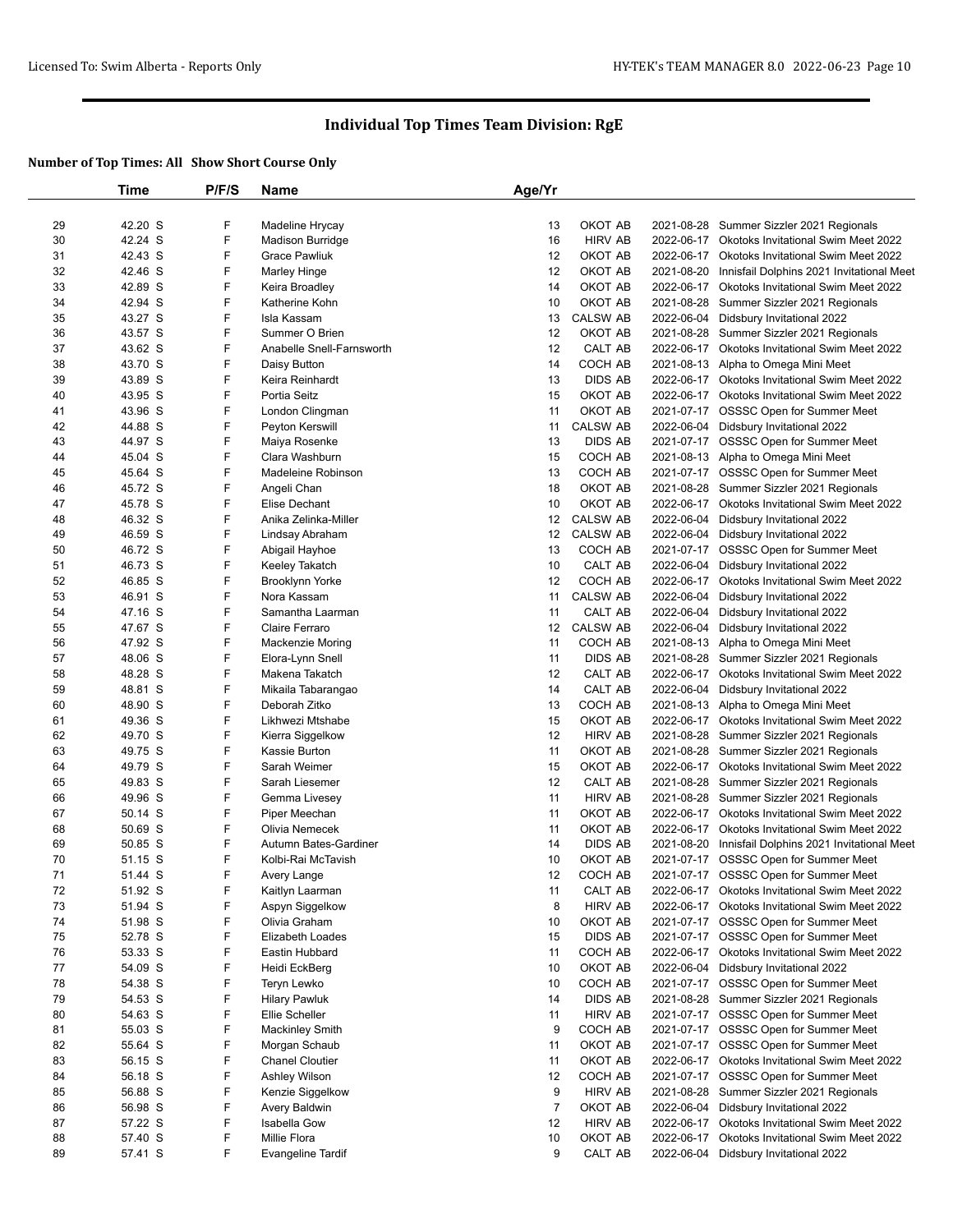# Individual Top Times Team Division: RgE

## Number of Top Times: All  Show Short Course Only

| | Time | P/F/S | Name | Age/Yr | | | |
|---|---|---|---|---|---|---|---|
| 29 | 42.20 S | F | Madeline Hrycay | 13 | OKOT AB | 2021-08-28 | Summer Sizzler 2021 Regionals |
| 30 | 42.24 S | F | Madison Burridge | 16 | HIRV AB | 2022-06-17 | Okotoks Invitational Swim Meet 2022 |
| 31 | 42.43 S | F | Grace Pawliuk | 12 | OKOT AB | 2022-06-17 | Okotoks Invitational Swim Meet 2022 |
| 32 | 42.46 S | F | Marley Hinge | 12 | OKOT AB | 2021-08-20 | Innisfail Dolphins 2021 Invitational Meet |
| 33 | 42.89 S | F | Keira Broadley | 14 | OKOT AB | 2022-06-17 | Okotoks Invitational Swim Meet 2022 |
| 34 | 42.94 S | F | Katherine Kohn | 10 | OKOT AB | 2021-08-28 | Summer Sizzler 2021 Regionals |
| 35 | 43.27 S | F | Isla Kassam | 13 | CALSW AB | 2022-06-04 | Didsbury Invitational 2022 |
| 36 | 43.57 S | F | Summer O Brien | 12 | OKOT AB | 2021-08-28 | Summer Sizzler 2021 Regionals |
| 37 | 43.62 S | F | Anabelle Snell-Farnsworth | 12 | CALT AB | 2022-06-17 | Okotoks Invitational Swim Meet 2022 |
| 38 | 43.70 S | F | Daisy Button | 14 | COCH AB | 2021-08-13 | Alpha to Omega Mini Meet |
| 39 | 43.89 S | F | Keira Reinhardt | 13 | DIDS AB | 2022-06-17 | Okotoks Invitational Swim Meet 2022 |
| 40 | 43.95 S | F | Portia Seitz | 15 | OKOT AB | 2022-06-17 | Okotoks Invitational Swim Meet 2022 |
| 41 | 43.96 S | F | London Clingman | 11 | OKOT AB | 2021-07-17 | OSSSC Open for Summer Meet |
| 42 | 44.88 S | F | Peyton Kerswill | 11 | CALSW AB | 2022-06-04 | Didsbury Invitational 2022 |
| 43 | 44.97 S | F | Maiya Rosenke | 13 | DIDS AB | 2021-07-17 | OSSSC Open for Summer Meet |
| 44 | 45.04 S | F | Clara Washburn | 15 | COCH AB | 2021-08-13 | Alpha to Omega Mini Meet |
| 45 | 45.64 S | F | Madeleine Robinson | 13 | COCH AB | 2021-07-17 | OSSSC Open for Summer Meet |
| 46 | 45.72 S | F | Angeli Chan | 18 | OKOT AB | 2021-08-28 | Summer Sizzler 2021 Regionals |
| 47 | 45.78 S | F | Elise Dechant | 10 | OKOT AB | 2022-06-17 | Okotoks Invitational Swim Meet 2022 |
| 48 | 46.32 S | F | Anika Zelinka-Miller | 12 | CALSW AB | 2022-06-04 | Didsbury Invitational 2022 |
| 49 | 46.59 S | F | Lindsay Abraham | 12 | CALSW AB | 2022-06-04 | Didsbury Invitational 2022 |
| 50 | 46.72 S | F | Abigail Hayhoe | 13 | COCH AB | 2021-07-17 | OSSSC Open for Summer Meet |
| 51 | 46.73 S | F | Keeley Takatch | 10 | CALT AB | 2022-06-04 | Didsbury Invitational 2022 |
| 52 | 46.85 S | F | Brooklynn Yorke | 12 | COCH AB | 2022-06-17 | Okotoks Invitational Swim Meet 2022 |
| 53 | 46.91 S | F | Nora Kassam | 11 | CALSW AB | 2022-06-04 | Didsbury Invitational 2022 |
| 54 | 47.16 S | F | Samantha Laarman | 11 | CALT AB | 2022-06-04 | Didsbury Invitational 2022 |
| 55 | 47.67 S | F | Claire Ferraro | 12 | CALSW AB | 2022-06-04 | Didsbury Invitational 2022 |
| 56 | 47.92 S | F | Mackenzie Moring | 11 | COCH AB | 2021-08-13 | Alpha to Omega Mini Meet |
| 57 | 48.06 S | F | Elora-Lynn Snell | 11 | DIDS AB | 2021-08-28 | Summer Sizzler 2021 Regionals |
| 58 | 48.28 S | F | Makena Takatch | 12 | CALT AB | 2022-06-17 | Okotoks Invitational Swim Meet 2022 |
| 59 | 48.81 S | F | Mikaila Tabarangao | 14 | CALT AB | 2022-06-04 | Didsbury Invitational 2022 |
| 60 | 48.90 S | F | Deborah Zitko | 13 | COCH AB | 2021-08-13 | Alpha to Omega Mini Meet |
| 61 | 49.36 S | F | Likhwezi Mtshabe | 15 | OKOT AB | 2022-06-17 | Okotoks Invitational Swim Meet 2022 |
| 62 | 49.70 S | F | Kierra Siggelkow | 12 | HIRV AB | 2021-08-28 | Summer Sizzler 2021 Regionals |
| 63 | 49.75 S | F | Kassie Burton | 11 | OKOT AB | 2021-08-28 | Summer Sizzler 2021 Regionals |
| 64 | 49.79 S | F | Sarah Weimer | 15 | OKOT AB | 2022-06-17 | Okotoks Invitational Swim Meet 2022 |
| 65 | 49.83 S | F | Sarah Liesemer | 12 | CALT AB | 2021-08-28 | Summer Sizzler 2021 Regionals |
| 66 | 49.96 S | F | Gemma Livesey | 11 | HIRV AB | 2021-08-28 | Summer Sizzler 2021 Regionals |
| 67 | 50.14 S | F | Piper Meechan | 11 | OKOT AB | 2022-06-17 | Okotoks Invitational Swim Meet 2022 |
| 68 | 50.69 S | F | Olivia Nemecek | 11 | OKOT AB | 2022-06-17 | Okotoks Invitational Swim Meet 2022 |
| 69 | 50.85 S | F | Autumn Bates-Gardiner | 14 | DIDS AB | 2021-08-20 | Innisfail Dolphins 2021 Invitational Meet |
| 70 | 51.15 S | F | Kolbi-Rai McTavish | 10 | OKOT AB | 2021-07-17 | OSSSC Open for Summer Meet |
| 71 | 51.44 S | F | Avery Lange | 12 | COCH AB | 2021-07-17 | OSSSC Open for Summer Meet |
| 72 | 51.92 S | F | Kaitlyn Laarman | 11 | CALT AB | 2022-06-17 | Okotoks Invitational Swim Meet 2022 |
| 73 | 51.94 S | F | Aspyn Siggelkow | 8 | HIRV AB | 2022-06-17 | Okotoks Invitational Swim Meet 2022 |
| 74 | 51.98 S | F | Olivia Graham | 10 | OKOT AB | 2021-07-17 | OSSSC Open for Summer Meet |
| 75 | 52.78 S | F | Elizabeth Loades | 15 | DIDS AB | 2021-07-17 | OSSSC Open for Summer Meet |
| 76 | 53.33 S | F | Eastin Hubbard | 11 | COCH AB | 2022-06-17 | Okotoks Invitational Swim Meet 2022 |
| 77 | 54.09 S | F | Heidi EckBerg | 10 | OKOT AB | 2022-06-04 | Didsbury Invitational 2022 |
| 78 | 54.38 S | F | Teryn Lewko | 10 | COCH AB | 2021-07-17 | OSSSC Open for Summer Meet |
| 79 | 54.53 S | F | Hilary Pawluk | 14 | DIDS AB | 2021-08-28 | Summer Sizzler 2021 Regionals |
| 80 | 54.63 S | F | Ellie Scheller | 11 | HIRV AB | 2021-07-17 | OSSSC Open for Summer Meet |
| 81 | 55.03 S | F | Mackinley Smith | 9 | COCH AB | 2021-07-17 | OSSSC Open for Summer Meet |
| 82 | 55.64 S | F | Morgan Schaub | 11 | OKOT AB | 2021-07-17 | OSSSC Open for Summer Meet |
| 83 | 56.15 S | F | Chanel Cloutier | 11 | OKOT AB | 2022-06-17 | Okotoks Invitational Swim Meet 2022 |
| 84 | 56.18 S | F | Ashley Wilson | 12 | COCH AB | 2021-07-17 | OSSSC Open for Summer Meet |
| 85 | 56.88 S | F | Kenzie Siggelkow | 9 | HIRV AB | 2021-08-28 | Summer Sizzler 2021 Regionals |
| 86 | 56.98 S | F | Avery Baldwin | 7 | OKOT AB | 2022-06-04 | Didsbury Invitational 2022 |
| 87 | 57.22 S | F | Isabella Gow | 12 | HIRV AB | 2022-06-17 | Okotoks Invitational Swim Meet 2022 |
| 88 | 57.40 S | F | Millie Flora | 10 | OKOT AB | 2022-06-17 | Okotoks Invitational Swim Meet 2022 |
| 89 | 57.41 S | F | Evangeline Tardif | 9 | CALT AB | 2022-06-04 | Didsbury Invitational 2022 |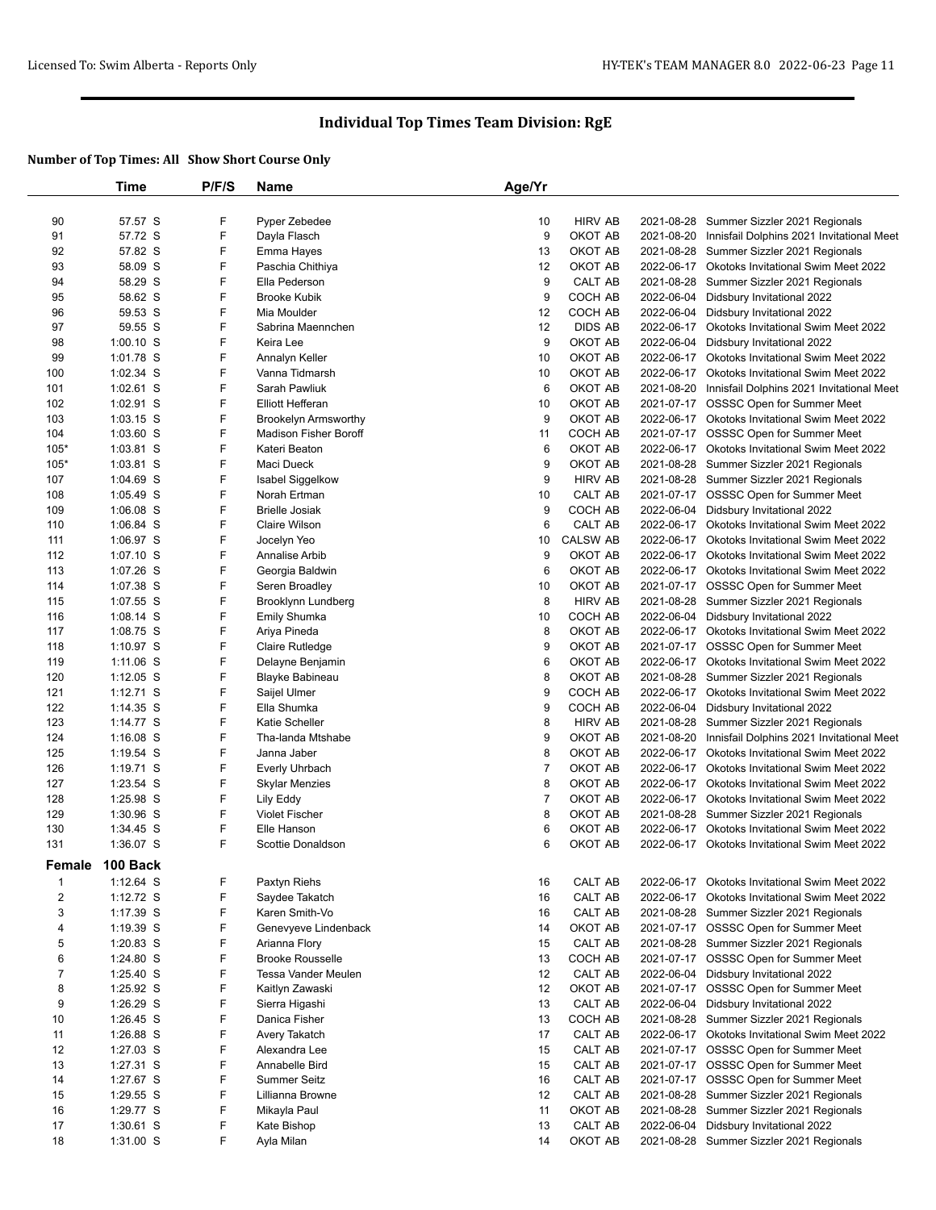# Individual Top Times Team Division: RgE

### Number of Top Times: All   Show Short Course Only

| | Time | P/F/S | Name | Age/Yr | | | |
|---|---|---|---|---|---|---|---|
| 90 | 57.57 S | F | Pyper Zebedee | 10 | HIRV AB | 2021-08-28 | Summer Sizzler 2021 Regionals |
| 91 | 57.72 S | F | Dayla Flasch | 9 | OKOT AB | 2021-08-20 | Innisfail Dolphins 2021 Invitational Meet |
| 92 | 57.82 S | F | Emma Hayes | 13 | OKOT AB | 2021-08-28 | Summer Sizzler 2021 Regionals |
| 93 | 58.09 S | F | Paschia Chithiya | 12 | OKOT AB | 2022-06-17 | Okotoks Invitational Swim Meet 2022 |
| 94 | 58.29 S | F | Ella Pederson | 9 | CALT AB | 2021-08-28 | Summer Sizzler 2021 Regionals |
| 95 | 58.62 S | F | Brooke Kubik | 9 | COCH AB | 2022-06-04 | Didsbury Invitational 2022 |
| 96 | 59.53 S | F | Mia Moulder | 12 | COCH AB | 2022-06-04 | Didsbury Invitational 2022 |
| 97 | 59.55 S | F | Sabrina Maennchen | 12 | DIDS AB | 2022-06-17 | Okotoks Invitational Swim Meet 2022 |
| 98 | 1:00.10 S | F | Keira Lee | 9 | OKOT AB | 2022-06-04 | Didsbury Invitational 2022 |
| 99 | 1:01.78 S | F | Annalyn Keller | 10 | OKOT AB | 2022-06-17 | Okotoks Invitational Swim Meet 2022 |
| 100 | 1:02.34 S | F | Vanna Tidmarsh | 10 | OKOT AB | 2022-06-17 | Okotoks Invitational Swim Meet 2022 |
| 101 | 1:02.61 S | F | Sarah Pawliuk | 6 | OKOT AB | 2021-08-20 | Innisfail Dolphins 2021 Invitational Meet |
| 102 | 1:02.91 S | F | Elliott Hefferan | 10 | OKOT AB | 2021-07-17 | OSSSC Open for Summer Meet |
| 103 | 1:03.15 S | F | Brookelyn Armsworthy | 9 | OKOT AB | 2022-06-17 | Okotoks Invitational Swim Meet 2022 |
| 104 | 1:03.60 S | F | Madison Fisher Boroff | 11 | COCH AB | 2021-07-17 | OSSSC Open for Summer Meet |
| 105* | 1:03.81 S | F | Kateri Beaton | 6 | OKOT AB | 2022-06-17 | Okotoks Invitational Swim Meet 2022 |
| 105* | 1:03.81 S | F | Maci Dueck | 9 | OKOT AB | 2021-08-28 | Summer Sizzler 2021 Regionals |
| 107 | 1:04.69 S | F | Isabel Siggelkow | 9 | HIRV AB | 2021-08-28 | Summer Sizzler 2021 Regionals |
| 108 | 1:05.49 S | F | Norah Ertman | 10 | CALT AB | 2021-07-17 | OSSSC Open for Summer Meet |
| 109 | 1:06.08 S | F | Brielle Josiak | 9 | COCH AB | 2022-06-04 | Didsbury Invitational 2022 |
| 110 | 1:06.84 S | F | Claire Wilson | 6 | CALT AB | 2022-06-17 | Okotoks Invitational Swim Meet 2022 |
| 111 | 1:06.97 S | F | Jocelyn Yeo | 10 | CALSW AB | 2022-06-17 | Okotoks Invitational Swim Meet 2022 |
| 112 | 1:07.10 S | F | Annalise Arbib | 9 | OKOT AB | 2022-06-17 | Okotoks Invitational Swim Meet 2022 |
| 113 | 1:07.26 S | F | Georgia Baldwin | 6 | OKOT AB | 2022-06-17 | Okotoks Invitational Swim Meet 2022 |
| 114 | 1:07.38 S | F | Seren Broadley | 10 | OKOT AB | 2021-07-17 | OSSSC Open for Summer Meet |
| 115 | 1:07.55 S | F | Brooklynn Lundberg | 8 | HIRV AB | 2021-08-28 | Summer Sizzler 2021 Regionals |
| 116 | 1:08.14 S | F | Emily Shumka | 10 | COCH AB | 2022-06-04 | Didsbury Invitational 2022 |
| 117 | 1:08.75 S | F | Ariya Pineda | 8 | OKOT AB | 2022-06-17 | Okotoks Invitational Swim Meet 2022 |
| 118 | 1:10.97 S | F | Claire Rutledge | 9 | OKOT AB | 2021-07-17 | OSSSC Open for Summer Meet |
| 119 | 1:11.06 S | F | Delayne Benjamin | 6 | OKOT AB | 2022-06-17 | Okotoks Invitational Swim Meet 2022 |
| 120 | 1:12.05 S | F | Blayke Babineau | 8 | OKOT AB | 2021-08-28 | Summer Sizzler 2021 Regionals |
| 121 | 1:12.71 S | F | Saijel Ulmer | 9 | COCH AB | 2022-06-17 | Okotoks Invitational Swim Meet 2022 |
| 122 | 1:14.35 S | F | Ella Shumka | 9 | COCH AB | 2022-06-04 | Didsbury Invitational 2022 |
| 123 | 1:14.77 S | F | Katie Scheller | 8 | HIRV AB | 2021-08-28 | Summer Sizzler 2021 Regionals |
| 124 | 1:16.08 S | F | Tha-landa Mtshabe | 9 | OKOT AB | 2021-08-20 | Innisfail Dolphins 2021 Invitational Meet |
| 125 | 1:19.54 S | F | Janna Jaber | 8 | OKOT AB | 2022-06-17 | Okotoks Invitational Swim Meet 2022 |
| 126 | 1:19.71 S | F | Everly Uhrbach | 7 | OKOT AB | 2022-06-17 | Okotoks Invitational Swim Meet 2022 |
| 127 | 1:23.54 S | F | Skylar Menzies | 8 | OKOT AB | 2022-06-17 | Okotoks Invitational Swim Meet 2022 |
| 128 | 1:25.98 S | F | Lily Eddy | 7 | OKOT AB | 2022-06-17 | Okotoks Invitational Swim Meet 2022 |
| 129 | 1:30.96 S | F | Violet Fischer | 8 | OKOT AB | 2021-08-28 | Summer Sizzler 2021 Regionals |
| 130 | 1:34.45 S | F | Elle Hanson | 6 | OKOT AB | 2022-06-17 | Okotoks Invitational Swim Meet 2022 |
| 131 | 1:36.07 S | F | Scottie Donaldson | 6 | OKOT AB | 2022-06-17 | Okotoks Invitational Swim Meet 2022 |

**Female 100 Back**

| | Time | P/F/S | Name | Age/Yr | | | |
|---|---|---|---|---|---|---|---|
| 1 | 1:12.64 S | F | Paxtyn Riehs | 16 | CALT AB | 2022-06-17 | Okotoks Invitational Swim Meet 2022 |
| 2 | 1:12.72 S | F | Saydee Takatch | 16 | CALT AB | 2022-06-17 | Okotoks Invitational Swim Meet 2022 |
| 3 | 1:17.39 S | F | Karen Smith-Vo | 16 | CALT AB | 2021-08-28 | Summer Sizzler 2021 Regionals |
| 4 | 1:19.39 S | F | Genevyeve Lindenback | 14 | OKOT AB | 2021-07-17 | OSSSC Open for Summer Meet |
| 5 | 1:20.83 S | F | Arianna Flory | 15 | CALT AB | 2021-08-28 | Summer Sizzler 2021 Regionals |
| 6 | 1:24.80 S | F | Brooke Rousselle | 13 | COCH AB | 2021-07-17 | OSSSC Open for Summer Meet |
| 7 | 1:25.40 S | F | Tessa Vander Meulen | 12 | CALT AB | 2022-06-04 | Didsbury Invitational 2022 |
| 8 | 1:25.92 S | F | Kaitlyn Zawaski | 12 | OKOT AB | 2021-07-17 | OSSSC Open for Summer Meet |
| 9 | 1:26.29 S | F | Sierra Higashi | 13 | CALT AB | 2022-06-04 | Didsbury Invitational 2022 |
| 10 | 1:26.45 S | F | Danica Fisher | 13 | COCH AB | 2021-08-28 | Summer Sizzler 2021 Regionals |
| 11 | 1:26.88 S | F | Avery Takatch | 17 | CALT AB | 2022-06-17 | Okotoks Invitational Swim Meet 2022 |
| 12 | 1:27.03 S | F | Alexandra Lee | 15 | CALT AB | 2021-07-17 | OSSSC Open for Summer Meet |
| 13 | 1:27.31 S | F | Annabelle Bird | 15 | CALT AB | 2021-07-17 | OSSSC Open for Summer Meet |
| 14 | 1:27.67 S | F | Summer Seitz | 16 | CALT AB | 2021-07-17 | OSSSC Open for Summer Meet |
| 15 | 1:29.55 S | F | Lillianna Browne | 12 | CALT AB | 2021-08-28 | Summer Sizzler 2021 Regionals |
| 16 | 1:29.77 S | F | Mikayla Paul | 11 | OKOT AB | 2021-08-28 | Summer Sizzler 2021 Regionals |
| 17 | 1:30.61 S | F | Kate Bishop | 13 | CALT AB | 2022-06-04 | Didsbury Invitational 2022 |
| 18 | 1:31.00 S | F | Ayla Milan | 14 | OKOT AB | 2021-08-28 | Summer Sizzler 2021 Regionals |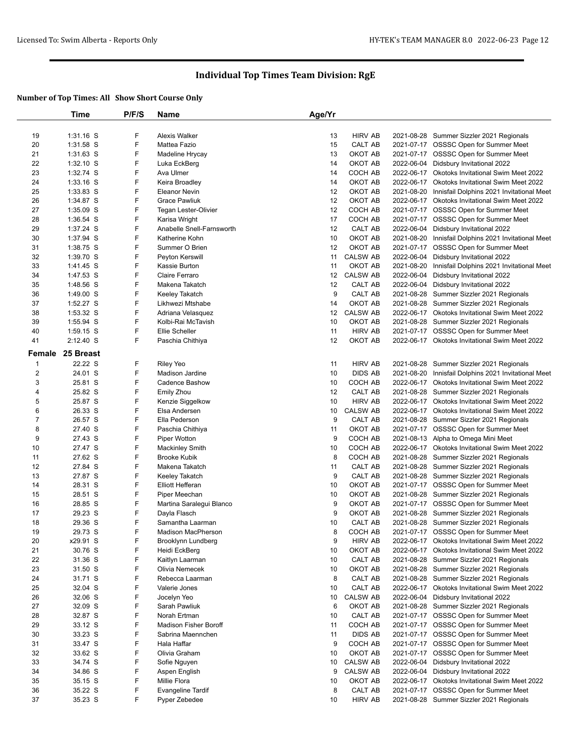# Individual Top Times Team Division: RgE

**Number of Top Times: All Show Short Course Only**

| | Time | P/F/S | Name | Age/Yr | | | |
|---|---|---|---|---|---|---|---|
| 19 | 1:31.16 S | F | Alexis Walker | 13 | HIRV AB | 2021-08-28 | Summer Sizzler 2021 Regionals |
| 20 | 1:31.58 S | F | Mattea Fazio | 15 | CALT AB | 2021-07-17 | OSSSC Open for Summer Meet |
| 21 | 1:31.63 S | F | Madeline Hrycay | 13 | OKOT AB | 2021-07-17 | OSSSC Open for Summer Meet |
| 22 | 1:32.10 S | F | Luka EckBerg | 14 | OKOT AB | 2022-06-04 | Didsbury Invitational 2022 |
| 23 | 1:32.74 S | F | Ava Ulmer | 14 | COCH AB | 2022-06-17 | Okotoks Invitational Swim Meet 2022 |
| 24 | 1:33.16 S | F | Keira Broadley | 14 | OKOT AB | 2022-06-17 | Okotoks Invitational Swim Meet 2022 |
| 25 | 1:33.83 S | F | Eleanor Nevin | 12 | OKOT AB | 2021-08-20 | Innisfail Dolphins 2021 Invitational Meet |
| 26 | 1:34.87 S | F | Grace Pawliuk | 12 | OKOT AB | 2022-06-17 | Okotoks Invitational Swim Meet 2022 |
| 27 | 1:35.09 S | F | Tegan Lester-Olivier | 12 | COCH AB | 2021-07-17 | OSSSC Open for Summer Meet |
| 28 | 1:36.54 S | F | Karisa Wright | 17 | COCH AB | 2021-07-17 | OSSSC Open for Summer Meet |
| 29 | 1:37.24 S | F | Anabelle Snell-Farnsworth | 12 | CALT AB | 2022-06-04 | Didsbury Invitational 2022 |
| 30 | 1:37.94 S | F | Katherine Kohn | 10 | OKOT AB | 2021-08-20 | Innisfail Dolphins 2021 Invitational Meet |
| 31 | 1:38.75 S | F | Summer O Brien | 12 | OKOT AB | 2021-07-17 | OSSSC Open for Summer Meet |
| 32 | 1:39.70 S | F | Peyton Kerswill | 11 | CALSW AB | 2022-06-04 | Didsbury Invitational 2022 |
| 33 | 1:41.45 S | F | Kassie Burton | 11 | OKOT AB | 2021-08-20 | Innisfail Dolphins 2021 Invitational Meet |
| 34 | 1:47.53 S | F | Claire Ferraro | 12 | CALSW AB | 2022-06-04 | Didsbury Invitational 2022 |
| 35 | 1:48.56 S | F | Makena Takatch | 12 | CALT AB | 2022-06-04 | Didsbury Invitational 2022 |
| 36 | 1:49.00 S | F | Keeley Takatch | 9 | CALT AB | 2021-08-28 | Summer Sizzler 2021 Regionals |
| 37 | 1:52.27 S | F | Likhwezi Mtshabe | 14 | OKOT AB | 2021-08-28 | Summer Sizzler 2021 Regionals |
| 38 | 1:53.32 S | F | Adriana Velasquez | 12 | CALSW AB | 2022-06-17 | Okotoks Invitational Swim Meet 2022 |
| 39 | 1:55.94 S | F | Kolbi-Rai McTavish | 10 | OKOT AB | 2021-08-28 | Summer Sizzler 2021 Regionals |
| 40 | 1:59.15 S | F | Ellie Scheller | 11 | HIRV AB | 2021-07-17 | OSSSC Open for Summer Meet |
| 41 | 2:12.40 S | F | Paschia Chithiya | 12 | OKOT AB | 2022-06-17 | Okotoks Invitational Swim Meet 2022 |
| **Female** | **25 Breast** | | | | | | |
| 1 | 22.22 S | F | Riley Yeo | 11 | HIRV AB | 2021-08-28 | Summer Sizzler 2021 Regionals |
| 2 | 24.01 S | F | Madison Jardine | 10 | DIDS AB | 2021-08-20 | Innisfail Dolphins 2021 Invitational Meet |
| 3 | 25.81 S | F | Cadence Bashow | 10 | COCH AB | 2022-06-17 | Okotoks Invitational Swim Meet 2022 |
| 4 | 25.82 S | F | Emily Zhou | 12 | CALT AB | 2021-08-28 | Summer Sizzler 2021 Regionals |
| 5 | 25.87 S | F | Kenzie Siggelkow | 10 | HIRV AB | 2022-06-17 | Okotoks Invitational Swim Meet 2022 |
| 6 | 26.33 S | F | Elsa Andersen | 10 | CALSW AB | 2022-06-17 | Okotoks Invitational Swim Meet 2022 |
| 7 | 26.57 S | F | Ella Pederson | 9 | CALT AB | 2021-08-28 | Summer Sizzler 2021 Regionals |
| 8 | 27.40 S | F | Paschia Chithiya | 11 | OKOT AB | 2021-07-17 | OSSSC Open for Summer Meet |
| 9 | 27.43 S | F | Piper Wotton | 9 | COCH AB | 2021-08-13 | Alpha to Omega Mini Meet |
| 10 | 27.47 S | F | Mackinley Smith | 10 | COCH AB | 2022-06-17 | Okotoks Invitational Swim Meet 2022 |
| 11 | 27.62 S | F | Brooke Kubik | 8 | COCH AB | 2021-08-28 | Summer Sizzler 2021 Regionals |
| 12 | 27.84 S | F | Makena Takatch | 11 | CALT AB | 2021-08-28 | Summer Sizzler 2021 Regionals |
| 13 | 27.87 S | F | Keeley Takatch | 9 | CALT AB | 2021-08-28 | Summer Sizzler 2021 Regionals |
| 14 | 28.31 S | F | Elliott Hefferan | 10 | OKOT AB | 2021-07-17 | OSSSC Open for Summer Meet |
| 15 | 28.51 S | F | Piper Meechan | 10 | OKOT AB | 2021-08-28 | Summer Sizzler 2021 Regionals |
| 16 | 28.85 S | F | Martina Saralegui Blanco | 9 | OKOT AB | 2021-07-17 | OSSSC Open for Summer Meet |
| 17 | 29.23 S | F | Dayla Flasch | 9 | OKOT AB | 2021-08-28 | Summer Sizzler 2021 Regionals |
| 18 | 29.36 S | F | Samantha Laarman | 10 | CALT AB | 2021-08-28 | Summer Sizzler 2021 Regionals |
| 19 | 29.73 S | F | Madison MacPherson | 8 | COCH AB | 2021-07-17 | OSSSC Open for Summer Meet |
| 20 | x29.91 S | F | Brooklynn Lundberg | 9 | HIRV AB | 2022-06-17 | Okotoks Invitational Swim Meet 2022 |
| 21 | 30.76 S | F | Heidi EckBerg | 10 | OKOT AB | 2022-06-17 | Okotoks Invitational Swim Meet 2022 |
| 22 | 31.36 S | F | Kaitlyn Laarman | 10 | CALT AB | 2021-08-28 | Summer Sizzler 2021 Regionals |
| 23 | 31.50 S | F | Olivia Nemecek | 10 | OKOT AB | 2021-08-28 | Summer Sizzler 2021 Regionals |
| 24 | 31.71 S | F | Rebecca Laarman | 8 | CALT AB | 2021-08-28 | Summer Sizzler 2021 Regionals |
| 25 | 32.04 S | F | Valerie Jones | 10 | CALT AB | 2022-06-17 | Okotoks Invitational Swim Meet 2022 |
| 26 | 32.06 S | F | Jocelyn Yeo | 10 | CALSW AB | 2022-06-04 | Didsbury Invitational 2022 |
| 27 | 32.09 S | F | Sarah Pawliuk | 6 | OKOT AB | 2021-08-28 | Summer Sizzler 2021 Regionals |
| 28 | 32.87 S | F | Norah Ertman | 10 | CALT AB | 2021-07-17 | OSSSC Open for Summer Meet |
| 29 | 33.12 S | F | Madison Fisher Boroff | 11 | COCH AB | 2021-07-17 | OSSSC Open for Summer Meet |
| 30 | 33.23 S | F | Sabrina Maennchen | 11 | DIDS AB | 2021-07-17 | OSSSC Open for Summer Meet |
| 31 | 33.47 S | F | Hala Haffar | 9 | COCH AB | 2021-07-17 | OSSSC Open for Summer Meet |
| 32 | 33.62 S | F | Olivia Graham | 10 | OKOT AB | 2021-07-17 | OSSSC Open for Summer Meet |
| 33 | 34.74 S | F | Sofie Nguyen | 10 | CALSW AB | 2022-06-04 | Didsbury Invitational 2022 |
| 34 | 34.86 S | F | Aspen English | 9 | CALSW AB | 2022-06-04 | Didsbury Invitational 2022 |
| 35 | 35.15 S | F | Millie Flora | 10 | OKOT AB | 2022-06-17 | Okotoks Invitational Swim Meet 2022 |
| 36 | 35.22 S | F | Evangeline Tardif | 8 | CALT AB | 2021-07-17 | OSSSC Open for Summer Meet |
| 37 | 35.23 S | F | Pyper Zebedee | 10 | HIRV AB | 2021-08-28 | Summer Sizzler 2021 Regionals |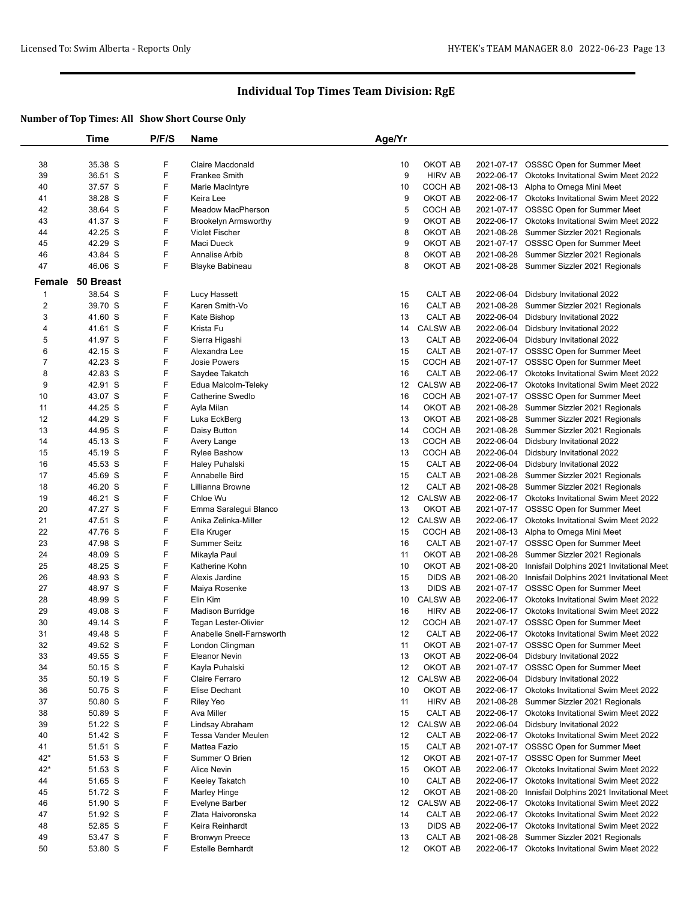# Individual Top Times Team Division: RgE

**Number of Top Times: All Show Short Course Only**

| | Time | P/F/S | Name | Age/Yr | | | |
|---|---|---|---|---|---|---|---|
| 38 | 35.38 S | F | Claire Macdonald | 10 | OKOT AB | 2021-07-17 | OSSSC Open for Summer Meet |
| 39 | 36.51 S | F | Frankee Smith | 9 | HIRV AB | 2022-06-17 | Okotoks Invitational Swim Meet 2022 |
| 40 | 37.57 S | F | Marie MacIntyre | 10 | COCH AB | 2021-08-13 | Alpha to Omega Mini Meet |
| 41 | 38.28 S | F | Keira Lee | 9 | OKOT AB | 2022-06-17 | Okotoks Invitational Swim Meet 2022 |
| 42 | 38.64 S | F | Meadow MacPherson | 5 | COCH AB | 2021-07-17 | OSSSC Open for Summer Meet |
| 43 | 41.37 S | F | Brookelyn Armsworthy | 9 | OKOT AB | 2022-06-17 | Okotoks Invitational Swim Meet 2022 |
| 44 | 42.25 S | F | Violet Fischer | 8 | OKOT AB | 2021-08-28 | Summer Sizzler 2021 Regionals |
| 45 | 42.29 S | F | Maci Dueck | 9 | OKOT AB | 2021-07-17 | OSSSC Open for Summer Meet |
| 46 | 43.84 S | F | Annalise Arbib | 8 | OKOT AB | 2021-08-28 | Summer Sizzler 2021 Regionals |
| 47 | 46.06 S | F | Blayke Babineau | 8 | OKOT AB | 2021-08-28 | Summer Sizzler 2021 Regionals |
| **Female** | **50 Breast** | | | | | | |
| 1 | 38.54 S | F | Lucy Hassett | 15 | CALT AB | 2022-06-04 | Didsbury Invitational 2022 |
| 2 | 39.70 S | F | Karen Smith-Vo | 16 | CALT AB | 2021-08-28 | Summer Sizzler 2021 Regionals |
| 3 | 41.60 S | F | Kate Bishop | 13 | CALT AB | 2022-06-04 | Didsbury Invitational 2022 |
| 4 | 41.61 S | F | Krista Fu | 14 | CALSW AB | 2022-06-04 | Didsbury Invitational 2022 |
| 5 | 41.97 S | F | Sierra Higashi | 13 | CALT AB | 2022-06-04 | Didsbury Invitational 2022 |
| 6 | 42.15 S | F | Alexandra Lee | 15 | CALT AB | 2021-07-17 | OSSSC Open for Summer Meet |
| 7 | 42.23 S | F | Josie Powers | 15 | COCH AB | 2021-07-17 | OSSSC Open for Summer Meet |
| 8 | 42.83 S | F | Saydee Takatch | 16 | CALT AB | 2022-06-17 | Okotoks Invitational Swim Meet 2022 |
| 9 | 42.91 S | F | Edua Malcolm-Teleky | 12 | CALSW AB | 2022-06-17 | Okotoks Invitational Swim Meet 2022 |
| 10 | 43.07 S | F | Catherine Swedlo | 16 | COCH AB | 2021-07-17 | OSSSC Open for Summer Meet |
| 11 | 44.25 S | F | Ayla Milan | 14 | OKOT AB | 2021-08-28 | Summer Sizzler 2021 Regionals |
| 12 | 44.29 S | F | Luka EckBerg | 13 | OKOT AB | 2021-08-28 | Summer Sizzler 2021 Regionals |
| 13 | 44.95 S | F | Daisy Button | 14 | COCH AB | 2021-08-28 | Summer Sizzler 2021 Regionals |
| 14 | 45.13 S | F | Avery Lange | 13 | COCH AB | 2022-06-04 | Didsbury Invitational 2022 |
| 15 | 45.19 S | F | Rylee Bashow | 13 | COCH AB | 2022-06-04 | Didsbury Invitational 2022 |
| 16 | 45.53 S | F | Haley Puhalski | 15 | CALT AB | 2022-06-04 | Didsbury Invitational 2022 |
| 17 | 45.69 S | F | Annabelle Bird | 15 | CALT AB | 2021-08-28 | Summer Sizzler 2021 Regionals |
| 18 | 46.20 S | F | Lillianna Browne | 12 | CALT AB | 2021-08-28 | Summer Sizzler 2021 Regionals |
| 19 | 46.21 S | F | Chloe Wu | 12 | CALSW AB | 2022-06-17 | Okotoks Invitational Swim Meet 2022 |
| 20 | 47.27 S | F | Emma Saralegui Blanco | 13 | OKOT AB | 2021-07-17 | OSSSC Open for Summer Meet |
| 21 | 47.51 S | F | Anika Zelinka-Miller | 12 | CALSW AB | 2022-06-17 | Okotoks Invitational Swim Meet 2022 |
| 22 | 47.76 S | F | Ella Kruger | 15 | COCH AB | 2021-08-13 | Alpha to Omega Mini Meet |
| 23 | 47.98 S | F | Summer Seitz | 16 | CALT AB | 2021-07-17 | OSSSC Open for Summer Meet |
| 24 | 48.09 S | F | Mikayla Paul | 11 | OKOT AB | 2021-08-28 | Summer Sizzler 2021 Regionals |
| 25 | 48.25 S | F | Katherine Kohn | 10 | OKOT AB | 2021-08-20 | Innisfail Dolphins 2021 Invitational Meet |
| 26 | 48.93 S | F | Alexis Jardine | 15 | DIDS AB | 2021-08-20 | Innisfail Dolphins 2021 Invitational Meet |
| 27 | 48.97 S | F | Maiya Rosenke | 13 | DIDS AB | 2021-07-17 | OSSSC Open for Summer Meet |
| 28 | 48.99 S | F | Elin Kim | 10 | CALSW AB | 2022-06-17 | Okotoks Invitational Swim Meet 2022 |
| 29 | 49.08 S | F | Madison Burridge | 16 | HIRV AB | 2022-06-17 | Okotoks Invitational Swim Meet 2022 |
| 30 | 49.14 S | F | Tegan Lester-Olivier | 12 | COCH AB | 2021-07-17 | OSSSC Open for Summer Meet |
| 31 | 49.48 S | F | Anabelle Snell-Farnsworth | 12 | CALT AB | 2022-06-17 | Okotoks Invitational Swim Meet 2022 |
| 32 | 49.52 S | F | London Clingman | 11 | OKOT AB | 2021-07-17 | OSSSC Open for Summer Meet |
| 33 | 49.55 S | F | Eleanor Nevin | 13 | OKOT AB | 2022-06-04 | Didsbury Invitational 2022 |
| 34 | 50.15 S | F | Kayla Puhalski | 12 | OKOT AB | 2021-07-17 | OSSSC Open for Summer Meet |
| 35 | 50.19 S | F | Claire Ferraro | 12 | CALSW AB | 2022-06-04 | Didsbury Invitational 2022 |
| 36 | 50.75 S | F | Elise Dechant | 10 | OKOT AB | 2022-06-17 | Okotoks Invitational Swim Meet 2022 |
| 37 | 50.80 S | F | Riley Yeo | 11 | HIRV AB | 2021-08-28 | Summer Sizzler 2021 Regionals |
| 38 | 50.89 S | F | Ava Miller | 15 | CALT AB | 2022-06-17 | Okotoks Invitational Swim Meet 2022 |
| 39 | 51.22 S | F | Lindsay Abraham | 12 | CALSW AB | 2022-06-04 | Didsbury Invitational 2022 |
| 40 | 51.42 S | F | Tessa Vander Meulen | 12 | CALT AB | 2022-06-17 | Okotoks Invitational Swim Meet 2022 |
| 41 | 51.51 S | F | Mattea Fazio | 15 | CALT AB | 2021-07-17 | OSSSC Open for Summer Meet |
| 42* | 51.53 S | F | Summer O Brien | 12 | OKOT AB | 2021-07-17 | OSSSC Open for Summer Meet |
| 42* | 51.53 S | F | Alice Nevin | 15 | OKOT AB | 2022-06-17 | Okotoks Invitational Swim Meet 2022 |
| 44 | 51.65 S | F | Keeley Takatch | 10 | CALT AB | 2022-06-17 | Okotoks Invitational Swim Meet 2022 |
| 45 | 51.72 S | F | Marley Hinge | 12 | OKOT AB | 2021-08-20 | Innisfail Dolphins 2021 Invitational Meet |
| 46 | 51.90 S | F | Evelyne Barber | 12 | CALSW AB | 2022-06-17 | Okotoks Invitational Swim Meet 2022 |
| 47 | 51.92 S | F | Zlata Haivoronska | 14 | CALT AB | 2022-06-17 | Okotoks Invitational Swim Meet 2022 |
| 48 | 52.85 S | F | Keira Reinhardt | 13 | DIDS AB | 2022-06-17 | Okotoks Invitational Swim Meet 2022 |
| 49 | 53.47 S | F | Bronwyn Preece | 13 | CALT AB | 2021-08-28 | Summer Sizzler 2021 Regionals |
| 50 | 53.80 S | F | Estelle Bernhardt | 12 | OKOT AB | 2022-06-17 | Okotoks Invitational Swim Meet 2022 |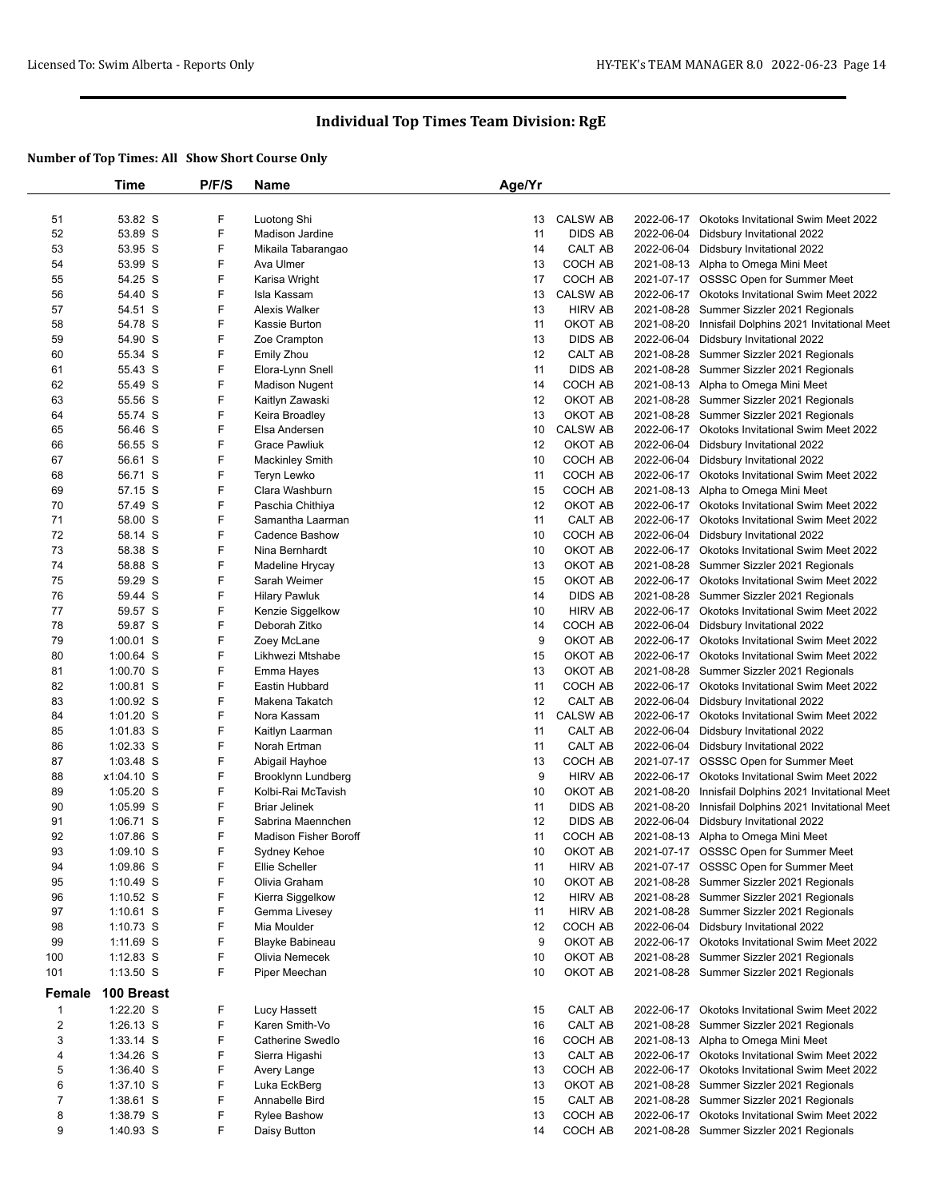# Individual Top Times Team Division: RgE

**Number of Top Times: All Show Short Course Only**

| | Time | P/F/S | Name | Age/Yr | Team | Date | Meet |
|---|---|---|---|---|---|---|---|
| 51 | 53.82 S | F | Luotong Shi | 13 | CALSW AB | 2022-06-17 | Okotoks Invitational Swim Meet 2022 |
| 52 | 53.89 S | F | Madison Jardine | 11 | DIDS AB | 2022-06-04 | Didsbury Invitational 2022 |
| 53 | 53.95 S | F | Mikaila Tabarangao | 14 | CALT AB | 2022-06-04 | Didsbury Invitational 2022 |
| 54 | 53.99 S | F | Ava Ulmer | 13 | COCH AB | 2021-08-13 | Alpha to Omega Mini Meet |
| 55 | 54.25 S | F | Karisa Wright | 17 | COCH AB | 2021-07-17 | OSSSC Open for Summer Meet |
| 56 | 54.40 S | F | Isla Kassam | 13 | CALSW AB | 2022-06-17 | Okotoks Invitational Swim Meet 2022 |
| 57 | 54.51 S | F | Alexis Walker | 13 | HIRV AB | 2021-08-28 | Summer Sizzler 2021 Regionals |
| 58 | 54.78 S | F | Kassie Burton | 11 | OKOT AB | 2021-08-20 | Innisfail Dolphins 2021 Invitational Meet |
| 59 | 54.90 S | F | Zoe Crampton | 13 | DIDS AB | 2022-06-04 | Didsbury Invitational 2022 |
| 60 | 55.34 S | F | Emily Zhou | 12 | CALT AB | 2021-08-28 | Summer Sizzler 2021 Regionals |
| 61 | 55.43 S | F | Elora-Lynn Snell | 11 | DIDS AB | 2021-08-28 | Summer Sizzler 2021 Regionals |
| 62 | 55.49 S | F | Madison Nugent | 14 | COCH AB | 2021-08-13 | Alpha to Omega Mini Meet |
| 63 | 55.56 S | F | Kaitlyn Zawaski | 12 | OKOT AB | 2021-08-28 | Summer Sizzler 2021 Regionals |
| 64 | 55.74 S | F | Keira Broadley | 13 | OKOT AB | 2021-08-28 | Summer Sizzler 2021 Regionals |
| 65 | 56.46 S | F | Elsa Andersen | 10 | CALSW AB | 2022-06-17 | Okotoks Invitational Swim Meet 2022 |
| 66 | 56.55 S | F | Grace Pawliuk | 12 | OKOT AB | 2022-06-04 | Didsbury Invitational 2022 |
| 67 | 56.61 S | F | Mackinley Smith | 10 | COCH AB | 2022-06-04 | Didsbury Invitational 2022 |
| 68 | 56.71 S | F | Teryn Lewko | 11 | COCH AB | 2022-06-17 | Okotoks Invitational Swim Meet 2022 |
| 69 | 57.15 S | F | Clara Washburn | 15 | COCH AB | 2021-08-13 | Alpha to Omega Mini Meet |
| 70 | 57.49 S | F | Paschia Chithiya | 12 | OKOT AB | 2022-06-17 | Okotoks Invitational Swim Meet 2022 |
| 71 | 58.00 S | F | Samantha Laarman | 11 | CALT AB | 2022-06-17 | Okotoks Invitational Swim Meet 2022 |
| 72 | 58.14 S | F | Cadence Bashow | 10 | COCH AB | 2022-06-04 | Didsbury Invitational 2022 |
| 73 | 58.38 S | F | Nina Bernhardt | 10 | OKOT AB | 2022-06-17 | Okotoks Invitational Swim Meet 2022 |
| 74 | 58.88 S | F | Madeline Hrycay | 13 | OKOT AB | 2021-08-28 | Summer Sizzler 2021 Regionals |
| 75 | 59.29 S | F | Sarah Weimer | 15 | OKOT AB | 2022-06-17 | Okotoks Invitational Swim Meet 2022 |
| 76 | 59.44 S | F | Hilary Pawluk | 14 | DIDS AB | 2021-08-28 | Summer Sizzler 2021 Regionals |
| 77 | 59.57 S | F | Kenzie Siggelkow | 10 | HIRV AB | 2022-06-17 | Okotoks Invitational Swim Meet 2022 |
| 78 | 59.87 S | F | Deborah Zitko | 14 | COCH AB | 2022-06-04 | Didsbury Invitational 2022 |
| 79 | 1:00.01 S | F | Zoey McLane | 9 | OKOT AB | 2022-06-17 | Okotoks Invitational Swim Meet 2022 |
| 80 | 1:00.64 S | F | Likhwezi Mtshabe | 15 | OKOT AB | 2022-06-17 | Okotoks Invitational Swim Meet 2022 |
| 81 | 1:00.70 S | F | Emma Hayes | 13 | OKOT AB | 2021-08-28 | Summer Sizzler 2021 Regionals |
| 82 | 1:00.81 S | F | Eastin Hubbard | 11 | COCH AB | 2022-06-17 | Okotoks Invitational Swim Meet 2022 |
| 83 | 1:00.92 S | F | Makena Takatch | 12 | CALT AB | 2022-06-04 | Didsbury Invitational 2022 |
| 84 | 1:01.20 S | F | Nora Kassam | 11 | CALSW AB | 2022-06-17 | Okotoks Invitational Swim Meet 2022 |
| 85 | 1:01.83 S | F | Kaitlyn Laarman | 11 | CALT AB | 2022-06-04 | Didsbury Invitational 2022 |
| 86 | 1:02.33 S | F | Norah Ertman | 11 | CALT AB | 2022-06-04 | Didsbury Invitational 2022 |
| 87 | 1:03.48 S | F | Abigail Hayhoe | 13 | COCH AB | 2021-07-17 | OSSSC Open for Summer Meet |
| 88 | x1:04.10 S | F | Brooklynn Lundberg | 9 | HIRV AB | 2022-06-17 | Okotoks Invitational Swim Meet 2022 |
| 89 | 1:05.20 S | F | Kolbi-Rai McTavish | 10 | OKOT AB | 2021-08-20 | Innisfail Dolphins 2021 Invitational Meet |
| 90 | 1:05.99 S | F | Briar Jelinek | 11 | DIDS AB | 2021-08-20 | Innisfail Dolphins 2021 Invitational Meet |
| 91 | 1:06.71 S | F | Sabrina Maennchen | 12 | DIDS AB | 2022-06-04 | Didsbury Invitational 2022 |
| 92 | 1:07.86 S | F | Madison Fisher Boroff | 11 | COCH AB | 2021-08-13 | Alpha to Omega Mini Meet |
| 93 | 1:09.10 S | F | Sydney Kehoe | 10 | OKOT AB | 2021-07-17 | OSSSC Open for Summer Meet |
| 94 | 1:09.86 S | F | Ellie Scheller | 11 | HIRV AB | 2021-07-17 | OSSSC Open for Summer Meet |
| 95 | 1:10.49 S | F | Olivia Graham | 10 | OKOT AB | 2021-08-28 | Summer Sizzler 2021 Regionals |
| 96 | 1:10.52 S | F | Kierra Siggelkow | 12 | HIRV AB | 2021-08-28 | Summer Sizzler 2021 Regionals |
| 97 | 1:10.61 S | F | Gemma Livesey | 11 | HIRV AB | 2021-08-28 | Summer Sizzler 2021 Regionals |
| 98 | 1:10.73 S | F | Mia Moulder | 12 | COCH AB | 2022-06-04 | Didsbury Invitational 2022 |
| 99 | 1:11.69 S | F | Blayke Babineau | 9 | OKOT AB | 2022-06-17 | Okotoks Invitational Swim Meet 2022 |
| 100 | 1:12.83 S | F | Olivia Nemecek | 10 | OKOT AB | 2021-08-28 | Summer Sizzler 2021 Regionals |
| 101 | 1:13.50 S | F | Piper Meechan | 10 | OKOT AB | 2021-08-28 | Summer Sizzler 2021 Regionals |

## Female 100 Breast

| | Time | P/F/S | Name | Age/Yr | Team | Date | Meet |
|---|---|---|---|---|---|---|---|
| 1 | 1:22.20 S | F | Lucy Hassett | 15 | CALT AB | 2022-06-17 | Okotoks Invitational Swim Meet 2022 |
| 2 | 1:26.13 S | F | Karen Smith-Vo | 16 | CALT AB | 2021-08-28 | Summer Sizzler 2021 Regionals |
| 3 | 1:33.14 S | F | Catherine Swedlo | 16 | COCH AB | 2021-08-13 | Alpha to Omega Mini Meet |
| 4 | 1:34.26 S | F | Sierra Higashi | 13 | CALT AB | 2022-06-17 | Okotoks Invitational Swim Meet 2022 |
| 5 | 1:36.40 S | F | Avery Lange | 13 | COCH AB | 2022-06-17 | Okotoks Invitational Swim Meet 2022 |
| 6 | 1:37.10 S | F | Luka EckBerg | 13 | OKOT AB | 2021-08-28 | Summer Sizzler 2021 Regionals |
| 7 | 1:38.61 S | F | Annabelle Bird | 15 | CALT AB | 2021-08-28 | Summer Sizzler 2021 Regionals |
| 8 | 1:38.79 S | F | Rylee Bashow | 13 | COCH AB | 2022-06-17 | Okotoks Invitational Swim Meet 2022 |
| 9 | 1:40.93 S | F | Daisy Button | 14 | COCH AB | 2021-08-28 | Summer Sizzler 2021 Regionals |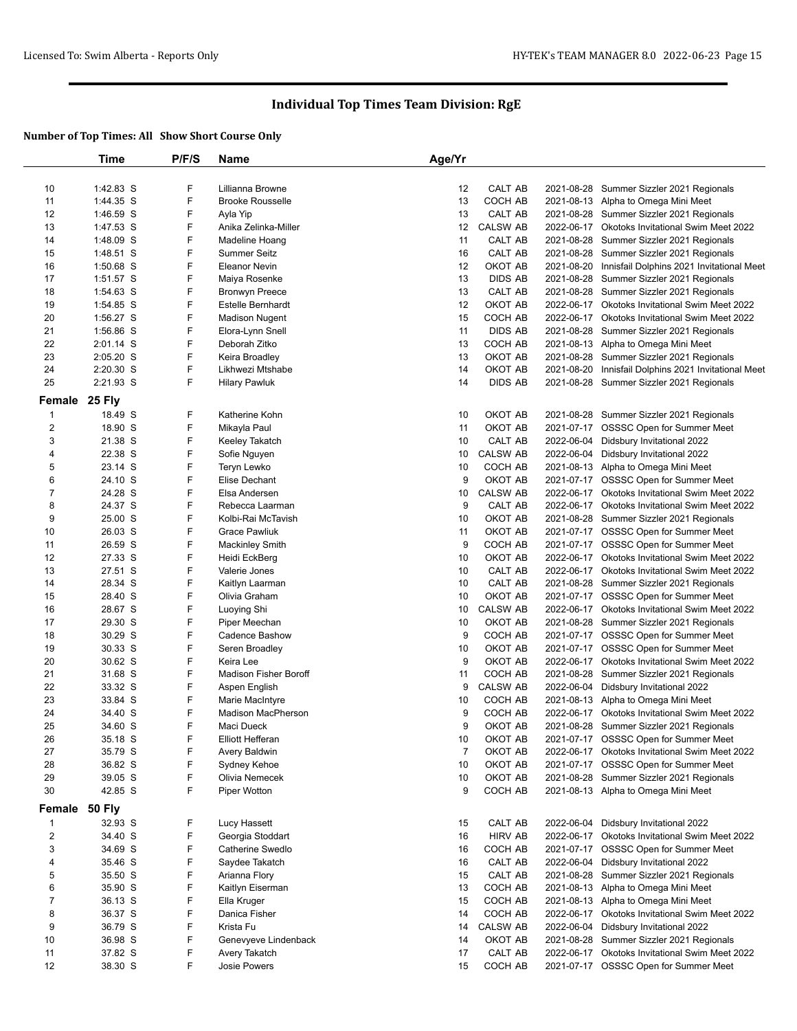# Individual Top Times Team Division: RgE

### Number of Top Times: All Show Short Course Only

| | Time | P/F/S | Name | Age/Yr | | | |
|---|---|---|---|---|---|---|---|
| 10 | 1:42.83 S | F | Lillianna Browne | 12 | CALT AB | 2021-08-28 | Summer Sizzler 2021 Regionals |
| 11 | 1:44.35 S | F | Brooke Rousselle | 13 | COCH AB | 2021-08-13 | Alpha to Omega Mini Meet |
| 12 | 1:46.59 S | F | Ayla Yip | 13 | CALT AB | 2021-08-28 | Summer Sizzler 2021 Regionals |
| 13 | 1:47.53 S | F | Anika Zelinka-Miller | 12 | CALSW AB | 2022-06-17 | Okotoks Invitational Swim Meet 2022 |
| 14 | 1:48.09 S | F | Madeline Hoang | 11 | CALT AB | 2021-08-28 | Summer Sizzler 2021 Regionals |
| 15 | 1:48.51 S | F | Summer Seitz | 16 | CALT AB | 2021-08-28 | Summer Sizzler 2021 Regionals |
| 16 | 1:50.68 S | F | Eleanor Nevin | 12 | OKOT AB | 2021-08-20 | Innisfail Dolphins 2021 Invitational Meet |
| 17 | 1:51.57 S | F | Maiya Rosenke | 13 | DIDS AB | 2021-08-28 | Summer Sizzler 2021 Regionals |
| 18 | 1:54.63 S | F | Bronwyn Preece | 13 | CALT AB | 2021-08-28 | Summer Sizzler 2021 Regionals |
| 19 | 1:54.85 S | F | Estelle Bernhardt | 12 | OKOT AB | 2022-06-17 | Okotoks Invitational Swim Meet 2022 |
| 20 | 1:56.27 S | F | Madison Nugent | 15 | COCH AB | 2022-06-17 | Okotoks Invitational Swim Meet 2022 |
| 21 | 1:56.86 S | F | Elora-Lynn Snell | 11 | DIDS AB | 2021-08-28 | Summer Sizzler 2021 Regionals |
| 22 | 2:01.14 S | F | Deborah Zitko | 13 | COCH AB | 2021-08-13 | Alpha to Omega Mini Meet |
| 23 | 2:05.20 S | F | Keira Broadley | 13 | OKOT AB | 2021-08-28 | Summer Sizzler 2021 Regionals |
| 24 | 2:20.30 S | F | Likhwezi Mtshabe | 14 | OKOT AB | 2021-08-20 | Innisfail Dolphins 2021 Invitational Meet |
| 25 | 2:21.93 S | F | Hilary Pawluk | 14 | DIDS AB | 2021-08-28 | Summer Sizzler 2021 Regionals |
| **Female 25 Fly** | | | | | | | |
| 1 | 18.49 S | F | Katherine Kohn | 10 | OKOT AB | 2021-08-28 | Summer Sizzler 2021 Regionals |
| 2 | 18.90 S | F | Mikayla Paul | 11 | OKOT AB | 2021-07-17 | OSSSC Open for Summer Meet |
| 3 | 21.38 S | F | Keeley Takatch | 10 | CALT AB | 2022-06-04 | Didsbury Invitational 2022 |
| 4 | 22.38 S | F | Sofie Nguyen | 10 | CALSW AB | 2022-06-04 | Didsbury Invitational 2022 |
| 5 | 23.14 S | F | Teryn Lewko | 10 | COCH AB | 2021-08-13 | Alpha to Omega Mini Meet |
| 6 | 24.10 S | F | Elise Dechant | 9 | OKOT AB | 2021-07-17 | OSSSC Open for Summer Meet |
| 7 | 24.28 S | F | Elsa Andersen | 10 | CALSW AB | 2022-06-17 | Okotoks Invitational Swim Meet 2022 |
| 8 | 24.37 S | F | Rebecca Laarman | 9 | CALT AB | 2022-06-17 | Okotoks Invitational Swim Meet 2022 |
| 9 | 25.00 S | F | Kolbi-Rai McTavish | 10 | OKOT AB | 2021-08-28 | Summer Sizzler 2021 Regionals |
| 10 | 26.03 S | F | Grace Pawliuk | 11 | OKOT AB | 2021-07-17 | OSSSC Open for Summer Meet |
| 11 | 26.59 S | F | Mackinley Smith | 9 | COCH AB | 2021-07-17 | OSSSC Open for Summer Meet |
| 12 | 27.33 S | F | Heidi EckBerg | 10 | OKOT AB | 2022-06-17 | Okotoks Invitational Swim Meet 2022 |
| 13 | 27.51 S | F | Valerie Jones | 10 | CALT AB | 2022-06-17 | Okotoks Invitational Swim Meet 2022 |
| 14 | 28.34 S | F | Kaitlyn Laarman | 10 | CALT AB | 2021-08-28 | Summer Sizzler 2021 Regionals |
| 15 | 28.40 S | F | Olivia Graham | 10 | OKOT AB | 2021-07-17 | OSSSC Open for Summer Meet |
| 16 | 28.67 S | F | Luoying Shi | 10 | CALSW AB | 2022-06-17 | Okotoks Invitational Swim Meet 2022 |
| 17 | 29.30 S | F | Piper Meechan | 10 | OKOT AB | 2021-08-28 | Summer Sizzler 2021 Regionals |
| 18 | 30.29 S | F | Cadence Bashow | 9 | COCH AB | 2021-07-17 | OSSSC Open for Summer Meet |
| 19 | 30.33 S | F | Seren Broadley | 10 | OKOT AB | 2021-07-17 | OSSSC Open for Summer Meet |
| 20 | 30.62 S | F | Keira Lee | 9 | OKOT AB | 2022-06-17 | Okotoks Invitational Swim Meet 2022 |
| 21 | 31.68 S | F | Madison Fisher Boroff | 11 | COCH AB | 2021-08-28 | Summer Sizzler 2021 Regionals |
| 22 | 33.32 S | F | Aspen English | 9 | CALSW AB | 2022-06-04 | Didsbury Invitational 2022 |
| 23 | 33.84 S | F | Marie MacIntyre | 10 | COCH AB | 2021-08-13 | Alpha to Omega Mini Meet |
| 24 | 34.40 S | F | Madison MacPherson | 9 | COCH AB | 2022-06-17 | Okotoks Invitational Swim Meet 2022 |
| 25 | 34.60 S | F | Maci Dueck | 9 | OKOT AB | 2021-08-28 | Summer Sizzler 2021 Regionals |
| 26 | 35.18 S | F | Elliott Hefferan | 10 | OKOT AB | 2021-07-17 | OSSSC Open for Summer Meet |
| 27 | 35.79 S | F | Avery Baldwin | 7 | OKOT AB | 2022-06-17 | Okotoks Invitational Swim Meet 2022 |
| 28 | 36.82 S | F | Sydney Kehoe | 10 | OKOT AB | 2021-07-17 | OSSSC Open for Summer Meet |
| 29 | 39.05 S | F | Olivia Nemecek | 10 | OKOT AB | 2021-08-28 | Summer Sizzler 2021 Regionals |
| 30 | 42.85 S | F | Piper Wotton | 9 | COCH AB | 2021-08-13 | Alpha to Omega Mini Meet |
| **Female 50 Fly** | | | | | | | |
| 1 | 32.93 S | F | Lucy Hassett | 15 | CALT AB | 2022-06-04 | Didsbury Invitational 2022 |
| 2 | 34.40 S | F | Georgia Stoddart | 16 | HIRV AB | 2022-06-17 | Okotoks Invitational Swim Meet 2022 |
| 3 | 34.69 S | F | Catherine Swedlo | 16 | COCH AB | 2021-07-17 | OSSSC Open for Summer Meet |
| 4 | 35.46 S | F | Saydee Takatch | 16 | CALT AB | 2022-06-04 | Didsbury Invitational 2022 |
| 5 | 35.50 S | F | Arianna Flory | 15 | CALT AB | 2021-08-28 | Summer Sizzler 2021 Regionals |
| 6 | 35.90 S | F | Kaitlyn Eiserman | 13 | COCH AB | 2021-08-13 | Alpha to Omega Mini Meet |
| 7 | 36.13 S | F | Ella Kruger | 15 | COCH AB | 2021-08-13 | Alpha to Omega Mini Meet |
| 8 | 36.37 S | F | Danica Fisher | 14 | COCH AB | 2022-06-17 | Okotoks Invitational Swim Meet 2022 |
| 9 | 36.79 S | F | Krista Fu | 14 | CALSW AB | 2022-06-04 | Didsbury Invitational 2022 |
| 10 | 36.98 S | F | Genevyeve Lindenback | 14 | OKOT AB | 2021-08-28 | Summer Sizzler 2021 Regionals |
| 11 | 37.82 S | F | Avery Takatch | 17 | CALT AB | 2022-06-17 | Okotoks Invitational Swim Meet 2022 |
| 12 | 38.30 S | F | Josie Powers | 15 | COCH AB | 2021-07-17 | OSSSC Open for Summer Meet |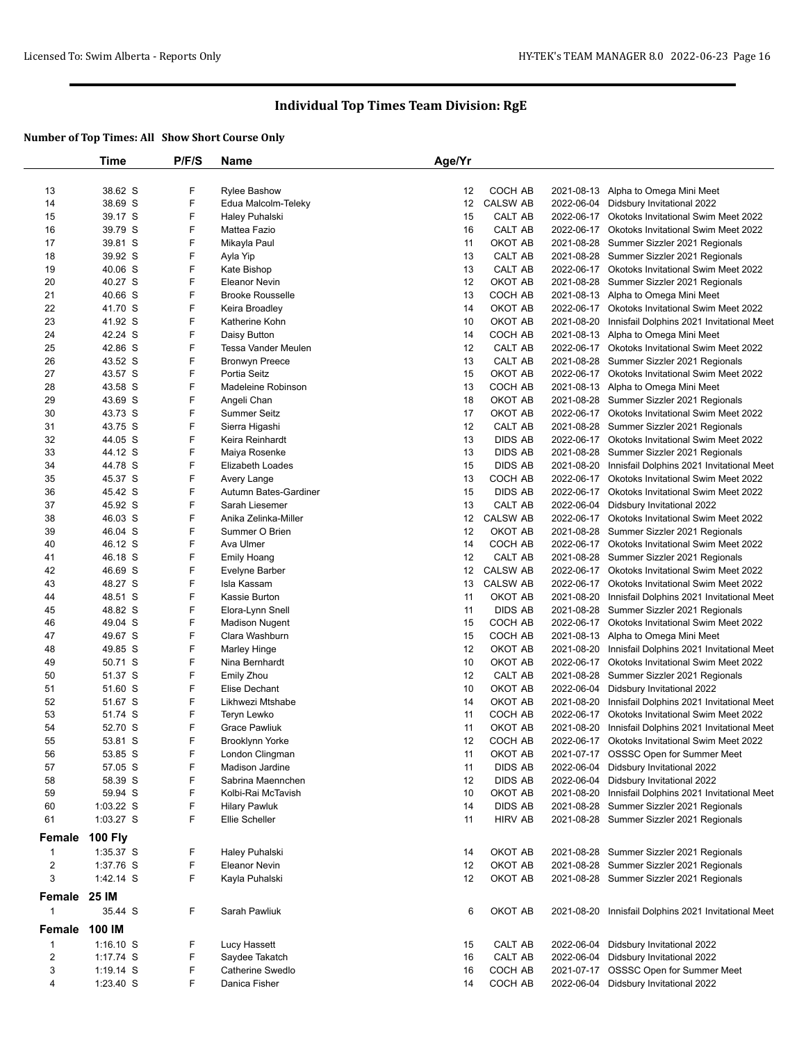# Individual Top Times Team Division: RgE

**Number of Top Times: All Show Short Course Only**

| | Time | P/F/S | Name | Age/Yr | | | |
|---|---|---|---|---|---|---|---|
| 13 | 38.62 S | F | Rylee Bashow | 12 | COCH AB | 2021-08-13 | Alpha to Omega Mini Meet |
| 14 | 38.69 S | F | Edua Malcolm-Teleky | 12 | CALSW AB | 2022-06-04 | Didsbury Invitational 2022 |
| 15 | 39.17 S | F | Haley Puhalski | 15 | CALT AB | 2022-06-17 | Okotoks Invitational Swim Meet 2022 |
| 16 | 39.79 S | F | Mattea Fazio | 16 | CALT AB | 2022-06-17 | Okotoks Invitational Swim Meet 2022 |
| 17 | 39.81 S | F | Mikayla Paul | 11 | OKOT AB | 2021-08-28 | Summer Sizzler 2021 Regionals |
| 18 | 39.92 S | F | Ayla Yip | 13 | CALT AB | 2021-08-28 | Summer Sizzler 2021 Regionals |
| 19 | 40.06 S | F | Kate Bishop | 13 | CALT AB | 2022-06-17 | Okotoks Invitational Swim Meet 2022 |
| 20 | 40.27 S | F | Eleanor Nevin | 12 | OKOT AB | 2021-08-28 | Summer Sizzler 2021 Regionals |
| 21 | 40.66 S | F | Brooke Rousselle | 13 | COCH AB | 2021-08-13 | Alpha to Omega Mini Meet |
| 22 | 41.70 S | F | Keira Broadley | 14 | OKOT AB | 2022-06-17 | Okotoks Invitational Swim Meet 2022 |
| 23 | 41.92 S | F | Katherine Kohn | 10 | OKOT AB | 2021-08-20 | Innisfail Dolphins 2021 Invitational Meet |
| 24 | 42.24 S | F | Daisy Button | 14 | COCH AB | 2021-08-13 | Alpha to Omega Mini Meet |
| 25 | 42.86 S | F | Tessa Vander Meulen | 12 | CALT AB | 2022-06-17 | Okotoks Invitational Swim Meet 2022 |
| 26 | 43.52 S | F | Bronwyn Preece | 13 | CALT AB | 2021-08-28 | Summer Sizzler 2021 Regionals |
| 27 | 43.57 S | F | Portia Seitz | 15 | OKOT AB | 2022-06-17 | Okotoks Invitational Swim Meet 2022 |
| 28 | 43.58 S | F | Madeleine Robinson | 13 | COCH AB | 2021-08-13 | Alpha to Omega Mini Meet |
| 29 | 43.69 S | F | Angeli Chan | 18 | OKOT AB | 2021-08-28 | Summer Sizzler 2021 Regionals |
| 30 | 43.73 S | F | Summer Seitz | 17 | OKOT AB | 2022-06-17 | Okotoks Invitational Swim Meet 2022 |
| 31 | 43.75 S | F | Sierra Higashi | 12 | CALT AB | 2021-08-28 | Summer Sizzler 2021 Regionals |
| 32 | 44.05 S | F | Keira Reinhardt | 13 | DIDS AB | 2022-06-17 | Okotoks Invitational Swim Meet 2022 |
| 33 | 44.12 S | F | Maiya Rosenke | 13 | DIDS AB | 2021-08-28 | Summer Sizzler 2021 Regionals |
| 34 | 44.78 S | F | Elizabeth Loades | 15 | DIDS AB | 2021-08-20 | Innisfail Dolphins 2021 Invitational Meet |
| 35 | 45.37 S | F | Avery Lange | 13 | COCH AB | 2022-06-17 | Okotoks Invitational Swim Meet 2022 |
| 36 | 45.42 S | F | Autumn Bates-Gardiner | 15 | DIDS AB | 2022-06-17 | Okotoks Invitational Swim Meet 2022 |
| 37 | 45.92 S | F | Sarah Liesemer | 13 | CALT AB | 2022-06-04 | Didsbury Invitational 2022 |
| 38 | 46.03 S | F | Anika Zelinka-Miller | 12 | CALSW AB | 2022-06-17 | Okotoks Invitational Swim Meet 2022 |
| 39 | 46.04 S | F | Summer O Brien | 12 | OKOT AB | 2021-08-28 | Summer Sizzler 2021 Regionals |
| 40 | 46.12 S | F | Ava Ulmer | 14 | COCH AB | 2022-06-17 | Okotoks Invitational Swim Meet 2022 |
| 41 | 46.18 S | F | Emily Hoang | 12 | CALT AB | 2021-08-28 | Summer Sizzler 2021 Regionals |
| 42 | 46.69 S | F | Evelyne Barber | 12 | CALSW AB | 2022-06-17 | Okotoks Invitational Swim Meet 2022 |
| 43 | 48.27 S | F | Isla Kassam | 13 | CALSW AB | 2022-06-17 | Okotoks Invitational Swim Meet 2022 |
| 44 | 48.51 S | F | Kassie Burton | 11 | OKOT AB | 2021-08-20 | Innisfail Dolphins 2021 Invitational Meet |
| 45 | 48.82 S | F | Elora-Lynn Snell | 11 | DIDS AB | 2021-08-28 | Summer Sizzler 2021 Regionals |
| 46 | 49.04 S | F | Madison Nugent | 15 | COCH AB | 2022-06-17 | Okotoks Invitational Swim Meet 2022 |
| 47 | 49.67 S | F | Clara Washburn | 15 | COCH AB | 2021-08-13 | Alpha to Omega Mini Meet |
| 48 | 49.85 S | F | Marley Hinge | 12 | OKOT AB | 2021-08-20 | Innisfail Dolphins 2021 Invitational Meet |
| 49 | 50.71 S | F | Nina Bernhardt | 10 | OKOT AB | 2022-06-17 | Okotoks Invitational Swim Meet 2022 |
| 50 | 51.37 S | F | Emily Zhou | 12 | CALT AB | 2021-08-28 | Summer Sizzler 2021 Regionals |
| 51 | 51.60 S | F | Elise Dechant | 10 | OKOT AB | 2022-06-04 | Didsbury Invitational 2022 |
| 52 | 51.67 S | F | Likhwezi Mtshabe | 14 | OKOT AB | 2021-08-20 | Innisfail Dolphins 2021 Invitational Meet |
| 53 | 51.74 S | F | Teryn Lewko | 11 | COCH AB | 2022-06-17 | Okotoks Invitational Swim Meet 2022 |
| 54 | 52.70 S | F | Grace Pawliuk | 11 | OKOT AB | 2021-08-20 | Innisfail Dolphins 2021 Invitational Meet |
| 55 | 53.81 S | F | Brooklynn Yorke | 12 | COCH AB | 2022-06-17 | Okotoks Invitational Swim Meet 2022 |
| 56 | 53.85 S | F | London Clingman | 11 | OKOT AB | 2021-07-17 | OSSSC Open for Summer Meet |
| 57 | 57.05 S | F | Madison Jardine | 11 | DIDS AB | 2022-06-04 | Didsbury Invitational 2022 |
| 58 | 58.39 S | F | Sabrina Maennchen | 12 | DIDS AB | 2022-06-04 | Didsbury Invitational 2022 |
| 59 | 59.94 S | F | Kolbi-Rai McTavish | 10 | OKOT AB | 2021-08-20 | Innisfail Dolphins 2021 Invitational Meet |
| 60 | 1:03.22 S | F | Hilary Pawluk | 14 | DIDS AB | 2021-08-28 | Summer Sizzler 2021 Regionals |
| 61 | 1:03.27 S | F | Ellie Scheller | 11 | HIRV AB | 2021-08-28 | Summer Sizzler 2021 Regionals |

## Female 100 Fly

| | Time | P/F/S | Name | Age/Yr | | | |
|---|---|---|---|---|---|---|---|
| 1 | 1:35.37 S | F | Haley Puhalski | 14 | OKOT AB | 2021-08-28 | Summer Sizzler 2021 Regionals |
| 2 | 1:37.76 S | F | Eleanor Nevin | 12 | OKOT AB | 2021-08-28 | Summer Sizzler 2021 Regionals |
| 3 | 1:42.14 S | F | Kayla Puhalski | 12 | OKOT AB | 2021-08-28 | Summer Sizzler 2021 Regionals |

## Female 25 IM

| | Time | P/F/S | Name | Age/Yr | | | |
|---|---|---|---|---|---|---|---|
| 1 | 35.44 S | F | Sarah Pawliuk | 6 | OKOT AB | 2021-08-20 | Innisfail Dolphins 2021 Invitational Meet |

## Female 100 IM

| | Time | P/F/S | Name | Age/Yr | | | |
|---|---|---|---|---|---|---|---|
| 1 | 1:16.10 S | F | Lucy Hassett | 15 | CALT AB | 2022-06-04 | Didsbury Invitational 2022 |
| 2 | 1:17.74 S | F | Saydee Takatch | 16 | CALT AB | 2022-06-04 | Didsbury Invitational 2022 |
| 3 | 1:19.14 S | F | Catherine Swedlo | 16 | COCH AB | 2021-07-17 | OSSSC Open for Summer Meet |
| 4 | 1:23.40 S | F | Danica Fisher | 14 | COCH AB | 2022-06-04 | Didsbury Invitational 2022 |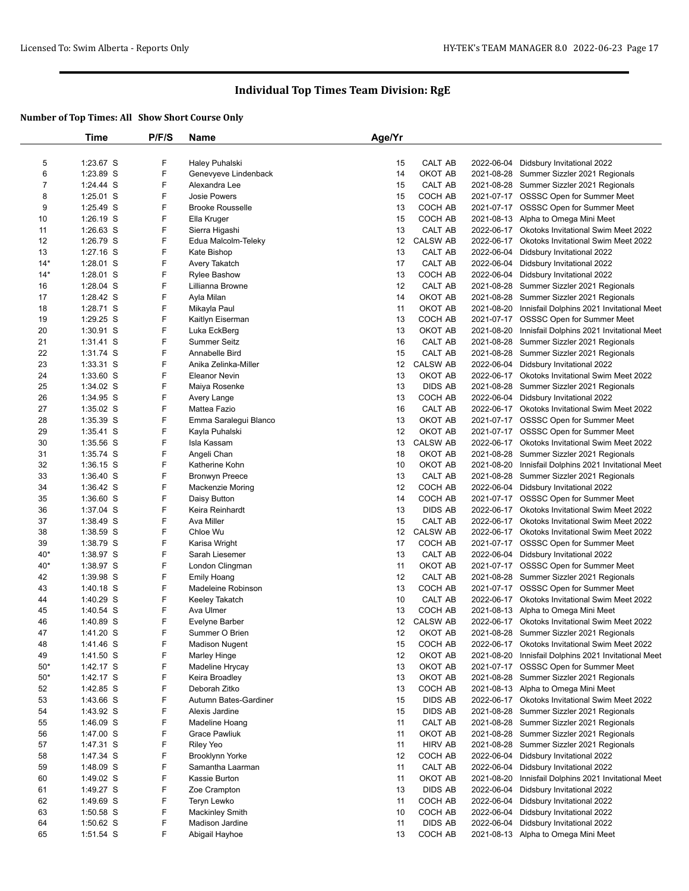# Individual Top Times Team Division: RgE

**Number of Top Times: All Show Short Course Only**

| | Time | P/F/S | Name | Age/Yr | | | |
|---|---|---|---|---|---|---|---|
| 5 | 1:23.67 S | F | Haley Puhalski | 15 | CALT AB | 2022-06-04 | Didsbury Invitational 2022 |
| 6 | 1:23.89 S | F | Genevyeve Lindenback | 14 | OKOT AB | 2021-08-28 | Summer Sizzler 2021 Regionals |
| 7 | 1:24.44 S | F | Alexandra Lee | 15 | CALT AB | 2021-08-28 | Summer Sizzler 2021 Regionals |
| 8 | 1:25.01 S | F | Josie Powers | 15 | COCH AB | 2021-07-17 | OSSSC Open for Summer Meet |
| 9 | 1:25.49 S | F | Brooke Rousselle | 13 | COCH AB | 2021-07-17 | OSSSC Open for Summer Meet |
| 10 | 1:26.19 S | F | Ella Kruger | 15 | COCH AB | 2021-08-13 | Alpha to Omega Mini Meet |
| 11 | 1:26.63 S | F | Sierra Higashi | 13 | CALT AB | 2022-06-17 | Okotoks Invitational Swim Meet 2022 |
| 12 | 1:26.79 S | F | Edua Malcolm-Teleky | 12 | CALSW AB | 2022-06-17 | Okotoks Invitational Swim Meet 2022 |
| 13 | 1:27.16 S | F | Kate Bishop | 13 | CALT AB | 2022-06-04 | Didsbury Invitational 2022 |
| 14* | 1:28.01 S | F | Avery Takatch | 17 | CALT AB | 2022-06-04 | Didsbury Invitational 2022 |
| 14* | 1:28.01 S | F | Rylee Bashow | 13 | COCH AB | 2022-06-04 | Didsbury Invitational 2022 |
| 16 | 1:28.04 S | F | Lillianna Browne | 12 | CALT AB | 2021-08-28 | Summer Sizzler 2021 Regionals |
| 17 | 1:28.42 S | F | Ayla Milan | 14 | OKOT AB | 2021-08-28 | Summer Sizzler 2021 Regionals |
| 18 | 1:28.71 S | F | Mikayla Paul | 11 | OKOT AB | 2021-08-20 | Innisfail Dolphins 2021 Invitational Meet |
| 19 | 1:29.25 S | F | Kaitlyn Eiserman | 13 | COCH AB | 2021-07-17 | OSSSC Open for Summer Meet |
| 20 | 1:30.91 S | F | Luka EckBerg | 13 | OKOT AB | 2021-08-20 | Innisfail Dolphins 2021 Invitational Meet |
| 21 | 1:31.41 S | F | Summer Seitz | 16 | CALT AB | 2021-08-28 | Summer Sizzler 2021 Regionals |
| 22 | 1:31.74 S | F | Annabelle Bird | 15 | CALT AB | 2021-08-28 | Summer Sizzler 2021 Regionals |
| 23 | 1:33.31 S | F | Anika Zelinka-Miller | 12 | CALSW AB | 2022-06-04 | Didsbury Invitational 2022 |
| 24 | 1:33.60 S | F | Eleanor Nevin | 13 | OKOT AB | 2022-06-17 | Okotoks Invitational Swim Meet 2022 |
| 25 | 1:34.02 S | F | Maiya Rosenke | 13 | DIDS AB | 2021-08-28 | Summer Sizzler 2021 Regionals |
| 26 | 1:34.95 S | F | Avery Lange | 13 | COCH AB | 2022-06-04 | Didsbury Invitational 2022 |
| 27 | 1:35.02 S | F | Mattea Fazio | 16 | CALT AB | 2022-06-17 | Okotoks Invitational Swim Meet 2022 |
| 28 | 1:35.39 S | F | Emma Saralegui Blanco | 13 | OKOT AB | 2021-07-17 | OSSSC Open for Summer Meet |
| 29 | 1:35.41 S | F | Kayla Puhalski | 12 | OKOT AB | 2021-07-17 | OSSSC Open for Summer Meet |
| 30 | 1:35.56 S | F | Isla Kassam | 13 | CALSW AB | 2022-06-17 | Okotoks Invitational Swim Meet 2022 |
| 31 | 1:35.74 S | F | Angeli Chan | 18 | OKOT AB | 2021-08-28 | Summer Sizzler 2021 Regionals |
| 32 | 1:36.15 S | F | Katherine Kohn | 10 | OKOT AB | 2021-08-20 | Innisfail Dolphins 2021 Invitational Meet |
| 33 | 1:36.40 S | F | Bronwyn Preece | 13 | CALT AB | 2021-08-28 | Summer Sizzler 2021 Regionals |
| 34 | 1:36.42 S | F | Mackenzie Moring | 12 | COCH AB | 2022-06-04 | Didsbury Invitational 2022 |
| 35 | 1:36.60 S | F | Daisy Button | 14 | COCH AB | 2021-07-17 | OSSSC Open for Summer Meet |
| 36 | 1:37.04 S | F | Keira Reinhardt | 13 | DIDS AB | 2022-06-17 | Okotoks Invitational Swim Meet 2022 |
| 37 | 1:38.49 S | F | Ava Miller | 15 | CALT AB | 2022-06-17 | Okotoks Invitational Swim Meet 2022 |
| 38 | 1:38.59 S | F | Chloe Wu | 12 | CALSW AB | 2022-06-17 | Okotoks Invitational Swim Meet 2022 |
| 39 | 1:38.79 S | F | Karisa Wright | 17 | COCH AB | 2021-07-17 | OSSSC Open for Summer Meet |
| 40* | 1:38.97 S | F | Sarah Liesemer | 13 | CALT AB | 2022-06-04 | Didsbury Invitational 2022 |
| 40* | 1:38.97 S | F | London Clingman | 11 | OKOT AB | 2021-07-17 | OSSSC Open for Summer Meet |
| 42 | 1:39.98 S | F | Emily Hoang | 12 | CALT AB | 2021-08-28 | Summer Sizzler 2021 Regionals |
| 43 | 1:40.18 S | F | Madeleine Robinson | 13 | COCH AB | 2021-07-17 | OSSSC Open for Summer Meet |
| 44 | 1:40.29 S | F | Keeley Takatch | 10 | CALT AB | 2022-06-17 | Okotoks Invitational Swim Meet 2022 |
| 45 | 1:40.54 S | F | Ava Ulmer | 13 | COCH AB | 2021-08-13 | Alpha to Omega Mini Meet |
| 46 | 1:40.89 S | F | Evelyne Barber | 12 | CALSW AB | 2022-06-17 | Okotoks Invitational Swim Meet 2022 |
| 47 | 1:41.20 S | F | Summer O Brien | 12 | OKOT AB | 2021-08-28 | Summer Sizzler 2021 Regionals |
| 48 | 1:41.46 S | F | Madison Nugent | 15 | COCH AB | 2022-06-17 | Okotoks Invitational Swim Meet 2022 |
| 49 | 1:41.50 S | F | Marley Hinge | 12 | OKOT AB | 2021-08-20 | Innisfail Dolphins 2021 Invitational Meet |
| 50* | 1:42.17 S | F | Madeline Hrycay | 13 | OKOT AB | 2021-07-17 | OSSSC Open for Summer Meet |
| 50* | 1:42.17 S | F | Keira Broadley | 13 | OKOT AB | 2021-08-28 | Summer Sizzler 2021 Regionals |
| 52 | 1:42.85 S | F | Deborah Zitko | 13 | COCH AB | 2021-08-13 | Alpha to Omega Mini Meet |
| 53 | 1:43.66 S | F | Autumn Bates-Gardiner | 15 | DIDS AB | 2022-06-17 | Okotoks Invitational Swim Meet 2022 |
| 54 | 1:43.92 S | F | Alexis Jardine | 15 | DIDS AB | 2021-08-28 | Summer Sizzler 2021 Regionals |
| 55 | 1:46.09 S | F | Madeline Hoang | 11 | CALT AB | 2021-08-28 | Summer Sizzler 2021 Regionals |
| 56 | 1:47.00 S | F | Grace Pawliuk | 11 | OKOT AB | 2021-08-28 | Summer Sizzler 2021 Regionals |
| 57 | 1:47.31 S | F | Riley Yeo | 11 | HIRV AB | 2021-08-28 | Summer Sizzler 2021 Regionals |
| 58 | 1:47.34 S | F | Brooklynn Yorke | 12 | COCH AB | 2022-06-04 | Didsbury Invitational 2022 |
| 59 | 1:48.09 S | F | Samantha Laarman | 11 | CALT AB | 2022-06-04 | Didsbury Invitational 2022 |
| 60 | 1:49.02 S | F | Kassie Burton | 11 | OKOT AB | 2021-08-20 | Innisfail Dolphins 2021 Invitational Meet |
| 61 | 1:49.27 S | F | Zoe Crampton | 13 | DIDS AB | 2022-06-04 | Didsbury Invitational 2022 |
| 62 | 1:49.69 S | F | Teryn Lewko | 11 | COCH AB | 2022-06-04 | Didsbury Invitational 2022 |
| 63 | 1:50.58 S | F | Mackinley Smith | 10 | COCH AB | 2022-06-04 | Didsbury Invitational 2022 |
| 64 | 1:50.62 S | F | Madison Jardine | 11 | DIDS AB | 2022-06-04 | Didsbury Invitational 2022 |
| 65 | 1:51.54 S | F | Abigail Hayhoe | 13 | COCH AB | 2021-08-13 | Alpha to Omega Mini Meet |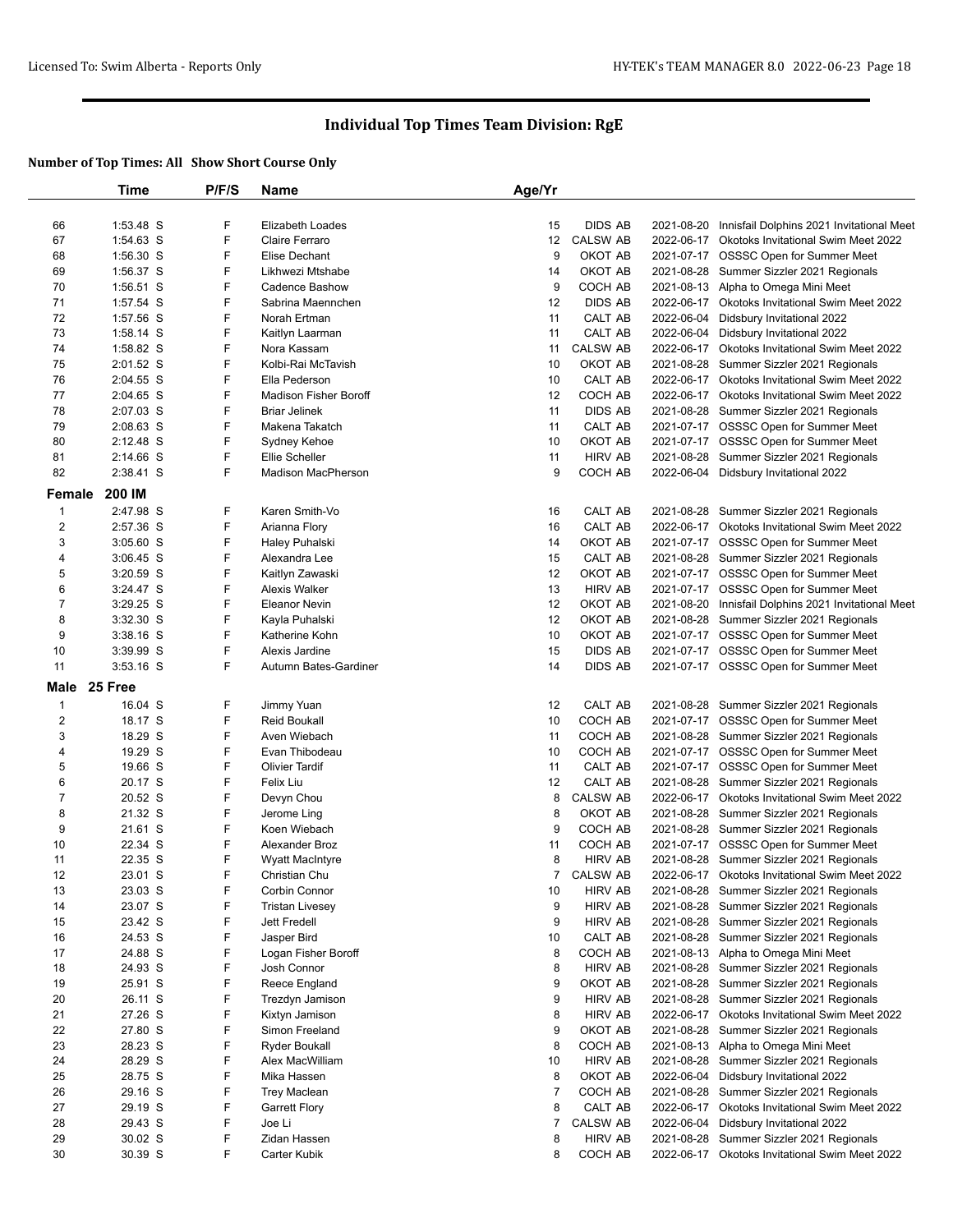# Individual Top Times Team Division: RgE

### Number of Top Times: All Show Short Course Only

| | Time | P/F/S | Name | Age/Yr | | | |
|---|---|---|---|---|---|---|---|
| 66 | 1:53.48 S | F | Elizabeth Loades | 15 | DIDS AB | 2021-08-20 | Innisfail Dolphins 2021 Invitational Meet |
| 67 | 1:54.63 S | F | Claire Ferraro | 12 | CALSW AB | 2022-06-17 | Okotoks Invitational Swim Meet 2022 |
| 68 | 1:56.30 S | F | Elise Dechant | 9 | OKOT AB | 2021-07-17 | OSSSC Open for Summer Meet |
| 69 | 1:56.37 S | F | Likhwezi Mtshabe | 14 | OKOT AB | 2021-08-28 | Summer Sizzler 2021 Regionals |
| 70 | 1:56.51 S | F | Cadence Bashow | 9 | COCH AB | 2021-08-13 | Alpha to Omega Mini Meet |
| 71 | 1:57.54 S | F | Sabrina Maennchen | 12 | DIDS AB | 2022-06-17 | Okotoks Invitational Swim Meet 2022 |
| 72 | 1:57.56 S | F | Norah Ertman | 11 | CALT AB | 2022-06-04 | Didsbury Invitational 2022 |
| 73 | 1:58.14 S | F | Kaitlyn Laarman | 11 | CALT AB | 2022-06-04 | Didsbury Invitational 2022 |
| 74 | 1:58.82 S | F | Nora Kassam | 11 | CALSW AB | 2022-06-17 | Okotoks Invitational Swim Meet 2022 |
| 75 | 2:01.52 S | F | Kolbi-Rai McTavish | 10 | OKOT AB | 2021-08-28 | Summer Sizzler 2021 Regionals |
| 76 | 2:04.55 S | F | Ella Pederson | 10 | CALT AB | 2022-06-17 | Okotoks Invitational Swim Meet 2022 |
| 77 | 2:04.65 S | F | Madison Fisher Boroff | 12 | COCH AB | 2022-06-17 | Okotoks Invitational Swim Meet 2022 |
| 78 | 2:07.03 S | F | Briar Jelinek | 11 | DIDS AB | 2021-08-28 | Summer Sizzler 2021 Regionals |
| 79 | 2:08.63 S | F | Makena Takatch | 11 | CALT AB | 2021-07-17 | OSSSC Open for Summer Meet |
| 80 | 2:12.48 S | F | Sydney Kehoe | 10 | OKOT AB | 2021-07-17 | OSSSC Open for Summer Meet |
| 81 | 2:14.66 S | F | Ellie Scheller | 11 | HIRV AB | 2021-08-28 | Summer Sizzler 2021 Regionals |
| 82 | 2:38.41 S | F | Madison MacPherson | 9 | COCH AB | 2022-06-04 | Didsbury Invitational 2022 |
| **Female** | **200 IM** | | | | | | |
| 1 | 2:47.98 S | F | Karen Smith-Vo | 16 | CALT AB | 2021-08-28 | Summer Sizzler 2021 Regionals |
| 2 | 2:57.36 S | F | Arianna Flory | 16 | CALT AB | 2022-06-17 | Okotoks Invitational Swim Meet 2022 |
| 3 | 3:05.60 S | F | Haley Puhalski | 14 | OKOT AB | 2021-07-17 | OSSSC Open for Summer Meet |
| 4 | 3:06.45 S | F | Alexandra Lee | 15 | CALT AB | 2021-08-28 | Summer Sizzler 2021 Regionals |
| 5 | 3:20.59 S | F | Kaitlyn Zawaski | 12 | OKOT AB | 2021-07-17 | OSSSC Open for Summer Meet |
| 6 | 3:24.47 S | F | Alexis Walker | 13 | HIRV AB | 2021-07-17 | OSSSC Open for Summer Meet |
| 7 | 3:29.25 S | F | Eleanor Nevin | 12 | OKOT AB | 2021-08-20 | Innisfail Dolphins 2021 Invitational Meet |
| 8 | 3:32.30 S | F | Kayla Puhalski | 12 | OKOT AB | 2021-08-28 | Summer Sizzler 2021 Regionals |
| 9 | 3:38.16 S | F | Katherine Kohn | 10 | OKOT AB | 2021-07-17 | OSSSC Open for Summer Meet |
| 10 | 3:39.99 S | F | Alexis Jardine | 15 | DIDS AB | 2021-07-17 | OSSSC Open for Summer Meet |
| 11 | 3:53.16 S | F | Autumn Bates-Gardiner | 14 | DIDS AB | 2021-07-17 | OSSSC Open for Summer Meet |
| **Male** | **25 Free** | | | | | | |
| 1 | 16.04 S | F | Jimmy Yuan | 12 | CALT AB | 2021-08-28 | Summer Sizzler 2021 Regionals |
| 2 | 18.17 S | F | Reid Boukall | 10 | COCH AB | 2021-07-17 | OSSSC Open for Summer Meet |
| 3 | 18.29 S | F | Aven Wiebach | 11 | COCH AB | 2021-08-28 | Summer Sizzler 2021 Regionals |
| 4 | 19.29 S | F | Evan Thibodeau | 10 | COCH AB | 2021-07-17 | OSSSC Open for Summer Meet |
| 5 | 19.66 S | F | Olivier Tardif | 11 | CALT AB | 2021-07-17 | OSSSC Open for Summer Meet |
| 6 | 20.17 S | F | Felix Liu | 12 | CALT AB | 2021-08-28 | Summer Sizzler 2021 Regionals |
| 7 | 20.52 S | F | Devyn Chou | 8 | CALSW AB | 2022-06-17 | Okotoks Invitational Swim Meet 2022 |
| 8 | 21.32 S | F | Jerome Ling | 8 | OKOT AB | 2021-08-28 | Summer Sizzler 2021 Regionals |
| 9 | 21.61 S | F | Koen Wiebach | 9 | COCH AB | 2021-08-28 | Summer Sizzler 2021 Regionals |
| 10 | 22.34 S | F | Alexander Broz | 11 | COCH AB | 2021-07-17 | OSSSC Open for Summer Meet |
| 11 | 22.35 S | F | Wyatt MacIntyre | 8 | HIRV AB | 2021-08-28 | Summer Sizzler 2021 Regionals |
| 12 | 23.01 S | F | Christian Chu | 7 | CALSW AB | 2022-06-17 | Okotoks Invitational Swim Meet 2022 |
| 13 | 23.03 S | F | Corbin Connor | 10 | HIRV AB | 2021-08-28 | Summer Sizzler 2021 Regionals |
| 14 | 23.07 S | F | Tristan Livesey | 9 | HIRV AB | 2021-08-28 | Summer Sizzler 2021 Regionals |
| 15 | 23.42 S | F | Jett Fredell | 9 | HIRV AB | 2021-08-28 | Summer Sizzler 2021 Regionals |
| 16 | 24.53 S | F | Jasper Bird | 10 | CALT AB | 2021-08-28 | Summer Sizzler 2021 Regionals |
| 17 | 24.88 S | F | Logan Fisher Boroff | 8 | COCH AB | 2021-08-13 | Alpha to Omega Mini Meet |
| 18 | 24.93 S | F | Josh Connor | 8 | HIRV AB | 2021-08-28 | Summer Sizzler 2021 Regionals |
| 19 | 25.91 S | F | Reece England | 9 | OKOT AB | 2021-08-28 | Summer Sizzler 2021 Regionals |
| 20 | 26.11 S | F | Trezdyn Jamison | 9 | HIRV AB | 2021-08-28 | Summer Sizzler 2021 Regionals |
| 21 | 27.26 S | F | Kixtyn Jamison | 8 | HIRV AB | 2022-06-17 | Okotoks Invitational Swim Meet 2022 |
| 22 | 27.80 S | F | Simon Freeland | 9 | OKOT AB | 2021-08-28 | Summer Sizzler 2021 Regionals |
| 23 | 28.23 S | F | Ryder Boukall | 8 | COCH AB | 2021-08-13 | Alpha to Omega Mini Meet |
| 24 | 28.29 S | F | Alex MacWilliam | 10 | HIRV AB | 2021-08-28 | Summer Sizzler 2021 Regionals |
| 25 | 28.75 S | F | Mika Hassen | 8 | OKOT AB | 2022-06-04 | Didsbury Invitational 2022 |
| 26 | 29.16 S | F | Trey Maclean | 7 | COCH AB | 2021-08-28 | Summer Sizzler 2021 Regionals |
| 27 | 29.19 S | F | Garrett Flory | 8 | CALT AB | 2022-06-17 | Okotoks Invitational Swim Meet 2022 |
| 28 | 29.43 S | F | Joe Li | 7 | CALSW AB | 2022-06-04 | Didsbury Invitational 2022 |
| 29 | 30.02 S | F | Zidan Hassen | 8 | HIRV AB | 2021-08-28 | Summer Sizzler 2021 Regionals |
| 30 | 30.39 S | F | Carter Kubik | 8 | COCH AB | 2022-06-17 | Okotoks Invitational Swim Meet 2022 |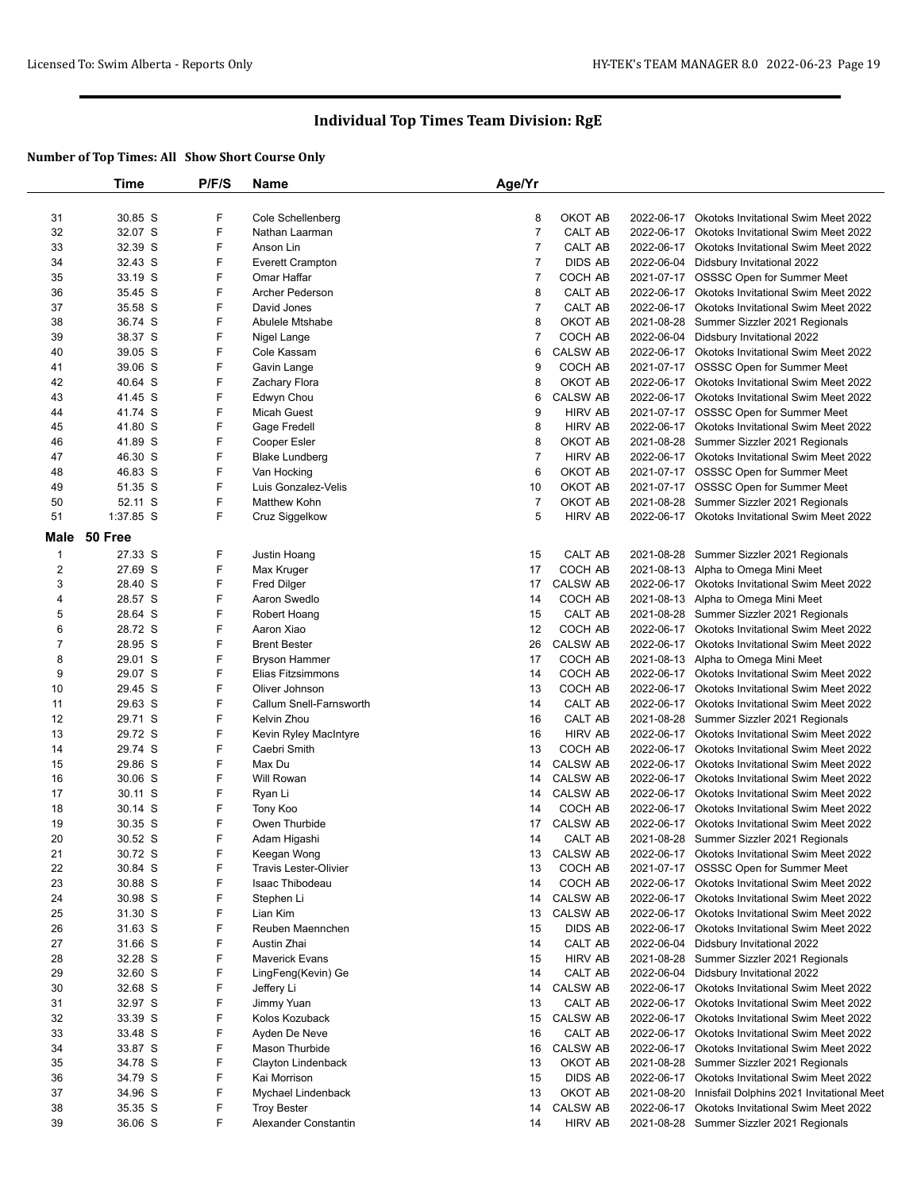## Individual Top Times Team Division: RgE

**Number of Top Times: All Show Short Course Only**

| | Time | P/F/S | Name | Age/Yr | | | |
|---|---|---|---|---|---|---|---|
| 31 | 30.85 S | F | Cole Schellenberg | 8 | OKOT AB | 2022-06-17 | Okotoks Invitational Swim Meet 2022 |
| 32 | 32.07 S | F | Nathan Laarman | 7 | CALT AB | 2022-06-17 | Okotoks Invitational Swim Meet 2022 |
| 33 | 32.39 S | F | Anson Lin | 7 | CALT AB | 2022-06-17 | Okotoks Invitational Swim Meet 2022 |
| 34 | 32.43 S | F | Everett Crampton | 7 | DIDS AB | 2022-06-04 | Didsbury Invitational 2022 |
| 35 | 33.19 S | F | Omar Haffar | 7 | COCH AB | 2021-07-17 | OSSSC Open for Summer Meet |
| 36 | 35.45 S | F | Archer Pederson | 8 | CALT AB | 2022-06-17 | Okotoks Invitational Swim Meet 2022 |
| 37 | 35.58 S | F | David Jones | 7 | CALT AB | 2022-06-17 | Okotoks Invitational Swim Meet 2022 |
| 38 | 36.74 S | F | Abulele Mtshabe | 8 | OKOT AB | 2021-08-28 | Summer Sizzler 2021 Regionals |
| 39 | 38.37 S | F | Nigel Lange | 7 | COCH AB | 2022-06-04 | Didsbury Invitational 2022 |
| 40 | 39.05 S | F | Cole Kassam | 6 | CALSW AB | 2022-06-17 | Okotoks Invitational Swim Meet 2022 |
| 41 | 39.06 S | F | Gavin Lange | 9 | COCH AB | 2021-07-17 | OSSSC Open for Summer Meet |
| 42 | 40.64 S | F | Zachary Flora | 8 | OKOT AB | 2022-06-17 | Okotoks Invitational Swim Meet 2022 |
| 43 | 41.45 S | F | Edwyn Chou | 6 | CALSW AB | 2022-06-17 | Okotoks Invitational Swim Meet 2022 |
| 44 | 41.74 S | F | Micah Guest | 9 | HIRV AB | 2021-07-17 | OSSSC Open for Summer Meet |
| 45 | 41.80 S | F | Gage Fredell | 8 | HIRV AB | 2022-06-17 | Okotoks Invitational Swim Meet 2022 |
| 46 | 41.89 S | F | Cooper Esler | 8 | OKOT AB | 2021-08-28 | Summer Sizzler 2021 Regionals |
| 47 | 46.30 S | F | Blake Lundberg | 7 | HIRV AB | 2022-06-17 | Okotoks Invitational Swim Meet 2022 |
| 48 | 46.83 S | F | Van Hocking | 6 | OKOT AB | 2021-07-17 | OSSSC Open for Summer Meet |
| 49 | 51.35 S | F | Luis Gonzalez-Velis | 10 | OKOT AB | 2021-07-17 | OSSSC Open for Summer Meet |
| 50 | 52.11 S | F | Matthew Kohn | 7 | OKOT AB | 2021-08-28 | Summer Sizzler 2021 Regionals |
| 51 | 1:37.85 S | F | Cruz Siggelkow | 5 | HIRV AB | 2022-06-17 | Okotoks Invitational Swim Meet 2022 |

### Male 50 Free

| | Time | P/F/S | Name | Age/Yr | | | |
|---|---|---|---|---|---|---|---|
| 1 | 27.33 S | F | Justin Hoang | 15 | CALT AB | 2021-08-28 | Summer Sizzler 2021 Regionals |
| 2 | 27.69 S | F | Max Kruger | 17 | COCH AB | 2021-08-13 | Alpha to Omega Mini Meet |
| 3 | 28.40 S | F | Fred Dilger | 17 | CALSW AB | 2022-06-17 | Okotoks Invitational Swim Meet 2022 |
| 4 | 28.57 S | F | Aaron Swedlo | 14 | COCH AB | 2021-08-13 | Alpha to Omega Mini Meet |
| 5 | 28.64 S | F | Robert Hoang | 15 | CALT AB | 2021-08-28 | Summer Sizzler 2021 Regionals |
| 6 | 28.72 S | F | Aaron Xiao | 12 | COCH AB | 2022-06-17 | Okotoks Invitational Swim Meet 2022 |
| 7 | 28.95 S | F | Brent Bester | 26 | CALSW AB | 2022-06-17 | Okotoks Invitational Swim Meet 2022 |
| 8 | 29.01 S | F | Bryson Hammer | 17 | COCH AB | 2021-08-13 | Alpha to Omega Mini Meet |
| 9 | 29.07 S | F | Elias Fitzsimmons | 14 | COCH AB | 2022-06-17 | Okotoks Invitational Swim Meet 2022 |
| 10 | 29.45 S | F | Oliver Johnson | 13 | COCH AB | 2022-06-17 | Okotoks Invitational Swim Meet 2022 |
| 11 | 29.63 S | F | Callum Snell-Farnsworth | 14 | CALT AB | 2022-06-17 | Okotoks Invitational Swim Meet 2022 |
| 12 | 29.71 S | F | Kelvin Zhou | 16 | CALT AB | 2021-08-28 | Summer Sizzler 2021 Regionals |
| 13 | 29.72 S | F | Kevin Ryley MacIntyre | 16 | HIRV AB | 2022-06-17 | Okotoks Invitational Swim Meet 2022 |
| 14 | 29.74 S | F | Caebri Smith | 13 | COCH AB | 2022-06-17 | Okotoks Invitational Swim Meet 2022 |
| 15 | 29.86 S | F | Max Du | 14 | CALSW AB | 2022-06-17 | Okotoks Invitational Swim Meet 2022 |
| 16 | 30.06 S | F | Will Rowan | 14 | CALSW AB | 2022-06-17 | Okotoks Invitational Swim Meet 2022 |
| 17 | 30.11 S | F | Ryan Li | 14 | CALSW AB | 2022-06-17 | Okotoks Invitational Swim Meet 2022 |
| 18 | 30.14 S | F | Tony Koo | 14 | COCH AB | 2022-06-17 | Okotoks Invitational Swim Meet 2022 |
| 19 | 30.35 S | F | Owen Thurbide | 17 | CALSW AB | 2022-06-17 | Okotoks Invitational Swim Meet 2022 |
| 20 | 30.52 S | F | Adam Higashi | 14 | CALT AB | 2021-08-28 | Summer Sizzler 2021 Regionals |
| 21 | 30.72 S | F | Keegan Wong | 13 | CALSW AB | 2022-06-17 | Okotoks Invitational Swim Meet 2022 |
| 22 | 30.84 S | F | Travis Lester-Olivier | 13 | COCH AB | 2021-07-17 | OSSSC Open for Summer Meet |
| 23 | 30.88 S | F | Isaac Thibodeau | 14 | COCH AB | 2022-06-17 | Okotoks Invitational Swim Meet 2022 |
| 24 | 30.98 S | F | Stephen Li | 14 | CALSW AB | 2022-06-17 | Okotoks Invitational Swim Meet 2022 |
| 25 | 31.30 S | F | Lian Kim | 13 | CALSW AB | 2022-06-17 | Okotoks Invitational Swim Meet 2022 |
| 26 | 31.63 S | F | Reuben Maennchen | 15 | DIDS AB | 2022-06-17 | Okotoks Invitational Swim Meet 2022 |
| 27 | 31.66 S | F | Austin Zhai | 14 | CALT AB | 2022-06-04 | Didsbury Invitational 2022 |
| 28 | 32.28 S | F | Maverick Evans | 15 | HIRV AB | 2021-08-28 | Summer Sizzler 2021 Regionals |
| 29 | 32.60 S | F | LingFeng(Kevin) Ge | 14 | CALT AB | 2022-06-04 | Didsbury Invitational 2022 |
| 30 | 32.68 S | F | Jeffery Li | 14 | CALSW AB | 2022-06-17 | Okotoks Invitational Swim Meet 2022 |
| 31 | 32.97 S | F | Jimmy Yuan | 13 | CALT AB | 2022-06-17 | Okotoks Invitational Swim Meet 2022 |
| 32 | 33.39 S | F | Kolos Kozuback | 15 | CALSW AB | 2022-06-17 | Okotoks Invitational Swim Meet 2022 |
| 33 | 33.48 S | F | Ayden De Neve | 16 | CALT AB | 2022-06-17 | Okotoks Invitational Swim Meet 2022 |
| 34 | 33.87 S | F | Mason Thurbide | 16 | CALSW AB | 2022-06-17 | Okotoks Invitational Swim Meet 2022 |
| 35 | 34.78 S | F | Clayton Lindenback | 13 | OKOT AB | 2021-08-28 | Summer Sizzler 2021 Regionals |
| 36 | 34.79 S | F | Kai Morrison | 15 | DIDS AB | 2022-06-17 | Okotoks Invitational Swim Meet 2022 |
| 37 | 34.96 S | F | Mychael Lindenback | 13 | OKOT AB | 2021-08-20 | Innisfail Dolphins 2021 Invitational Meet |
| 38 | 35.35 S | F | Troy Bester | 14 | CALSW AB | 2022-06-17 | Okotoks Invitational Swim Meet 2022 |
| 39 | 36.06 S | F | Alexander Constantin | 14 | HIRV AB | 2021-08-28 | Summer Sizzler 2021 Regionals |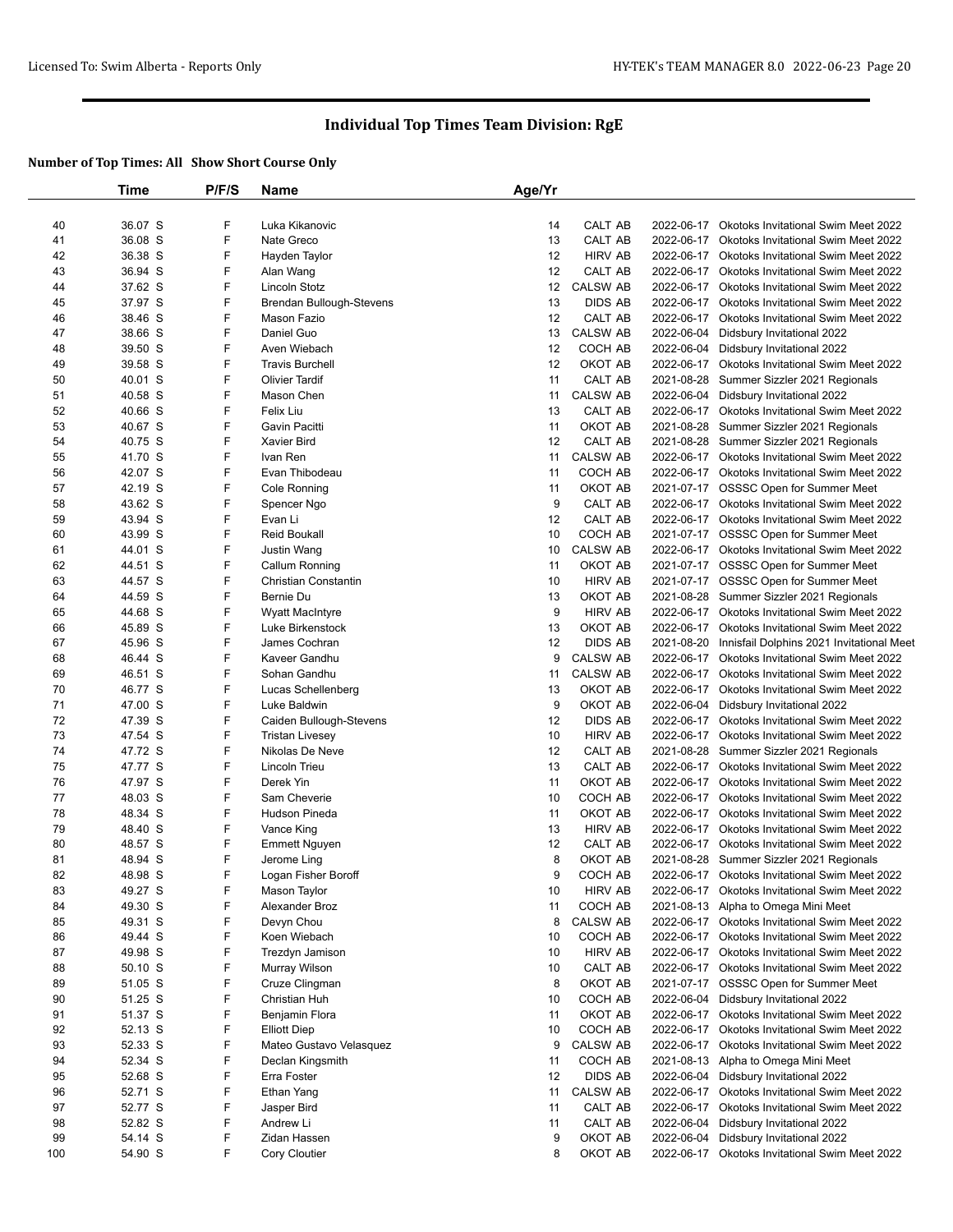## Individual Top Times Team Division: RgE

### Number of Top Times: All Show Short Course Only

| | Time | P/F/S | Name | Age/Yr | | | |
|---|---|---|---|---|---|---|---|
| 40 | 36.07 S | F | Luka Kikanovic | 14 | CALT AB | 2022-06-17 | Okotoks Invitational Swim Meet 2022 |
| 41 | 36.08 S | F | Nate Greco | 13 | CALT AB | 2022-06-17 | Okotoks Invitational Swim Meet 2022 |
| 42 | 36.38 S | F | Hayden Taylor | 12 | HIRV AB | 2022-06-17 | Okotoks Invitational Swim Meet 2022 |
| 43 | 36.94 S | F | Alan Wang | 12 | CALT AB | 2022-06-17 | Okotoks Invitational Swim Meet 2022 |
| 44 | 37.62 S | F | Lincoln Stotz | 12 | CALSW AB | 2022-06-17 | Okotoks Invitational Swim Meet 2022 |
| 45 | 37.97 S | F | Brendan Bullough-Stevens | 13 | DIDS AB | 2022-06-17 | Okotoks Invitational Swim Meet 2022 |
| 46 | 38.46 S | F | Mason Fazio | 12 | CALT AB | 2022-06-17 | Okotoks Invitational Swim Meet 2022 |
| 47 | 38.66 S | F | Daniel Guo | 13 | CALSW AB | 2022-06-04 | Didsbury Invitational 2022 |
| 48 | 39.50 S | F | Aven Wiebach | 12 | COCH AB | 2022-06-04 | Didsbury Invitational 2022 |
| 49 | 39.58 S | F | Travis Burchell | 12 | OKOT AB | 2022-06-17 | Okotoks Invitational Swim Meet 2022 |
| 50 | 40.01 S | F | Olivier Tardif | 11 | CALT AB | 2021-08-28 | Summer Sizzler 2021 Regionals |
| 51 | 40.58 S | F | Mason Chen | 11 | CALSW AB | 2022-06-04 | Didsbury Invitational 2022 |
| 52 | 40.66 S | F | Felix Liu | 13 | CALT AB | 2022-06-17 | Okotoks Invitational Swim Meet 2022 |
| 53 | 40.67 S | F | Gavin Pacitti | 11 | OKOT AB | 2021-08-28 | Summer Sizzler 2021 Regionals |
| 54 | 40.75 S | F | Xavier Bird | 12 | CALT AB | 2021-08-28 | Summer Sizzler 2021 Regionals |
| 55 | 41.70 S | F | Ivan Ren | 11 | CALSW AB | 2022-06-17 | Okotoks Invitational Swim Meet 2022 |
| 56 | 42.07 S | F | Evan Thibodeau | 11 | COCH AB | 2022-06-17 | Okotoks Invitational Swim Meet 2022 |
| 57 | 42.19 S | F | Cole Ronning | 11 | OKOT AB | 2021-07-17 | OSSSC Open for Summer Meet |
| 58 | 43.62 S | F | Spencer Ngo | 9 | CALT AB | 2022-06-17 | Okotoks Invitational Swim Meet 2022 |
| 59 | 43.94 S | F | Evan Li | 12 | CALT AB | 2022-06-17 | Okotoks Invitational Swim Meet 2022 |
| 60 | 43.99 S | F | Reid Boukall | 10 | COCH AB | 2021-07-17 | OSSSC Open for Summer Meet |
| 61 | 44.01 S | F | Justin Wang | 10 | CALSW AB | 2022-06-17 | Okotoks Invitational Swim Meet 2022 |
| 62 | 44.51 S | F | Callum Ronning | 11 | OKOT AB | 2021-07-17 | OSSSC Open for Summer Meet |
| 63 | 44.57 S | F | Christian Constantin | 10 | HIRV AB | 2021-07-17 | OSSSC Open for Summer Meet |
| 64 | 44.59 S | F | Bernie Du | 13 | OKOT AB | 2021-08-28 | Summer Sizzler 2021 Regionals |
| 65 | 44.68 S | F | Wyatt MacIntyre | 9 | HIRV AB | 2022-06-17 | Okotoks Invitational Swim Meet 2022 |
| 66 | 45.89 S | F | Luke Birkenstock | 13 | OKOT AB | 2022-06-17 | Okotoks Invitational Swim Meet 2022 |
| 67 | 45.96 S | F | James Cochran | 12 | DIDS AB | 2021-08-20 | Innisfail Dolphins 2021 Invitational Meet |
| 68 | 46.44 S | F | Kaveer Gandhu | 9 | CALSW AB | 2022-06-17 | Okotoks Invitational Swim Meet 2022 |
| 69 | 46.51 S | F | Sohan Gandhu | 11 | CALSW AB | 2022-06-17 | Okotoks Invitational Swim Meet 2022 |
| 70 | 46.77 S | F | Lucas Schellenberg | 13 | OKOT AB | 2022-06-17 | Okotoks Invitational Swim Meet 2022 |
| 71 | 47.00 S | F | Luke Baldwin | 9 | OKOT AB | 2022-06-04 | Didsbury Invitational 2022 |
| 72 | 47.39 S | F | Caiden Bullough-Stevens | 12 | DIDS AB | 2022-06-17 | Okotoks Invitational Swim Meet 2022 |
| 73 | 47.54 S | F | Tristan Livesey | 10 | HIRV AB | 2022-06-17 | Okotoks Invitational Swim Meet 2022 |
| 74 | 47.72 S | F | Nikolas De Neve | 12 | CALT AB | 2021-08-28 | Summer Sizzler 2021 Regionals |
| 75 | 47.77 S | F | Lincoln Trieu | 13 | CALT AB | 2022-06-17 | Okotoks Invitational Swim Meet 2022 |
| 76 | 47.97 S | F | Derek Yin | 11 | OKOT AB | 2022-06-17 | Okotoks Invitational Swim Meet 2022 |
| 77 | 48.03 S | F | Sam Cheverie | 10 | COCH AB | 2022-06-17 | Okotoks Invitational Swim Meet 2022 |
| 78 | 48.34 S | F | Hudson Pineda | 11 | OKOT AB | 2022-06-17 | Okotoks Invitational Swim Meet 2022 |
| 79 | 48.40 S | F | Vance King | 13 | HIRV AB | 2022-06-17 | Okotoks Invitational Swim Meet 2022 |
| 80 | 48.57 S | F | Emmett Nguyen | 12 | CALT AB | 2022-06-17 | Okotoks Invitational Swim Meet 2022 |
| 81 | 48.94 S | F | Jerome Ling | 8 | OKOT AB | 2021-08-28 | Summer Sizzler 2021 Regionals |
| 82 | 48.98 S | F | Logan Fisher Boroff | 9 | COCH AB | 2022-06-17 | Okotoks Invitational Swim Meet 2022 |
| 83 | 49.27 S | F | Mason Taylor | 10 | HIRV AB | 2022-06-17 | Okotoks Invitational Swim Meet 2022 |
| 84 | 49.30 S | F | Alexander Broz | 11 | COCH AB | 2021-08-13 | Alpha to Omega Mini Meet |
| 85 | 49.31 S | F | Devyn Chou | 8 | CALSW AB | 2022-06-17 | Okotoks Invitational Swim Meet 2022 |
| 86 | 49.44 S | F | Koen Wiebach | 10 | COCH AB | 2022-06-17 | Okotoks Invitational Swim Meet 2022 |
| 87 | 49.98 S | F | Trezdyn Jamison | 10 | HIRV AB | 2022-06-17 | Okotoks Invitational Swim Meet 2022 |
| 88 | 50.10 S | F | Murray Wilson | 10 | CALT AB | 2022-06-17 | Okotoks Invitational Swim Meet 2022 |
| 89 | 51.05 S | F | Cruze Clingman | 8 | OKOT AB | 2021-07-17 | OSSSC Open for Summer Meet |
| 90 | 51.25 S | F | Christian Huh | 10 | COCH AB | 2022-06-04 | Didsbury Invitational 2022 |
| 91 | 51.37 S | F | Benjamin Flora | 11 | OKOT AB | 2022-06-17 | Okotoks Invitational Swim Meet 2022 |
| 92 | 52.13 S | F | Elliott Diep | 10 | COCH AB | 2022-06-17 | Okotoks Invitational Swim Meet 2022 |
| 93 | 52.33 S | F | Mateo Gustavo Velasquez | 9 | CALSW AB | 2022-06-17 | Okotoks Invitational Swim Meet 2022 |
| 94 | 52.34 S | F | Declan Kingsmith | 11 | COCH AB | 2021-08-13 | Alpha to Omega Mini Meet |
| 95 | 52.68 S | F | Erra Foster | 12 | DIDS AB | 2022-06-04 | Didsbury Invitational 2022 |
| 96 | 52.71 S | F | Ethan Yang | 11 | CALSW AB | 2022-06-17 | Okotoks Invitational Swim Meet 2022 |
| 97 | 52.77 S | F | Jasper Bird | 11 | CALT AB | 2022-06-17 | Okotoks Invitational Swim Meet 2022 |
| 98 | 52.82 S | F | Andrew Li | 11 | CALT AB | 2022-06-04 | Didsbury Invitational 2022 |
| 99 | 54.14 S | F | Zidan Hassen | 9 | OKOT AB | 2022-06-04 | Didsbury Invitational 2022 |
| 100 | 54.90 S | F | Cory Cloutier | 8 | OKOT AB | 2022-06-17 | Okotoks Invitational Swim Meet 2022 |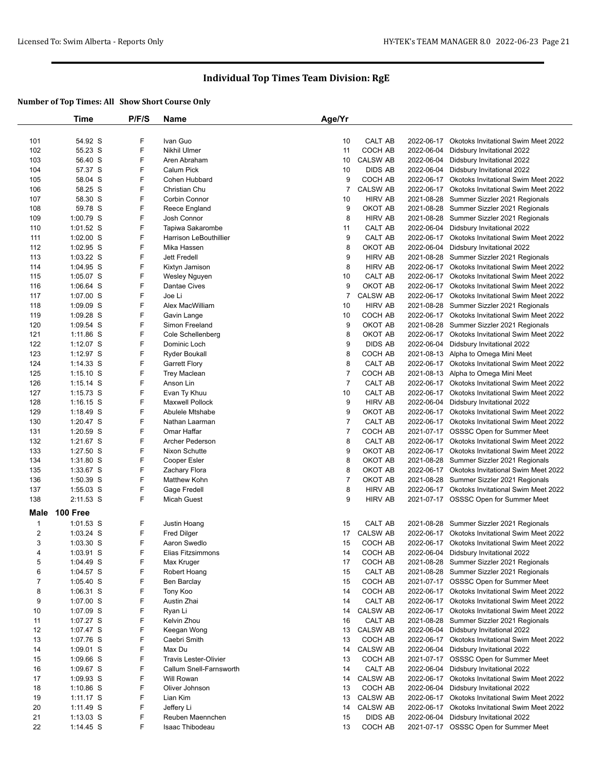# Individual Top Times Team Division: RgE

**Number of Top Times: All Show Short Course Only**

| | Time | P/F/S | Name | Age/Yr | Team | Date | Meet |
|---|---|---|---|---|---|---|---|
| 101 | 54.92 S | F | Ivan Guo | 10 | CALT AB | 2022-06-17 | Okotoks Invitational Swim Meet 2022 |
| 102 | 55.23 S | F | Nikhil Ulmer | 11 | COCH AB | 2022-06-04 | Didsbury Invitational 2022 |
| 103 | 56.40 S | F | Aren Abraham | 10 | CALSW AB | 2022-06-04 | Didsbury Invitational 2022 |
| 104 | 57.37 S | F | Calum Pick | 10 | DIDS AB | 2022-06-04 | Didsbury Invitational 2022 |
| 105 | 58.04 S | F | Cohen Hubbard | 9 | COCH AB | 2022-06-17 | Okotoks Invitational Swim Meet 2022 |
| 106 | 58.25 S | F | Christian Chu | 7 | CALSW AB | 2022-06-17 | Okotoks Invitational Swim Meet 2022 |
| 107 | 58.30 S | F | Corbin Connor | 10 | HIRV AB | 2021-08-28 | Summer Sizzler 2021 Regionals |
| 108 | 59.78 S | F | Reece England | 9 | OKOT AB | 2021-08-28 | Summer Sizzler 2021 Regionals |
| 109 | 1:00.79 S | F | Josh Connor | 8 | HIRV AB | 2021-08-28 | Summer Sizzler 2021 Regionals |
| 110 | 1:01.52 S | F | Tapiwa Sakarombe | 11 | CALT AB | 2022-06-04 | Didsbury Invitational 2022 |
| 111 | 1:02.00 S | F | Harrison LeBouthillier | 9 | CALT AB | 2022-06-17 | Okotoks Invitational Swim Meet 2022 |
| 112 | 1:02.95 S | F | Mika Hassen | 8 | OKOT AB | 2022-06-04 | Didsbury Invitational 2022 |
| 113 | 1:03.22 S | F | Jett Fredell | 9 | HIRV AB | 2021-08-28 | Summer Sizzler 2021 Regionals |
| 114 | 1:04.95 S | F | Kixtyn Jamison | 8 | HIRV AB | 2022-06-17 | Okotoks Invitational Swim Meet 2022 |
| 115 | 1:05.07 S | F | Wesley Nguyen | 10 | CALT AB | 2022-06-17 | Okotoks Invitational Swim Meet 2022 |
| 116 | 1:06.64 S | F | Dantae Cives | 9 | OKOT AB | 2022-06-17 | Okotoks Invitational Swim Meet 2022 |
| 117 | 1:07.00 S | F | Joe Li | 7 | CALSW AB | 2022-06-17 | Okotoks Invitational Swim Meet 2022 |
| 118 | 1:09.09 S | F | Alex MacWilliam | 10 | HIRV AB | 2021-08-28 | Summer Sizzler 2021 Regionals |
| 119 | 1:09.28 S | F | Gavin Lange | 10 | COCH AB | 2022-06-17 | Okotoks Invitational Swim Meet 2022 |
| 120 | 1:09.54 S | F | Simon Freeland | 9 | OKOT AB | 2021-08-28 | Summer Sizzler 2021 Regionals |
| 121 | 1:11.86 S | F | Cole Schellenberg | 8 | OKOT AB | 2022-06-17 | Okotoks Invitational Swim Meet 2022 |
| 122 | 1:12.07 S | F | Dominic Loch | 9 | DIDS AB | 2022-06-04 | Didsbury Invitational 2022 |
| 123 | 1:12.97 S | F | Ryder Boukall | 8 | COCH AB | 2021-08-13 | Alpha to Omega Mini Meet |
| 124 | 1:14.33 S | F | Garrett Flory | 8 | CALT AB | 2022-06-17 | Okotoks Invitational Swim Meet 2022 |
| 125 | 1:15.10 S | F | Trey Maclean | 7 | COCH AB | 2021-08-13 | Alpha to Omega Mini Meet |
| 126 | 1:15.14 S | F | Anson Lin | 7 | CALT AB | 2022-06-17 | Okotoks Invitational Swim Meet 2022 |
| 127 | 1:15.73 S | F | Evan Ty Khuu | 10 | CALT AB | 2022-06-17 | Okotoks Invitational Swim Meet 2022 |
| 128 | 1:16.15 S | F | Maxwell Pollock | 9 | HIRV AB | 2022-06-04 | Didsbury Invitational 2022 |
| 129 | 1:18.49 S | F | Abulele Mtshabe | 9 | OKOT AB | 2022-06-17 | Okotoks Invitational Swim Meet 2022 |
| 130 | 1:20.47 S | F | Nathan Laarman | 7 | CALT AB | 2022-06-17 | Okotoks Invitational Swim Meet 2022 |
| 131 | 1:20.59 S | F | Omar Haffar | 7 | COCH AB | 2021-07-17 | OSSSC Open for Summer Meet |
| 132 | 1:21.67 S | F | Archer Pederson | 8 | CALT AB | 2022-06-17 | Okotoks Invitational Swim Meet 2022 |
| 133 | 1:27.50 S | F | Nixon Schutte | 9 | OKOT AB | 2022-06-17 | Okotoks Invitational Swim Meet 2022 |
| 134 | 1:31.80 S | F | Cooper Esler | 8 | OKOT AB | 2021-08-28 | Summer Sizzler 2021 Regionals |
| 135 | 1:33.67 S | F | Zachary Flora | 8 | OKOT AB | 2022-06-17 | Okotoks Invitational Swim Meet 2022 |
| 136 | 1:50.39 S | F | Matthew Kohn | 7 | OKOT AB | 2021-08-28 | Summer Sizzler 2021 Regionals |
| 137 | 1:55.03 S | F | Gage Fredell | 8 | HIRV AB | 2022-06-17 | Okotoks Invitational Swim Meet 2022 |
| 138 | 2:11.53 S | F | Micah Guest | 9 | HIRV AB | 2021-07-17 | OSSSC Open for Summer Meet |

## Male 100 Free

| | Time | P/F/S | Name | Age/Yr | Team | Date | Meet |
|---|---|---|---|---|---|---|---|
| 1 | 1:01.53 S | F | Justin Hoang | 15 | CALT AB | 2021-08-28 | Summer Sizzler 2021 Regionals |
| 2 | 1:03.24 S | F | Fred Dilger | 17 | CALSW AB | 2022-06-17 | Okotoks Invitational Swim Meet 2022 |
| 3 | 1:03.30 S | F | Aaron Swedlo | 15 | COCH AB | 2022-06-17 | Okotoks Invitational Swim Meet 2022 |
| 4 | 1:03.91 S | F | Elias Fitzsimmons | 14 | COCH AB | 2022-06-04 | Didsbury Invitational 2022 |
| 5 | 1:04.49 S | F | Max Kruger | 17 | COCH AB | 2021-08-28 | Summer Sizzler 2021 Regionals |
| 6 | 1:04.57 S | F | Robert Hoang | 15 | CALT AB | 2021-08-28 | Summer Sizzler 2021 Regionals |
| 7 | 1:05.40 S | F | Ben Barclay | 15 | COCH AB | 2021-07-17 | OSSSC Open for Summer Meet |
| 8 | 1:06.31 S | F | Tony Koo | 14 | COCH AB | 2022-06-17 | Okotoks Invitational Swim Meet 2022 |
| 9 | 1:07.00 S | F | Austin Zhai | 14 | CALT AB | 2022-06-17 | Okotoks Invitational Swim Meet 2022 |
| 10 | 1:07.09 S | F | Ryan Li | 14 | CALSW AB | 2022-06-17 | Okotoks Invitational Swim Meet 2022 |
| 11 | 1:07.27 S | F | Kelvin Zhou | 16 | CALT AB | 2021-08-28 | Summer Sizzler 2021 Regionals |
| 12 | 1:07.47 S | F | Keegan Wong | 13 | CALSW AB | 2022-06-04 | Didsbury Invitational 2022 |
| 13 | 1:07.76 S | F | Caebri Smith | 13 | COCH AB | 2022-06-17 | Okotoks Invitational Swim Meet 2022 |
| 14 | 1:09.01 S | F | Max Du | 14 | CALSW AB | 2022-06-04 | Didsbury Invitational 2022 |
| 15 | 1:09.66 S | F | Travis Lester-Olivier | 13 | COCH AB | 2021-07-17 | OSSSC Open for Summer Meet |
| 16 | 1:09.67 S | F | Callum Snell-Farnsworth | 14 | CALT AB | 2022-06-04 | Didsbury Invitational 2022 |
| 17 | 1:09.93 S | F | Will Rowan | 14 | CALSW AB | 2022-06-17 | Okotoks Invitational Swim Meet 2022 |
| 18 | 1:10.86 S | F | Oliver Johnson | 13 | COCH AB | 2022-06-04 | Didsbury Invitational 2022 |
| 19 | 1:11.17 S | F | Lian Kim | 13 | CALSW AB | 2022-06-17 | Okotoks Invitational Swim Meet 2022 |
| 20 | 1:11.49 S | F | Jeffery Li | 14 | CALSW AB | 2022-06-17 | Okotoks Invitational Swim Meet 2022 |
| 21 | 1:13.03 S | F | Reuben Maennchen | 15 | DIDS AB | 2022-06-04 | Didsbury Invitational 2022 |
| 22 | 1:14.45 S | F | Isaac Thibodeau | 13 | COCH AB | 2021-07-17 | OSSSC Open for Summer Meet |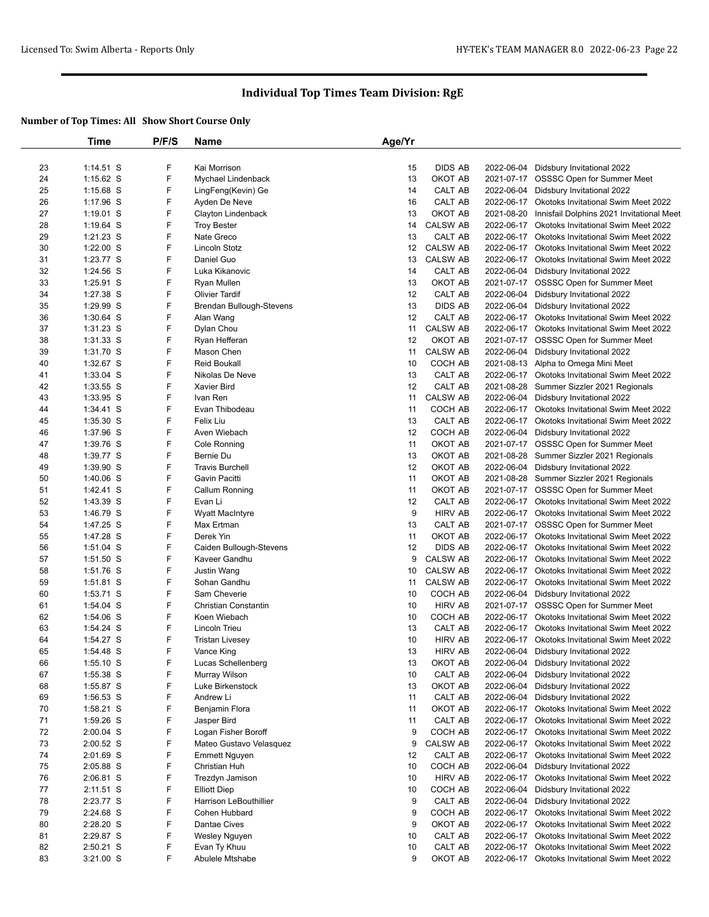# Individual Top Times Team Division: RgE

### Number of Top Times: All  Show Short Course Only

| | Time | P/F/S | Name | Age/Yr | | | |
|---|---|---|---|---|---|---|---|
| 23 | 1:14.51 S | F | Kai Morrison | 15 | DIDS AB | 2022-06-04 | Didsbury Invitational 2022 |
| 24 | 1:15.62 S | F | Mychael Lindenback | 13 | OKOT AB | 2021-07-17 | OSSSC Open for Summer Meet |
| 25 | 1:15.68 S | F | LingFeng(Kevin) Ge | 14 | CALT AB | 2022-06-04 | Didsbury Invitational 2022 |
| 26 | 1:17.96 S | F | Ayden De Neve | 16 | CALT AB | 2022-06-17 | Okotoks Invitational Swim Meet 2022 |
| 27 | 1:19.01 S | F | Clayton Lindenback | 13 | OKOT AB | 2021-08-20 | Innisfail Dolphins 2021 Invitational Meet |
| 28 | 1:19.64 S | F | Troy Bester | 14 | CALSW AB | 2022-06-17 | Okotoks Invitational Swim Meet 2022 |
| 29 | 1:21.23 S | F | Nate Greco | 13 | CALT AB | 2022-06-17 | Okotoks Invitational Swim Meet 2022 |
| 30 | 1:22.00 S | F | Lincoln Stotz | 12 | CALSW AB | 2022-06-17 | Okotoks Invitational Swim Meet 2022 |
| 31 | 1:23.77 S | F | Daniel Guo | 13 | CALSW AB | 2022-06-17 | Okotoks Invitational Swim Meet 2022 |
| 32 | 1:24.56 S | F | Luka Kikanovic | 14 | CALT AB | 2022-06-04 | Didsbury Invitational 2022 |
| 33 | 1:25.91 S | F | Ryan Mullen | 13 | OKOT AB | 2021-07-17 | OSSSC Open for Summer Meet |
| 34 | 1:27.38 S | F | Olivier Tardif | 12 | CALT AB | 2022-06-04 | Didsbury Invitational 2022 |
| 35 | 1:29.99 S | F | Brendan Bullough-Stevens | 13 | DIDS AB | 2022-06-04 | Didsbury Invitational 2022 |
| 36 | 1:30.64 S | F | Alan Wang | 12 | CALT AB | 2022-06-17 | Okotoks Invitational Swim Meet 2022 |
| 37 | 1:31.23 S | F | Dylan Chou | 11 | CALSW AB | 2022-06-17 | Okotoks Invitational Swim Meet 2022 |
| 38 | 1:31.33 S | F | Ryan Hefferan | 12 | OKOT AB | 2021-07-17 | OSSSC Open for Summer Meet |
| 39 | 1:31.70 S | F | Mason Chen | 11 | CALSW AB | 2022-06-04 | Didsbury Invitational 2022 |
| 40 | 1:32.67 S | F | Reid Boukall | 10 | COCH AB | 2021-08-13 | Alpha to Omega Mini Meet |
| 41 | 1:33.04 S | F | Nikolas De Neve | 13 | CALT AB | 2022-06-17 | Okotoks Invitational Swim Meet 2022 |
| 42 | 1:33.55 S | F | Xavier Bird | 12 | CALT AB | 2021-08-28 | Summer Sizzler 2021 Regionals |
| 43 | 1:33.95 S | F | Ivan Ren | 11 | CALSW AB | 2022-06-04 | Didsbury Invitational 2022 |
| 44 | 1:34.41 S | F | Evan Thibodeau | 11 | COCH AB | 2022-06-17 | Okotoks Invitational Swim Meet 2022 |
| 45 | 1:35.30 S | F | Felix Liu | 13 | CALT AB | 2022-06-17 | Okotoks Invitational Swim Meet 2022 |
| 46 | 1:37.96 S | F | Aven Wiebach | 12 | COCH AB | 2022-06-04 | Didsbury Invitational 2022 |
| 47 | 1:39.76 S | F | Cole Ronning | 11 | OKOT AB | 2021-07-17 | OSSSC Open for Summer Meet |
| 48 | 1:39.77 S | F | Bernie Du | 13 | OKOT AB | 2021-08-28 | Summer Sizzler 2021 Regionals |
| 49 | 1:39.90 S | F | Travis Burchell | 12 | OKOT AB | 2022-06-04 | Didsbury Invitational 2022 |
| 50 | 1:40.06 S | F | Gavin Pacitti | 11 | OKOT AB | 2021-08-28 | Summer Sizzler 2021 Regionals |
| 51 | 1:42.41 S | F | Callum Ronning | 11 | OKOT AB | 2021-07-17 | OSSSC Open for Summer Meet |
| 52 | 1:43.39 S | F | Evan Li | 12 | CALT AB | 2022-06-17 | Okotoks Invitational Swim Meet 2022 |
| 53 | 1:46.79 S | F | Wyatt MacIntyre | 9 | HIRV AB | 2022-06-17 | Okotoks Invitational Swim Meet 2022 |
| 54 | 1:47.25 S | F | Max Ertman | 13 | CALT AB | 2021-07-17 | OSSSC Open for Summer Meet |
| 55 | 1:47.28 S | F | Derek Yin | 11 | OKOT AB | 2022-06-17 | Okotoks Invitational Swim Meet 2022 |
| 56 | 1:51.04 S | F | Caiden Bullough-Stevens | 12 | DIDS AB | 2022-06-17 | Okotoks Invitational Swim Meet 2022 |
| 57 | 1:51.50 S | F | Kaveer Gandhu | 9 | CALSW AB | 2022-06-17 | Okotoks Invitational Swim Meet 2022 |
| 58 | 1:51.76 S | F | Justin Wang | 10 | CALSW AB | 2022-06-17 | Okotoks Invitational Swim Meet 2022 |
| 59 | 1:51.81 S | F | Sohan Gandhu | 11 | CALSW AB | 2022-06-17 | Okotoks Invitational Swim Meet 2022 |
| 60 | 1:53.71 S | F | Sam Cheverie | 10 | COCH AB | 2022-06-04 | Didsbury Invitational 2022 |
| 61 | 1:54.04 S | F | Christian Constantin | 10 | HIRV AB | 2021-07-17 | OSSSC Open for Summer Meet |
| 62 | 1:54.06 S | F | Koen Wiebach | 10 | COCH AB | 2022-06-17 | Okotoks Invitational Swim Meet 2022 |
| 63 | 1:54.24 S | F | Lincoln Trieu | 13 | CALT AB | 2022-06-17 | Okotoks Invitational Swim Meet 2022 |
| 64 | 1:54.27 S | F | Tristan Livesey | 10 | HIRV AB | 2022-06-17 | Okotoks Invitational Swim Meet 2022 |
| 65 | 1:54.48 S | F | Vance King | 13 | HIRV AB | 2022-06-04 | Didsbury Invitational 2022 |
| 66 | 1:55.10 S | F | Lucas Schellenberg | 13 | OKOT AB | 2022-06-04 | Didsbury Invitational 2022 |
| 67 | 1:55.38 S | F | Murray Wilson | 10 | CALT AB | 2022-06-04 | Didsbury Invitational 2022 |
| 68 | 1:55.87 S | F | Luke Birkenstock | 13 | OKOT AB | 2022-06-04 | Didsbury Invitational 2022 |
| 69 | 1:56.53 S | F | Andrew Li | 11 | CALT AB | 2022-06-04 | Didsbury Invitational 2022 |
| 70 | 1:58.21 S | F | Benjamin Flora | 11 | OKOT AB | 2022-06-17 | Okotoks Invitational Swim Meet 2022 |
| 71 | 1:59.26 S | F | Jasper Bird | 11 | CALT AB | 2022-06-17 | Okotoks Invitational Swim Meet 2022 |
| 72 | 2:00.04 S | F | Logan Fisher Boroff | 9 | COCH AB | 2022-06-17 | Okotoks Invitational Swim Meet 2022 |
| 73 | 2:00.52 S | F | Mateo Gustavo Velasquez | 9 | CALSW AB | 2022-06-17 | Okotoks Invitational Swim Meet 2022 |
| 74 | 2:01.69 S | F | Emmett Nguyen | 12 | CALT AB | 2022-06-17 | Okotoks Invitational Swim Meet 2022 |
| 75 | 2:05.88 S | F | Christian Huh | 10 | COCH AB | 2022-06-04 | Didsbury Invitational 2022 |
| 76 | 2:06.81 S | F | Trezdyn Jamison | 10 | HIRV AB | 2022-06-17 | Okotoks Invitational Swim Meet 2022 |
| 77 | 2:11.51 S | F | Elliott Diep | 10 | COCH AB | 2022-06-04 | Didsbury Invitational 2022 |
| 78 | 2:23.77 S | F | Harrison LeBouthillier | 9 | CALT AB | 2022-06-04 | Didsbury Invitational 2022 |
| 79 | 2:24.68 S | F | Cohen Hubbard | 9 | COCH AB | 2022-06-17 | Okotoks Invitational Swim Meet 2022 |
| 80 | 2:28.20 S | F | Dantae Cives | 9 | OKOT AB | 2022-06-17 | Okotoks Invitational Swim Meet 2022 |
| 81 | 2:29.87 S | F | Wesley Nguyen | 10 | CALT AB | 2022-06-17 | Okotoks Invitational Swim Meet 2022 |
| 82 | 2:50.21 S | F | Evan Ty Khuu | 10 | CALT AB | 2022-06-17 | Okotoks Invitational Swim Meet 2022 |
| 83 | 3:21.00 S | F | Abulele Mtshabe | 9 | OKOT AB | 2022-06-17 | Okotoks Invitational Swim Meet 2022 |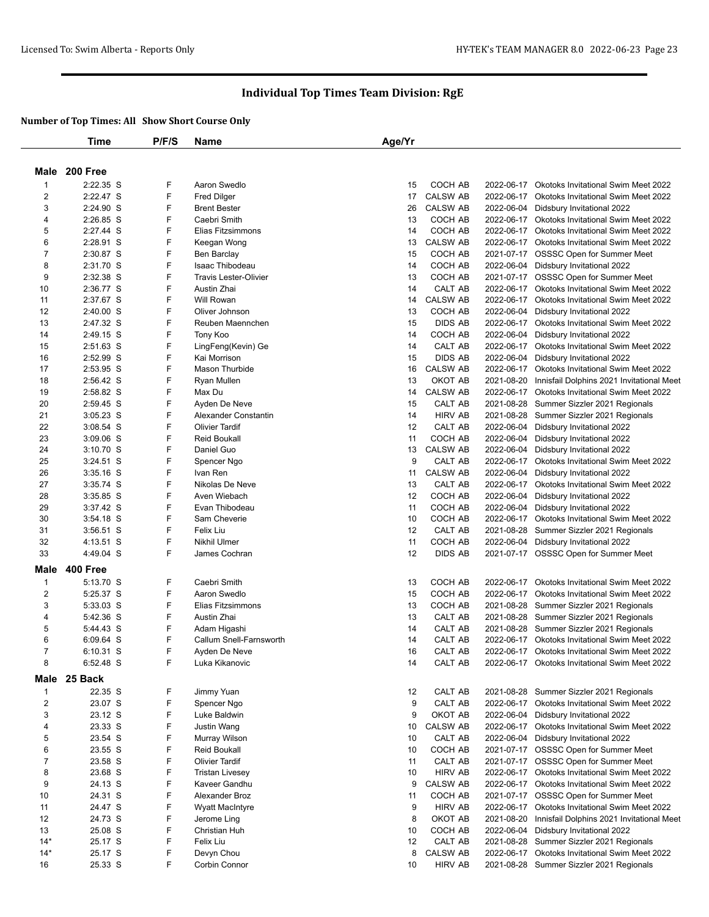Licensed To: Swim Alberta - Reports Only

# Individual Top Times Team Division: RgE

### Number of Top Times: All Show Short Course Only

| | Time | P/F/S | Name | Age/Yr | | | |
|---|---|---|---|---|---|---|---|
| **Male 200 Free** | | | | | | | |
| 1 | 2:22.35 S | F | Aaron Swedlo | 15 | COCH AB | 2022-06-17 | Okotoks Invitational Swim Meet 2022 |
| 2 | 2:22.47 S | F | Fred Dilger | 17 | CALSW AB | 2022-06-17 | Okotoks Invitational Swim Meet 2022 |
| 3 | 2:24.90 S | F | Brent Bester | 26 | CALSW AB | 2022-06-04 | Didsbury Invitational 2022 |
| 4 | 2:26.85 S | F | Caebri Smith | 13 | COCH AB | 2022-06-17 | Okotoks Invitational Swim Meet 2022 |
| 5 | 2:27.44 S | F | Elias Fitzsimmons | 14 | COCH AB | 2022-06-17 | Okotoks Invitational Swim Meet 2022 |
| 6 | 2:28.91 S | F | Keegan Wong | 13 | CALSW AB | 2022-06-17 | Okotoks Invitational Swim Meet 2022 |
| 7 | 2:30.87 S | F | Ben Barclay | 15 | COCH AB | 2021-07-17 | OSSSC Open for Summer Meet |
| 8 | 2:31.70 S | F | Isaac Thibodeau | 14 | COCH AB | 2022-06-04 | Didsbury Invitational 2022 |
| 9 | 2:32.38 S | F | Travis Lester-Olivier | 13 | COCH AB | 2021-07-17 | OSSSC Open for Summer Meet |
| 10 | 2:36.77 S | F | Austin Zhai | 14 | CALT AB | 2022-06-17 | Okotoks Invitational Swim Meet 2022 |
| 11 | 2:37.67 S | F | Will Rowan | 14 | CALSW AB | 2022-06-17 | Okotoks Invitational Swim Meet 2022 |
| 12 | 2:40.00 S | F | Oliver Johnson | 13 | COCH AB | 2022-06-04 | Didsbury Invitational 2022 |
| 13 | 2:47.32 S | F | Reuben Maennchen | 15 | DIDS AB | 2022-06-17 | Okotoks Invitational Swim Meet 2022 |
| 14 | 2:49.15 S | F | Tony Koo | 14 | COCH AB | 2022-06-04 | Didsbury Invitational 2022 |
| 15 | 2:51.63 S | F | LingFeng(Kevin) Ge | 14 | CALT AB | 2022-06-17 | Okotoks Invitational Swim Meet 2022 |
| 16 | 2:52.99 S | F | Kai Morrison | 15 | DIDS AB | 2022-06-04 | Didsbury Invitational 2022 |
| 17 | 2:53.95 S | F | Mason Thurbide | 16 | CALSW AB | 2022-06-17 | Okotoks Invitational Swim Meet 2022 |
| 18 | 2:56.42 S | F | Ryan Mullen | 13 | OKOT AB | 2021-08-20 | Innisfail Dolphins 2021 Invitational Meet |
| 19 | 2:58.82 S | F | Max Du | 14 | CALSW AB | 2022-06-17 | Okotoks Invitational Swim Meet 2022 |
| 20 | 2:59.45 S | F | Ayden De Neve | 15 | CALT AB | 2021-08-28 | Summer Sizzler 2021 Regionals |
| 21 | 3:05.23 S | F | Alexander Constantin | 14 | HIRV AB | 2021-08-28 | Summer Sizzler 2021 Regionals |
| 22 | 3:08.54 S | F | Olivier Tardif | 12 | CALT AB | 2022-06-04 | Didsbury Invitational 2022 |
| 23 | 3:09.06 S | F | Reid Boukall | 11 | COCH AB | 2022-06-04 | Didsbury Invitational 2022 |
| 24 | 3:10.70 S | F | Daniel Guo | 13 | CALSW AB | 2022-06-04 | Didsbury Invitational 2022 |
| 25 | 3:24.51 S | F | Spencer Ngo | 9 | CALT AB | 2022-06-17 | Okotoks Invitational Swim Meet 2022 |
| 26 | 3:35.16 S | F | Ivan Ren | 11 | CALSW AB | 2022-06-04 | Didsbury Invitational 2022 |
| 27 | 3:35.74 S | F | Nikolas De Neve | 13 | CALT AB | 2022-06-17 | Okotoks Invitational Swim Meet 2022 |
| 28 | 3:35.85 S | F | Aven Wiebach | 12 | COCH AB | 2022-06-04 | Didsbury Invitational 2022 |
| 29 | 3:37.42 S | F | Evan Thibodeau | 11 | COCH AB | 2022-06-04 | Didsbury Invitational 2022 |
| 30 | 3:54.18 S | F | Sam Cheverie | 10 | COCH AB | 2022-06-17 | Okotoks Invitational Swim Meet 2022 |
| 31 | 3:56.51 S | F | Felix Liu | 12 | CALT AB | 2021-08-28 | Summer Sizzler 2021 Regionals |
| 32 | 4:13.51 S | F | Nikhil Ulmer | 11 | COCH AB | 2022-06-04 | Didsbury Invitational 2022 |
| 33 | 4:49.04 S | F | James Cochran | 12 | DIDS AB | 2021-07-17 | OSSSC Open for Summer Meet |
| **Male 400 Free** | | | | | | | |
| 1 | 5:13.70 S | F | Caebri Smith | 13 | COCH AB | 2022-06-17 | Okotoks Invitational Swim Meet 2022 |
| 2 | 5:25.37 S | F | Aaron Swedlo | 15 | COCH AB | 2022-06-17 | Okotoks Invitational Swim Meet 2022 |
| 3 | 5:33.03 S | F | Elias Fitzsimmons | 13 | COCH AB | 2021-08-28 | Summer Sizzler 2021 Regionals |
| 4 | 5:42.36 S | F | Austin Zhai | 13 | CALT AB | 2021-08-28 | Summer Sizzler 2021 Regionals |
| 5 | 5:44.43 S | F | Adam Higashi | 14 | CALT AB | 2021-08-28 | Summer Sizzler 2021 Regionals |
| 6 | 6:09.64 S | F | Callum Snell-Farnsworth | 14 | CALT AB | 2022-06-17 | Okotoks Invitational Swim Meet 2022 |
| 7 | 6:10.31 S | F | Ayden De Neve | 16 | CALT AB | 2022-06-17 | Okotoks Invitational Swim Meet 2022 |
| 8 | 6:52.48 S | F | Luka Kikanovic | 14 | CALT AB | 2022-06-17 | Okotoks Invitational Swim Meet 2022 |
| **Male 25 Back** | | | | | | | |
| 1 | 22.35 S | F | Jimmy Yuan | 12 | CALT AB | 2021-08-28 | Summer Sizzler 2021 Regionals |
| 2 | 23.07 S | F | Spencer Ngo | 9 | CALT AB | 2022-06-17 | Okotoks Invitational Swim Meet 2022 |
| 3 | 23.12 S | F | Luke Baldwin | 9 | OKOT AB | 2022-06-04 | Didsbury Invitational 2022 |
| 4 | 23.33 S | F | Justin Wang | 10 | CALSW AB | 2022-06-17 | Okotoks Invitational Swim Meet 2022 |
| 5 | 23.54 S | F | Murray Wilson | 10 | CALT AB | 2022-06-04 | Didsbury Invitational 2022 |
| 6 | 23.55 S | F | Reid Boukall | 10 | COCH AB | 2021-07-17 | OSSSC Open for Summer Meet |
| 7 | 23.58 S | F | Olivier Tardif | 11 | CALT AB | 2021-07-17 | OSSSC Open for Summer Meet |
| 8 | 23.68 S | F | Tristan Livesey | 10 | HIRV AB | 2022-06-17 | Okotoks Invitational Swim Meet 2022 |
| 9 | 24.13 S | F | Kaveer Gandhu | 9 | CALSW AB | 2022-06-17 | Okotoks Invitational Swim Meet 2022 |
| 10 | 24.31 S | F | Alexander Broz | 11 | COCH AB | 2021-07-17 | OSSSC Open for Summer Meet |
| 11 | 24.47 S | F | Wyatt MacIntyre | 9 | HIRV AB | 2022-06-17 | Okotoks Invitational Swim Meet 2022 |
| 12 | 24.73 S | F | Jerome Ling | 8 | OKOT AB | 2021-08-20 | Innisfail Dolphins 2021 Invitational Meet |
| 13 | 25.08 S | F | Christian Huh | 10 | COCH AB | 2022-06-04 | Didsbury Invitational 2022 |
| 14* | 25.17 S | F | Felix Liu | 12 | CALT AB | 2021-08-28 | Summer Sizzler 2021 Regionals |
| 14* | 25.17 S | F | Devyn Chou | 8 | CALSW AB | 2022-06-17 | Okotoks Invitational Swim Meet 2022 |
| 16 | 25.33 S | F | Corbin Connor | 10 | HIRV AB | 2021-08-28 | Summer Sizzler 2021 Regionals |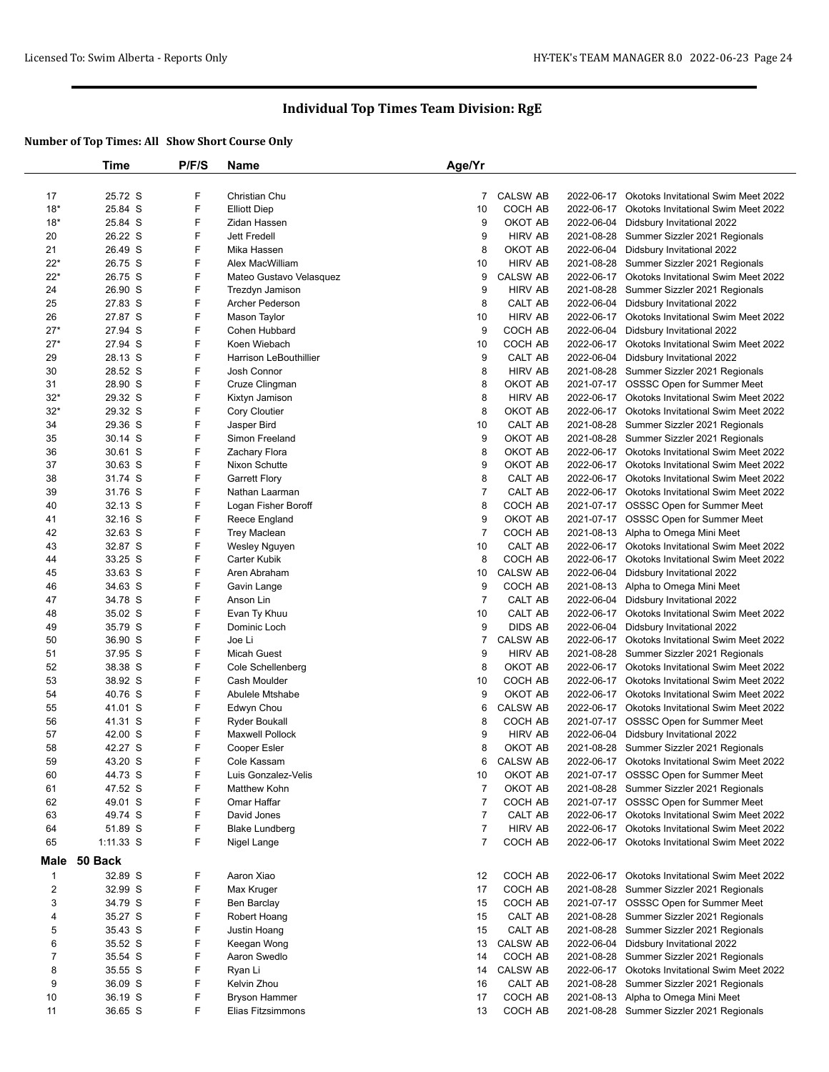## Individual Top Times Team Division: RgE

**Number of Top Times: All Show Short Course Only**

| | Time | P/F/S | Name | Age/Yr | | | |
|---|---|---|---|---|---|---|---|
| 17 | 25.72 S | F | Christian Chu | 7 | CALSW AB | 2022-06-17 | Okotoks Invitational Swim Meet 2022 |
| 18* | 25.84 S | F | Elliott Diep | 10 | COCH AB | 2022-06-17 | Okotoks Invitational Swim Meet 2022 |
| 18* | 25.84 S | F | Zidan Hassen | 9 | OKOT AB | 2022-06-04 | Didsbury Invitational 2022 |
| 20 | 26.22 S | F | Jett Fredell | 9 | HIRV AB | 2021-08-28 | Summer Sizzler 2021 Regionals |
| 21 | 26.49 S | F | Mika Hassen | 8 | OKOT AB | 2022-06-04 | Didsbury Invitational 2022 |
| 22* | 26.75 S | F | Alex MacWilliam | 10 | HIRV AB | 2021-08-28 | Summer Sizzler 2021 Regionals |
| 22* | 26.75 S | F | Mateo Gustavo Velasquez | 9 | CALSW AB | 2022-06-17 | Okotoks Invitational Swim Meet 2022 |
| 24 | 26.90 S | F | Trezdyn Jamison | 9 | HIRV AB | 2021-08-28 | Summer Sizzler 2021 Regionals |
| 25 | 27.83 S | F | Archer Pederson | 8 | CALT AB | 2022-06-04 | Didsbury Invitational 2022 |
| 26 | 27.87 S | F | Mason Taylor | 10 | HIRV AB | 2022-06-17 | Okotoks Invitational Swim Meet 2022 |
| 27* | 27.94 S | F | Cohen Hubbard | 9 | COCH AB | 2022-06-04 | Didsbury Invitational 2022 |
| 27* | 27.94 S | F | Koen Wiebach | 10 | COCH AB | 2022-06-17 | Okotoks Invitational Swim Meet 2022 |
| 29 | 28.13 S | F | Harrison LeBouthillier | 9 | CALT AB | 2022-06-04 | Didsbury Invitational 2022 |
| 30 | 28.52 S | F | Josh Connor | 8 | HIRV AB | 2021-08-28 | Summer Sizzler 2021 Regionals |
| 31 | 28.90 S | F | Cruze Clingman | 8 | OKOT AB | 2021-07-17 | OSSSC Open for Summer Meet |
| 32* | 29.32 S | F | Kixtyn Jamison | 8 | HIRV AB | 2022-06-17 | Okotoks Invitational Swim Meet 2022 |
| 32* | 29.32 S | F | Cory Cloutier | 8 | OKOT AB | 2022-06-17 | Okotoks Invitational Swim Meet 2022 |
| 34 | 29.36 S | F | Jasper Bird | 10 | CALT AB | 2021-08-28 | Summer Sizzler 2021 Regionals |
| 35 | 30.14 S | F | Simon Freeland | 9 | OKOT AB | 2021-08-28 | Summer Sizzler 2021 Regionals |
| 36 | 30.61 S | F | Zachary Flora | 8 | OKOT AB | 2022-06-17 | Okotoks Invitational Swim Meet 2022 |
| 37 | 30.63 S | F | Nixon Schutte | 9 | OKOT AB | 2022-06-17 | Okotoks Invitational Swim Meet 2022 |
| 38 | 31.74 S | F | Garrett Flory | 8 | CALT AB | 2022-06-17 | Okotoks Invitational Swim Meet 2022 |
| 39 | 31.76 S | F | Nathan Laarman | 7 | CALT AB | 2022-06-17 | Okotoks Invitational Swim Meet 2022 |
| 40 | 32.13 S | F | Logan Fisher Boroff | 8 | COCH AB | 2021-07-17 | OSSSC Open for Summer Meet |
| 41 | 32.16 S | F | Reece England | 9 | OKOT AB | 2021-07-17 | OSSSC Open for Summer Meet |
| 42 | 32.63 S | F | Trey Maclean | 7 | COCH AB | 2021-08-13 | Alpha to Omega Mini Meet |
| 43 | 32.87 S | F | Wesley Nguyen | 10 | CALT AB | 2022-06-17 | Okotoks Invitational Swim Meet 2022 |
| 44 | 33.25 S | F | Carter Kubik | 8 | COCH AB | 2022-06-17 | Okotoks Invitational Swim Meet 2022 |
| 45 | 33.63 S | F | Aren Abraham | 10 | CALSW AB | 2022-06-04 | Didsbury Invitational 2022 |
| 46 | 34.63 S | F | Gavin Lange | 9 | COCH AB | 2021-08-13 | Alpha to Omega Mini Meet |
| 47 | 34.78 S | F | Anson Lin | 7 | CALT AB | 2022-06-04 | Didsbury Invitational 2022 |
| 48 | 35.02 S | F | Evan Ty Khuu | 10 | CALT AB | 2022-06-17 | Okotoks Invitational Swim Meet 2022 |
| 49 | 35.79 S | F | Dominic Loch | 9 | DIDS AB | 2022-06-04 | Didsbury Invitational 2022 |
| 50 | 36.90 S | F | Joe Li | 7 | CALSW AB | 2022-06-17 | Okotoks Invitational Swim Meet 2022 |
| 51 | 37.95 S | F | Micah Guest | 9 | HIRV AB | 2021-08-28 | Summer Sizzler 2021 Regionals |
| 52 | 38.38 S | F | Cole Schellenberg | 8 | OKOT AB | 2022-06-17 | Okotoks Invitational Swim Meet 2022 |
| 53 | 38.92 S | F | Cash Moulder | 10 | COCH AB | 2022-06-17 | Okotoks Invitational Swim Meet 2022 |
| 54 | 40.76 S | F | Abulele Mtshabe | 9 | OKOT AB | 2022-06-17 | Okotoks Invitational Swim Meet 2022 |
| 55 | 41.01 S | F | Edwyn Chou | 6 | CALSW AB | 2022-06-17 | Okotoks Invitational Swim Meet 2022 |
| 56 | 41.31 S | F | Ryder Boukall | 8 | COCH AB | 2021-07-17 | OSSSC Open for Summer Meet |
| 57 | 42.00 S | F | Maxwell Pollock | 9 | HIRV AB | 2022-06-04 | Didsbury Invitational 2022 |
| 58 | 42.27 S | F | Cooper Esler | 8 | OKOT AB | 2021-08-28 | Summer Sizzler 2021 Regionals |
| 59 | 43.20 S | F | Cole Kassam | 6 | CALSW AB | 2022-06-17 | Okotoks Invitational Swim Meet 2022 |
| 60 | 44.73 S | F | Luis Gonzalez-Velis | 10 | OKOT AB | 2021-07-17 | OSSSC Open for Summer Meet |
| 61 | 47.52 S | F | Matthew Kohn | 7 | OKOT AB | 2021-08-28 | Summer Sizzler 2021 Regionals |
| 62 | 49.01 S | F | Omar Haffar | 7 | COCH AB | 2021-07-17 | OSSSC Open for Summer Meet |
| 63 | 49.74 S | F | David Jones | 7 | CALT AB | 2022-06-17 | Okotoks Invitational Swim Meet 2022 |
| 64 | 51.89 S | F | Blake Lundberg | 7 | HIRV AB | 2022-06-17 | Okotoks Invitational Swim Meet 2022 |
| 65 | 1:11.33 S | F | Nigel Lange | 7 | COCH AB | 2022-06-17 | Okotoks Invitational Swim Meet 2022 |
| **Male** | **50 Back** | | | | | | |
| 1 | 32.89 S | F | Aaron Xiao | 12 | COCH AB | 2022-06-17 | Okotoks Invitational Swim Meet 2022 |
| 2 | 32.99 S | F | Max Kruger | 17 | COCH AB | 2021-08-28 | Summer Sizzler 2021 Regionals |
| 3 | 34.79 S | F | Ben Barclay | 15 | COCH AB | 2021-07-17 | OSSSC Open for Summer Meet |
| 4 | 35.27 S | F | Robert Hoang | 15 | CALT AB | 2021-08-28 | Summer Sizzler 2021 Regionals |
| 5 | 35.43 S | F | Justin Hoang | 15 | CALT AB | 2021-08-28 | Summer Sizzler 2021 Regionals |
| 6 | 35.52 S | F | Keegan Wong | 13 | CALSW AB | 2022-06-04 | Didsbury Invitational 2022 |
| 7 | 35.54 S | F | Aaron Swedlo | 14 | COCH AB | 2021-08-28 | Summer Sizzler 2021 Regionals |
| 8 | 35.55 S | F | Ryan Li | 14 | CALSW AB | 2022-06-17 | Okotoks Invitational Swim Meet 2022 |
| 9 | 36.09 S | F | Kelvin Zhou | 16 | CALT AB | 2021-08-28 | Summer Sizzler 2021 Regionals |
| 10 | 36.19 S | F | Bryson Hammer | 17 | COCH AB | 2021-08-13 | Alpha to Omega Mini Meet |
| 11 | 36.65 S | F | Elias Fitzsimmons | 13 | COCH AB | 2021-08-28 | Summer Sizzler 2021 Regionals |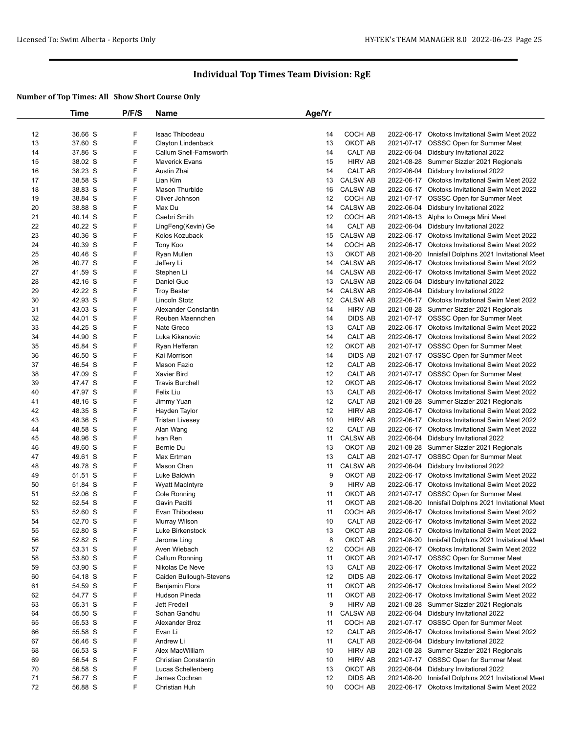# Individual Top Times Team Division: RgE

## Number of Top Times: All Show Short Course Only

| | Time | P/F/S | Name | Age/Yr | | | |
|---|---|---|---|---|---|---|---|
| 12 | 36.66 S | F | Isaac Thibodeau | 14 | COCH AB | 2022-06-17 | Okotoks Invitational Swim Meet 2022 |
| 13 | 37.60 S | F | Clayton Lindenback | 13 | OKOT AB | 2021-07-17 | OSSSC Open for Summer Meet |
| 14 | 37.86 S | F | Callum Snell-Farnsworth | 14 | CALT AB | 2022-06-04 | Didsbury Invitational 2022 |
| 15 | 38.02 S | F | Maverick Evans | 15 | HIRV AB | 2021-08-28 | Summer Sizzler 2021 Regionals |
| 16 | 38.23 S | F | Austin Zhai | 14 | CALT AB | 2022-06-04 | Didsbury Invitational 2022 |
| 17 | 38.58 S | F | Lian Kim | 13 | CALSW AB | 2022-06-17 | Okotoks Invitational Swim Meet 2022 |
| 18 | 38.83 S | F | Mason Thurbide | 16 | CALSW AB | 2022-06-17 | Okotoks Invitational Swim Meet 2022 |
| 19 | 38.84 S | F | Oliver Johnson | 12 | COCH AB | 2021-07-17 | OSSSC Open for Summer Meet |
| 20 | 38.88 S | F | Max Du | 14 | CALSW AB | 2022-06-04 | Didsbury Invitational 2022 |
| 21 | 40.14 S | F | Caebri Smith | 12 | COCH AB | 2021-08-13 | Alpha to Omega Mini Meet |
| 22 | 40.22 S | F | LingFeng(Kevin) Ge | 14 | CALT AB | 2022-06-04 | Didsbury Invitational 2022 |
| 23 | 40.36 S | F | Kolos Kozuback | 15 | CALSW AB | 2022-06-17 | Okotoks Invitational Swim Meet 2022 |
| 24 | 40.39 S | F | Tony Koo | 14 | COCH AB | 2022-06-17 | Okotoks Invitational Swim Meet 2022 |
| 25 | 40.46 S | F | Ryan Mullen | 13 | OKOT AB | 2021-08-20 | Innisfail Dolphins 2021 Invitational Meet |
| 26 | 40.77 S | F | Jeffery Li | 14 | CALSW AB | 2022-06-17 | Okotoks Invitational Swim Meet 2022 |
| 27 | 41.59 S | F | Stephen Li | 14 | CALSW AB | 2022-06-17 | Okotoks Invitational Swim Meet 2022 |
| 28 | 42.16 S | F | Daniel Guo | 13 | CALSW AB | 2022-06-04 | Didsbury Invitational 2022 |
| 29 | 42.22 S | F | Troy Bester | 14 | CALSW AB | 2022-06-04 | Didsbury Invitational 2022 |
| 30 | 42.93 S | F | Lincoln Stotz | 12 | CALSW AB | 2022-06-17 | Okotoks Invitational Swim Meet 2022 |
| 31 | 43.03 S | F | Alexander Constantin | 14 | HIRV AB | 2021-08-28 | Summer Sizzler 2021 Regionals |
| 32 | 44.01 S | F | Reuben Maennchen | 14 | DIDS AB | 2021-07-17 | OSSSC Open for Summer Meet |
| 33 | 44.25 S | F | Nate Greco | 13 | CALT AB | 2022-06-17 | Okotoks Invitational Swim Meet 2022 |
| 34 | 44.90 S | F | Luka Kikanovic | 14 | CALT AB | 2022-06-17 | Okotoks Invitational Swim Meet 2022 |
| 35 | 45.84 S | F | Ryan Hefferan | 12 | OKOT AB | 2021-07-17 | OSSSC Open for Summer Meet |
| 36 | 46.50 S | F | Kai Morrison | 14 | DIDS AB | 2021-07-17 | OSSSC Open for Summer Meet |
| 37 | 46.54 S | F | Mason Fazio | 12 | CALT AB | 2022-06-17 | Okotoks Invitational Swim Meet 2022 |
| 38 | 47.09 S | F | Xavier Bird | 12 | CALT AB | 2021-07-17 | OSSSC Open for Summer Meet |
| 39 | 47.47 S | F | Travis Burchell | 12 | OKOT AB | 2022-06-17 | Okotoks Invitational Swim Meet 2022 |
| 40 | 47.97 S | F | Felix Liu | 13 | CALT AB | 2022-06-17 | Okotoks Invitational Swim Meet 2022 |
| 41 | 48.16 S | F | Jimmy Yuan | 12 | CALT AB | 2021-08-28 | Summer Sizzler 2021 Regionals |
| 42 | 48.35 S | F | Hayden Taylor | 12 | HIRV AB | 2022-06-17 | Okotoks Invitational Swim Meet 2022 |
| 43 | 48.36 S | F | Tristan Livesey | 10 | HIRV AB | 2022-06-17 | Okotoks Invitational Swim Meet 2022 |
| 44 | 48.58 S | F | Alan Wang | 12 | CALT AB | 2022-06-17 | Okotoks Invitational Swim Meet 2022 |
| 45 | 48.96 S | F | Ivan Ren | 11 | CALSW AB | 2022-06-04 | Didsbury Invitational 2022 |
| 46 | 49.60 S | F | Bernie Du | 13 | OKOT AB | 2021-08-28 | Summer Sizzler 2021 Regionals |
| 47 | 49.61 S | F | Max Ertman | 13 | CALT AB | 2021-07-17 | OSSSC Open for Summer Meet |
| 48 | 49.78 S | F | Mason Chen | 11 | CALSW AB | 2022-06-04 | Didsbury Invitational 2022 |
| 49 | 51.51 S | F | Luke Baldwin | 9 | OKOT AB | 2022-06-17 | Okotoks Invitational Swim Meet 2022 |
| 50 | 51.84 S | F | Wyatt MacIntyre | 9 | HIRV AB | 2022-06-17 | Okotoks Invitational Swim Meet 2022 |
| 51 | 52.06 S | F | Cole Ronning | 11 | OKOT AB | 2021-07-17 | OSSSC Open for Summer Meet |
| 52 | 52.54 S | F | Gavin Pacitti | 11 | OKOT AB | 2021-08-20 | Innisfail Dolphins 2021 Invitational Meet |
| 53 | 52.60 S | F | Evan Thibodeau | 11 | COCH AB | 2022-06-17 | Okotoks Invitational Swim Meet 2022 |
| 54 | 52.70 S | F | Murray Wilson | 10 | CALT AB | 2022-06-17 | Okotoks Invitational Swim Meet 2022 |
| 55 | 52.80 S | F | Luke Birkenstock | 13 | OKOT AB | 2022-06-17 | Okotoks Invitational Swim Meet 2022 |
| 56 | 52.82 S | F | Jerome Ling | 8 | OKOT AB | 2021-08-20 | Innisfail Dolphins 2021 Invitational Meet |
| 57 | 53.31 S | F | Aven Wiebach | 12 | COCH AB | 2022-06-17 | Okotoks Invitational Swim Meet 2022 |
| 58 | 53.80 S | F | Callum Ronning | 11 | OKOT AB | 2021-07-17 | OSSSC Open for Summer Meet |
| 59 | 53.90 S | F | Nikolas De Neve | 13 | CALT AB | 2022-06-17 | Okotoks Invitational Swim Meet 2022 |
| 60 | 54.18 S | F | Caiden Bullough-Stevens | 12 | DIDS AB | 2022-06-17 | Okotoks Invitational Swim Meet 2022 |
| 61 | 54.59 S | F | Benjamin Flora | 11 | OKOT AB | 2022-06-17 | Okotoks Invitational Swim Meet 2022 |
| 62 | 54.77 S | F | Hudson Pineda | 11 | OKOT AB | 2022-06-17 | Okotoks Invitational Swim Meet 2022 |
| 63 | 55.31 S | F | Jett Fredell | 9 | HIRV AB | 2021-08-28 | Summer Sizzler 2021 Regionals |
| 64 | 55.50 S | F | Sohan Gandhu | 11 | CALSW AB | 2022-06-04 | Didsbury Invitational 2022 |
| 65 | 55.53 S | F | Alexander Broz | 11 | COCH AB | 2021-07-17 | OSSSC Open for Summer Meet |
| 66 | 55.58 S | F | Evan Li | 12 | CALT AB | 2022-06-17 | Okotoks Invitational Swim Meet 2022 |
| 67 | 56.46 S | F | Andrew Li | 11 | CALT AB | 2022-06-04 | Didsbury Invitational 2022 |
| 68 | 56.53 S | F | Alex MacWilliam | 10 | HIRV AB | 2021-08-28 | Summer Sizzler 2021 Regionals |
| 69 | 56.54 S | F | Christian Constantin | 10 | HIRV AB | 2021-07-17 | OSSSC Open for Summer Meet |
| 70 | 56.58 S | F | Lucas Schellenberg | 13 | OKOT AB | 2022-06-04 | Didsbury Invitational 2022 |
| 71 | 56.77 S | F | James Cochran | 12 | DIDS AB | 2021-08-20 | Innisfail Dolphins 2021 Invitational Meet |
| 72 | 56.88 S | F | Christian Huh | 10 | COCH AB | 2022-06-17 | Okotoks Invitational Swim Meet 2022 |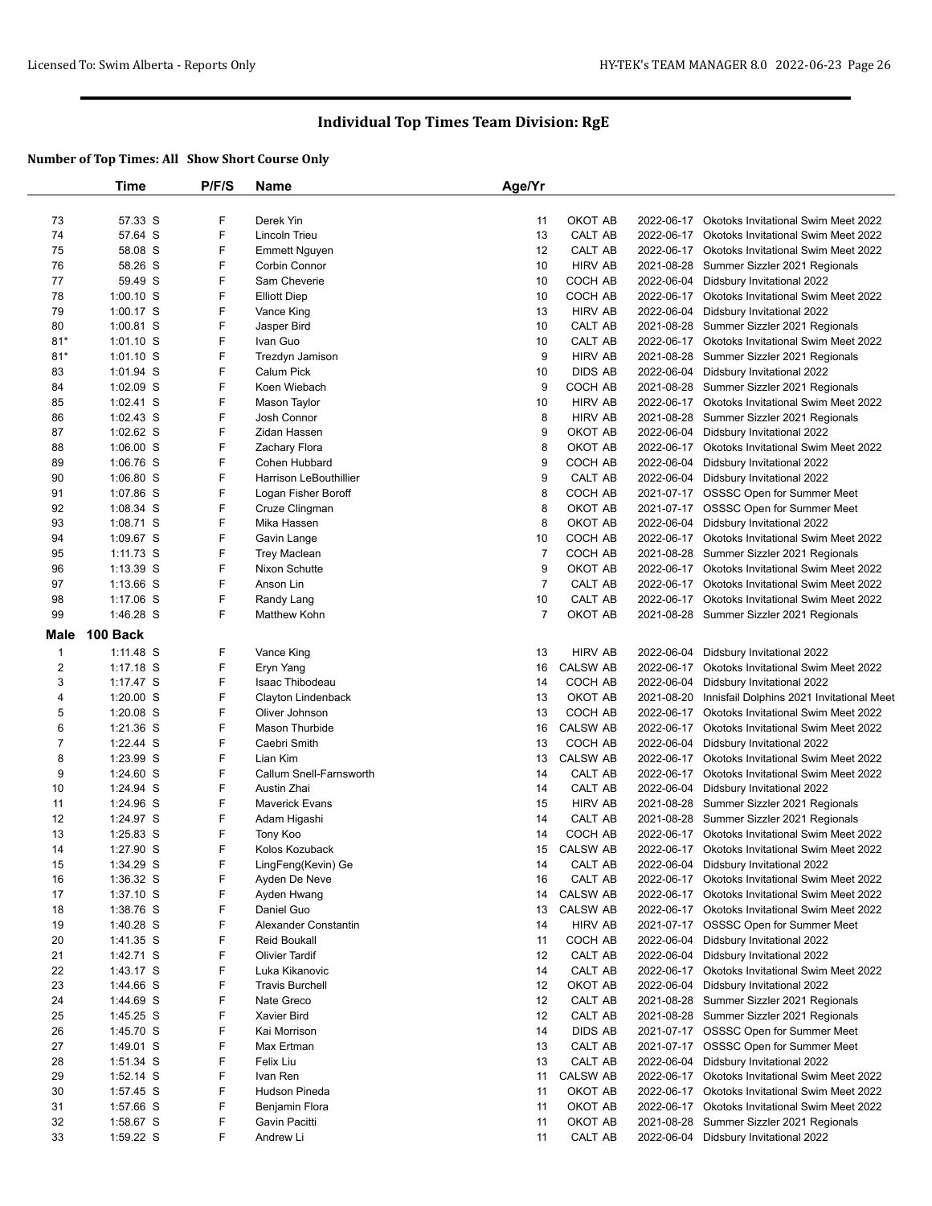# Individual Top Times Team Division: RgE

**Number of Top Times: All Show Short Course Only**

| | Time | P/F/S | Name | Age/Yr | | | |
|---|---|---|---|---|---|---|---|
| 73 | 57.33 S | F | Derek Yin | 11 | OKOT AB | 2022-06-17 | Okotoks Invitational Swim Meet 2022 |
| 74 | 57.64 S | F | Lincoln Trieu | 13 | CALT AB | 2022-06-17 | Okotoks Invitational Swim Meet 2022 |
| 75 | 58.08 S | F | Emmett Nguyen | 12 | CALT AB | 2022-06-17 | Okotoks Invitational Swim Meet 2022 |
| 76 | 58.26 S | F | Corbin Connor | 10 | HIRV AB | 2021-08-28 | Summer Sizzler 2021 Regionals |
| 77 | 59.49 S | F | Sam Cheverie | 10 | COCH AB | 2022-06-04 | Didsbury Invitational 2022 |
| 78 | 1:00.10 S | F | Elliott Diep | 10 | COCH AB | 2022-06-17 | Okotoks Invitational Swim Meet 2022 |
| 79 | 1:00.17 S | F | Vance King | 13 | HIRV AB | 2022-06-04 | Didsbury Invitational 2022 |
| 80 | 1:00.81 S | F | Jasper Bird | 10 | CALT AB | 2021-08-28 | Summer Sizzler 2021 Regionals |
| 81* | 1:01.10 S | F | Ivan Guo | 10 | CALT AB | 2022-06-17 | Okotoks Invitational Swim Meet 2022 |
| 81* | 1:01.10 S | F | Trezdyn Jamison | 9 | HIRV AB | 2021-08-28 | Summer Sizzler 2021 Regionals |
| 83 | 1:01.94 S | F | Calum Pick | 10 | DIDS AB | 2022-06-04 | Didsbury Invitational 2022 |
| 84 | 1:02.09 S | F | Koen Wiebach | 9 | COCH AB | 2021-08-28 | Summer Sizzler 2021 Regionals |
| 85 | 1:02.41 S | F | Mason Taylor | 10 | HIRV AB | 2022-06-17 | Okotoks Invitational Swim Meet 2022 |
| 86 | 1:02.43 S | F | Josh Connor | 8 | HIRV AB | 2021-08-28 | Summer Sizzler 2021 Regionals |
| 87 | 1:02.62 S | F | Zidan Hassen | 9 | OKOT AB | 2022-06-04 | Didsbury Invitational 2022 |
| 88 | 1:06.00 S | F | Zachary Flora | 8 | OKOT AB | 2022-06-17 | Okotoks Invitational Swim Meet 2022 |
| 89 | 1:06.76 S | F | Cohen Hubbard | 9 | COCH AB | 2022-06-04 | Didsbury Invitational 2022 |
| 90 | 1:06.80 S | F | Harrison LeBouthillier | 9 | CALT AB | 2022-06-04 | Didsbury Invitational 2022 |
| 91 | 1:07.86 S | F | Logan Fisher Boroff | 8 | COCH AB | 2021-07-17 | OSSSC Open for Summer Meet |
| 92 | 1:08.34 S | F | Cruze Clingman | 8 | OKOT AB | 2021-07-17 | OSSSC Open for Summer Meet |
| 93 | 1:08.71 S | F | Mika Hassen | 8 | OKOT AB | 2022-06-04 | Didsbury Invitational 2022 |
| 94 | 1:09.67 S | F | Gavin Lange | 10 | COCH AB | 2022-06-17 | Okotoks Invitational Swim Meet 2022 |
| 95 | 1:11.73 S | F | Trey Maclean | 7 | COCH AB | 2021-08-28 | Summer Sizzler 2021 Regionals |
| 96 | 1:13.39 S | F | Nixon Schutte | 9 | OKOT AB | 2022-06-17 | Okotoks Invitational Swim Meet 2022 |
| 97 | 1:13.66 S | F | Anson Lin | 7 | CALT AB | 2022-06-17 | Okotoks Invitational Swim Meet 2022 |
| 98 | 1:17.06 S | F | Randy Lang | 10 | CALT AB | 2022-06-17 | Okotoks Invitational Swim Meet 2022 |
| 99 | 1:46.28 S | F | Matthew Kohn | 7 | OKOT AB | 2021-08-28 | Summer Sizzler 2021 Regionals |

## Male 100 Back

| | Time | P/F/S | Name | Age/Yr | | | |
|---|---|---|---|---|---|---|---|
| 1 | 1:11.48 S | F | Vance King | 13 | HIRV AB | 2022-06-04 | Didsbury Invitational 2022 |
| 2 | 1:17.18 S | F | Eryn Yang | 16 | CALSW AB | 2022-06-17 | Okotoks Invitational Swim Meet 2022 |
| 3 | 1:17.47 S | F | Isaac Thibodeau | 14 | COCH AB | 2022-06-04 | Didsbury Invitational 2022 |
| 4 | 1:20.00 S | F | Clayton Lindenback | 13 | OKOT AB | 2021-08-20 | Innisfail Dolphins 2021 Invitational Meet |
| 5 | 1:20.08 S | F | Oliver Johnson | 13 | COCH AB | 2022-06-17 | Okotoks Invitational Swim Meet 2022 |
| 6 | 1:21.36 S | F | Mason Thurbide | 16 | CALSW AB | 2022-06-17 | Okotoks Invitational Swim Meet 2022 |
| 7 | 1:22.44 S | F | Caebri Smith | 13 | COCH AB | 2022-06-04 | Didsbury Invitational 2022 |
| 8 | 1:23.99 S | F | Lian Kim | 13 | CALSW AB | 2022-06-17 | Okotoks Invitational Swim Meet 2022 |
| 9 | 1:24.60 S | F | Callum Snell-Farnsworth | 14 | CALT AB | 2022-06-17 | Okotoks Invitational Swim Meet 2022 |
| 10 | 1:24.94 S | F | Austin Zhai | 14 | CALT AB | 2022-06-04 | Didsbury Invitational 2022 |
| 11 | 1:24.96 S | F | Maverick Evans | 15 | HIRV AB | 2021-08-28 | Summer Sizzler 2021 Regionals |
| 12 | 1:24.97 S | F | Adam Higashi | 14 | CALT AB | 2021-08-28 | Summer Sizzler 2021 Regionals |
| 13 | 1:25.83 S | F | Tony Koo | 14 | COCH AB | 2022-06-17 | Okotoks Invitational Swim Meet 2022 |
| 14 | 1:27.90 S | F | Kolos Kozuback | 15 | CALSW AB | 2022-06-17 | Okotoks Invitational Swim Meet 2022 |
| 15 | 1:34.29 S | F | LingFeng(Kevin) Ge | 14 | CALT AB | 2022-06-04 | Didsbury Invitational 2022 |
| 16 | 1:36.32 S | F | Ayden De Neve | 16 | CALT AB | 2022-06-17 | Okotoks Invitational Swim Meet 2022 |
| 17 | 1:37.10 S | F | Ayden Hwang | 14 | CALSW AB | 2022-06-17 | Okotoks Invitational Swim Meet 2022 |
| 18 | 1:38.76 S | F | Daniel Guo | 13 | CALSW AB | 2022-06-17 | Okotoks Invitational Swim Meet 2022 |
| 19 | 1:40.28 S | F | Alexander Constantin | 14 | HIRV AB | 2021-07-17 | OSSSC Open for Summer Meet |
| 20 | 1:41.35 S | F | Reid Boukall | 11 | COCH AB | 2022-06-04 | Didsbury Invitational 2022 |
| 21 | 1:42.71 S | F | Olivier Tardif | 12 | CALT AB | 2022-06-04 | Didsbury Invitational 2022 |
| 22 | 1:43.17 S | F | Luka Kikanovic | 14 | CALT AB | 2022-06-17 | Okotoks Invitational Swim Meet 2022 |
| 23 | 1:44.66 S | F | Travis Burchell | 12 | OKOT AB | 2022-06-04 | Didsbury Invitational 2022 |
| 24 | 1:44.69 S | F | Nate Greco | 12 | CALT AB | 2021-08-28 | Summer Sizzler 2021 Regionals |
| 25 | 1:45.25 S | F | Xavier Bird | 12 | CALT AB | 2021-08-28 | Summer Sizzler 2021 Regionals |
| 26 | 1:45.70 S | F | Kai Morrison | 14 | DIDS AB | 2021-07-17 | OSSSC Open for Summer Meet |
| 27 | 1:49.01 S | F | Max Ertman | 13 | CALT AB | 2021-07-17 | OSSSC Open for Summer Meet |
| 28 | 1:51.34 S | F | Felix Liu | 13 | CALT AB | 2022-06-04 | Didsbury Invitational 2022 |
| 29 | 1:52.14 S | F | Ivan Ren | 11 | CALSW AB | 2022-06-17 | Okotoks Invitational Swim Meet 2022 |
| 30 | 1:57.45 S | F | Hudson Pineda | 11 | OKOT AB | 2022-06-17 | Okotoks Invitational Swim Meet 2022 |
| 31 | 1:57.66 S | F | Benjamin Flora | 11 | OKOT AB | 2022-06-17 | Okotoks Invitational Swim Meet 2022 |
| 32 | 1:58.67 S | F | Gavin Pacitti | 11 | OKOT AB | 2021-08-28 | Summer Sizzler 2021 Regionals |
| 33 | 1:59.22 S | F | Andrew Li | 11 | CALT AB | 2022-06-04 | Didsbury Invitational 2022 |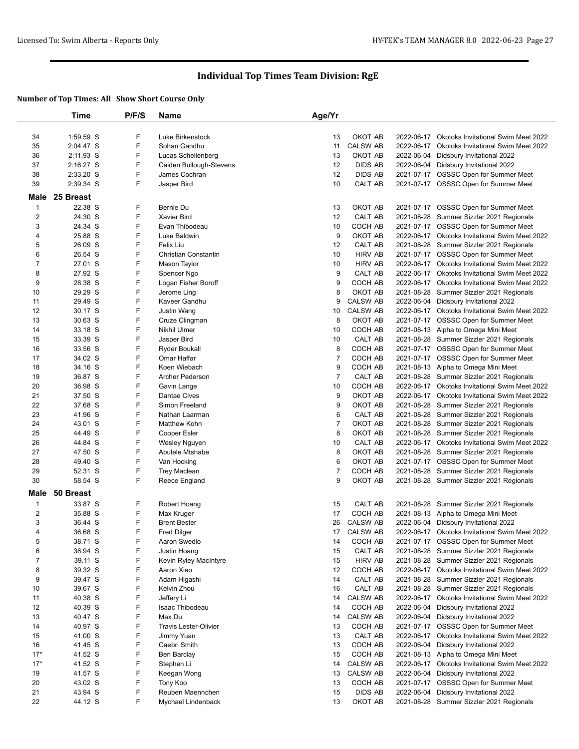## Individual Top Times Team Division: RgE

### Number of Top Times: All Show Short Course Only

| | Time | P/F/S | Name | Age/Yr | | | |
|---|---|---|---|---|---|---|---|
| 34 | 1:59.59 S | F | Luke Birkenstock | 13 | OKOT AB | 2022-06-17 | Okotoks Invitational Swim Meet 2022 |
| 35 | 2:04.47 S | F | Sohan Gandhu | 11 | CALSW AB | 2022-06-17 | Okotoks Invitational Swim Meet 2022 |
| 36 | 2:11.93 S | F | Lucas Schellenberg | 13 | OKOT AB | 2022-06-04 | Didsbury Invitational 2022 |
| 37 | 2:16.27 S | F | Caiden Bullough-Stevens | 12 | DIDS AB | 2022-06-04 | Didsbury Invitational 2022 |
| 38 | 2:33.20 S | F | James Cochran | 12 | DIDS AB | 2021-07-17 | OSSSC Open for Summer Meet |
| 39 | 2:39.34 S | F | Jasper Bird | 10 | CALT AB | 2021-07-17 | OSSSC Open for Summer Meet |

**Male 25 Breast**

| | Time | P/F/S | Name | Age/Yr | | | |
|---|---|---|---|---|---|---|---|
| 1 | 22.38 S | F | Bernie Du | 13 | OKOT AB | 2021-07-17 | OSSSC Open for Summer Meet |
| 2 | 24.30 S | F | Xavier Bird | 12 | CALT AB | 2021-08-28 | Summer Sizzler 2021 Regionals |
| 3 | 24.34 S | F | Evan Thibodeau | 10 | COCH AB | 2021-07-17 | OSSSC Open for Summer Meet |
| 4 | 25.88 S | F | Luke Baldwin | 9 | OKOT AB | 2022-06-17 | Okotoks Invitational Swim Meet 2022 |
| 5 | 26.09 S | F | Felix Liu | 12 | CALT AB | 2021-08-28 | Summer Sizzler 2021 Regionals |
| 6 | 26.54 S | F | Christian Constantin | 10 | HIRV AB | 2021-07-17 | OSSSC Open for Summer Meet |
| 7 | 27.01 S | F | Mason Taylor | 10 | HIRV AB | 2022-06-17 | Okotoks Invitational Swim Meet 2022 |
| 8 | 27.92 S | F | Spencer Ngo | 9 | CALT AB | 2022-06-17 | Okotoks Invitational Swim Meet 2022 |
| 9 | 28.38 S | F | Logan Fisher Boroff | 9 | COCH AB | 2022-06-17 | Okotoks Invitational Swim Meet 2022 |
| 10 | 29.29 S | F | Jerome Ling | 8 | OKOT AB | 2021-08-28 | Summer Sizzler 2021 Regionals |
| 11 | 29.49 S | F | Kaveer Gandhu | 9 | CALSW AB | 2022-06-04 | Didsbury Invitational 2022 |
| 12 | 30.17 S | F | Justin Wang | 10 | CALSW AB | 2022-06-17 | Okotoks Invitational Swim Meet 2022 |
| 13 | 30.63 S | F | Cruze Clingman | 8 | OKOT AB | 2021-07-17 | OSSSC Open for Summer Meet |
| 14 | 33.18 S | F | Nikhil Ulmer | 10 | COCH AB | 2021-08-13 | Alpha to Omega Mini Meet |
| 15 | 33.39 S | F | Jasper Bird | 10 | CALT AB | 2021-08-28 | Summer Sizzler 2021 Regionals |
| 16 | 33.56 S | F | Ryder Boukall | 8 | COCH AB | 2021-07-17 | OSSSC Open for Summer Meet |
| 17 | 34.02 S | F | Omar Haffar | 7 | COCH AB | 2021-07-17 | OSSSC Open for Summer Meet |
| 18 | 34.16 S | F | Koen Wiebach | 9 | COCH AB | 2021-08-13 | Alpha to Omega Mini Meet |
| 19 | 36.87 S | F | Archer Pederson | 7 | CALT AB | 2021-08-28 | Summer Sizzler 2021 Regionals |
| 20 | 36.98 S | F | Gavin Lange | 10 | COCH AB | 2022-06-17 | Okotoks Invitational Swim Meet 2022 |
| 21 | 37.50 S | F | Dantae Cives | 9 | OKOT AB | 2022-06-17 | Okotoks Invitational Swim Meet 2022 |
| 22 | 37.68 S | F | Simon Freeland | 9 | OKOT AB | 2021-08-28 | Summer Sizzler 2021 Regionals |
| 23 | 41.96 S | F | Nathan Laarman | 6 | CALT AB | 2021-08-28 | Summer Sizzler 2021 Regionals |
| 24 | 43.01 S | F | Matthew Kohn | 7 | OKOT AB | 2021-08-28 | Summer Sizzler 2021 Regionals |
| 25 | 44.49 S | F | Cooper Esler | 8 | OKOT AB | 2021-08-28 | Summer Sizzler 2021 Regionals |
| 26 | 44.84 S | F | Wesley Nguyen | 10 | CALT AB | 2022-06-17 | Okotoks Invitational Swim Meet 2022 |
| 27 | 47.50 S | F | Abulele Mtshabe | 8 | OKOT AB | 2021-08-28 | Summer Sizzler 2021 Regionals |
| 28 | 49.40 S | F | Van Hocking | 6 | OKOT AB | 2021-07-17 | OSSSC Open for Summer Meet |
| 29 | 52.31 S | F | Trey Maclean | 7 | COCH AB | 2021-08-28 | Summer Sizzler 2021 Regionals |
| 30 | 58.54 S | F | Reece England | 9 | OKOT AB | 2021-08-28 | Summer Sizzler 2021 Regionals |

**Male 50 Breast**

| | Time | P/F/S | Name | Age/Yr | | | |
|---|---|---|---|---|---|---|---|
| 1 | 33.87 S | F | Robert Hoang | 15 | CALT AB | 2021-08-28 | Summer Sizzler 2021 Regionals |
| 2 | 35.88 S | F | Max Kruger | 17 | COCH AB | 2021-08-13 | Alpha to Omega Mini Meet |
| 3 | 36.44 S | F | Brent Bester | 26 | CALSW AB | 2022-06-04 | Didsbury Invitational 2022 |
| 4 | 36.68 S | F | Fred Dilger | 17 | CALSW AB | 2022-06-17 | Okotoks Invitational Swim Meet 2022 |
| 5 | 38.71 S | F | Aaron Swedlo | 14 | COCH AB | 2021-07-17 | OSSSC Open for Summer Meet |
| 6 | 38.94 S | F | Justin Hoang | 15 | CALT AB | 2021-08-28 | Summer Sizzler 2021 Regionals |
| 7 | 39.11 S | F | Kevin Ryley MacIntyre | 15 | HIRV AB | 2021-08-28 | Summer Sizzler 2021 Regionals |
| 8 | 39.32 S | F | Aaron Xiao | 12 | COCH AB | 2022-06-17 | Okotoks Invitational Swim Meet 2022 |
| 9 | 39.47 S | F | Adam Higashi | 14 | CALT AB | 2021-08-28 | Summer Sizzler 2021 Regionals |
| 10 | 39.67 S | F | Kelvin Zhou | 16 | CALT AB | 2021-08-28 | Summer Sizzler 2021 Regionals |
| 11 | 40.38 S | F | Jeffery Li | 14 | CALSW AB | 2022-06-17 | Okotoks Invitational Swim Meet 2022 |
| 12 | 40.39 S | F | Isaac Thibodeau | 14 | COCH AB | 2022-06-04 | Didsbury Invitational 2022 |
| 13 | 40.47 S | F | Max Du | 14 | CALSW AB | 2022-06-04 | Didsbury Invitational 2022 |
| 14 | 40.97 S | F | Travis Lester-Olivier | 13 | COCH AB | 2021-07-17 | OSSSC Open for Summer Meet |
| 15 | 41.00 S | F | Jimmy Yuan | 13 | CALT AB | 2022-06-17 | Okotoks Invitational Swim Meet 2022 |
| 16 | 41.45 S | F | Caebri Smith | 13 | COCH AB | 2022-06-04 | Didsbury Invitational 2022 |
| 17* | 41.52 S | F | Ben Barclay | 15 | COCH AB | 2021-08-13 | Alpha to Omega Mini Meet |
| 17* | 41.52 S | F | Stephen Li | 14 | CALSW AB | 2022-06-17 | Okotoks Invitational Swim Meet 2022 |
| 19 | 41.57 S | F | Keegan Wong | 13 | CALSW AB | 2022-06-04 | Didsbury Invitational 2022 |
| 20 | 43.02 S | F | Tony Koo | 13 | COCH AB | 2021-07-17 | OSSSC Open for Summer Meet |
| 21 | 43.94 S | F | Reuben Maennchen | 15 | DIDS AB | 2022-06-04 | Didsbury Invitational 2022 |
| 22 | 44.12 S | F | Mychael Lindenback | 13 | OKOT AB | 2021-08-28 | Summer Sizzler 2021 Regionals |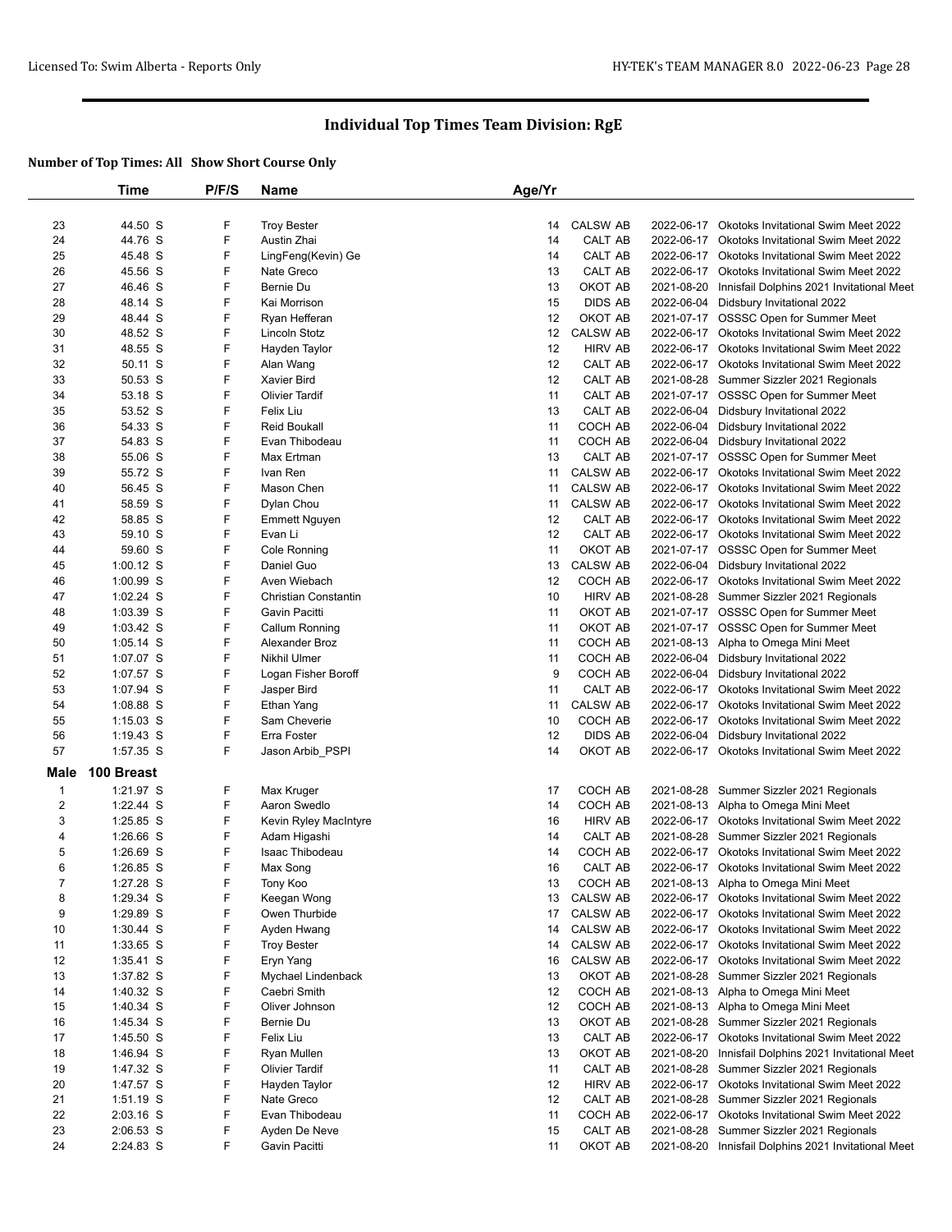## Individual Top Times Team Division: RgE

### Number of Top Times: All Show Short Course Only

| | Time | P/F/S | Name | Age/Yr | | | |
|---|---|---|---|---|---|---|---|
| 23 | 44.50 S | F | Troy Bester | 14 | CALSW AB | 2022-06-17 | Okotoks Invitational Swim Meet 2022 |
| 24 | 44.76 S | F | Austin Zhai | 14 | CALT AB | 2022-06-17 | Okotoks Invitational Swim Meet 2022 |
| 25 | 45.48 S | F | LingFeng(Kevin) Ge | 14 | CALT AB | 2022-06-17 | Okotoks Invitational Swim Meet 2022 |
| 26 | 45.56 S | F | Nate Greco | 13 | CALT AB | 2022-06-17 | Okotoks Invitational Swim Meet 2022 |
| 27 | 46.46 S | F | Bernie Du | 13 | OKOT AB | 2021-08-20 | Innisfail Dolphins 2021 Invitational Meet |
| 28 | 48.14 S | F | Kai Morrison | 15 | DIDS AB | 2022-06-04 | Didsbury Invitational 2022 |
| 29 | 48.44 S | F | Ryan Hefferan | 12 | OKOT AB | 2021-07-17 | OSSSC Open for Summer Meet |
| 30 | 48.52 S | F | Lincoln Stotz | 12 | CALSW AB | 2022-06-17 | Okotoks Invitational Swim Meet 2022 |
| 31 | 48.55 S | F | Hayden Taylor | 12 | HIRV AB | 2022-06-17 | Okotoks Invitational Swim Meet 2022 |
| 32 | 50.11 S | F | Alan Wang | 12 | CALT AB | 2022-06-17 | Okotoks Invitational Swim Meet 2022 |
| 33 | 50.53 S | F | Xavier Bird | 12 | CALT AB | 2021-08-28 | Summer Sizzler 2021 Regionals |
| 34 | 53.18 S | F | Olivier Tardif | 11 | CALT AB | 2021-07-17 | OSSSC Open for Summer Meet |
| 35 | 53.52 S | F | Felix Liu | 13 | CALT AB | 2022-06-04 | Didsbury Invitational 2022 |
| 36 | 54.33 S | F | Reid Boukall | 11 | COCH AB | 2022-06-04 | Didsbury Invitational 2022 |
| 37 | 54.83 S | F | Evan Thibodeau | 11 | COCH AB | 2022-06-04 | Didsbury Invitational 2022 |
| 38 | 55.06 S | F | Max Ertman | 13 | CALT AB | 2021-07-17 | OSSSC Open for Summer Meet |
| 39 | 55.72 S | F | Ivan Ren | 11 | CALSW AB | 2022-06-17 | Okotoks Invitational Swim Meet 2022 |
| 40 | 56.45 S | F | Mason Chen | 11 | CALSW AB | 2022-06-17 | Okotoks Invitational Swim Meet 2022 |
| 41 | 58.59 S | F | Dylan Chou | 11 | CALSW AB | 2022-06-17 | Okotoks Invitational Swim Meet 2022 |
| 42 | 58.85 S | F | Emmett Nguyen | 12 | CALT AB | 2022-06-17 | Okotoks Invitational Swim Meet 2022 |
| 43 | 59.10 S | F | Evan Li | 12 | CALT AB | 2022-06-17 | Okotoks Invitational Swim Meet 2022 |
| 44 | 59.60 S | F | Cole Ronning | 11 | OKOT AB | 2021-07-17 | OSSSC Open for Summer Meet |
| 45 | 1:00.12 S | F | Daniel Guo | 13 | CALSW AB | 2022-06-04 | Didsbury Invitational 2022 |
| 46 | 1:00.99 S | F | Aven Wiebach | 12 | COCH AB | 2022-06-17 | Okotoks Invitational Swim Meet 2022 |
| 47 | 1:02.24 S | F | Christian Constantin | 10 | HIRV AB | 2021-08-28 | Summer Sizzler 2021 Regionals |
| 48 | 1:03.39 S | F | Gavin Pacitti | 11 | OKOT AB | 2021-07-17 | OSSSC Open for Summer Meet |
| 49 | 1:03.42 S | F | Callum Ronning | 11 | OKOT AB | 2021-07-17 | OSSSC Open for Summer Meet |
| 50 | 1:05.14 S | F | Alexander Broz | 11 | COCH AB | 2021-08-13 | Alpha to Omega Mini Meet |
| 51 | 1:07.07 S | F | Nikhil Ulmer | 11 | COCH AB | 2022-06-04 | Didsbury Invitational 2022 |
| 52 | 1:07.57 S | F | Logan Fisher Boroff | 9 | COCH AB | 2022-06-04 | Didsbury Invitational 2022 |
| 53 | 1:07.94 S | F | Jasper Bird | 11 | CALT AB | 2022-06-17 | Okotoks Invitational Swim Meet 2022 |
| 54 | 1:08.88 S | F | Ethan Yang | 11 | CALSW AB | 2022-06-17 | Okotoks Invitational Swim Meet 2022 |
| 55 | 1:15.03 S | F | Sam Cheverie | 10 | COCH AB | 2022-06-17 | Okotoks Invitational Swim Meet 2022 |
| 56 | 1:19.43 S | F | Erra Foster | 12 | DIDS AB | 2022-06-04 | Didsbury Invitational 2022 |
| 57 | 1:57.35 S | F | Jason Arbib_PSPI | 14 | OKOT AB | 2022-06-17 | Okotoks Invitational Swim Meet 2022 |
| **Male** | **100 Breast** | | | | | | |
| 1 | 1:21.97 S | F | Max Kruger | 17 | COCH AB | 2021-08-28 | Summer Sizzler 2021 Regionals |
| 2 | 1:22.44 S | F | Aaron Swedlo | 14 | COCH AB | 2021-08-13 | Alpha to Omega Mini Meet |
| 3 | 1:25.85 S | F | Kevin Ryley MacIntyre | 16 | HIRV AB | 2022-06-17 | Okotoks Invitational Swim Meet 2022 |
| 4 | 1:26.66 S | F | Adam Higashi | 14 | CALT AB | 2021-08-28 | Summer Sizzler 2021 Regionals |
| 5 | 1:26.69 S | F | Isaac Thibodeau | 14 | COCH AB | 2022-06-17 | Okotoks Invitational Swim Meet 2022 |
| 6 | 1:26.85 S | F | Max Song | 16 | CALT AB | 2022-06-17 | Okotoks Invitational Swim Meet 2022 |
| 7 | 1:27.28 S | F | Tony Koo | 13 | COCH AB | 2021-08-13 | Alpha to Omega Mini Meet |
| 8 | 1:29.34 S | F | Keegan Wong | 13 | CALSW AB | 2022-06-17 | Okotoks Invitational Swim Meet 2022 |
| 9 | 1:29.89 S | F | Owen Thurbide | 17 | CALSW AB | 2022-06-17 | Okotoks Invitational Swim Meet 2022 |
| 10 | 1:30.44 S | F | Ayden Hwang | 14 | CALSW AB | 2022-06-17 | Okotoks Invitational Swim Meet 2022 |
| 11 | 1:33.65 S | F | Troy Bester | 14 | CALSW AB | 2022-06-17 | Okotoks Invitational Swim Meet 2022 |
| 12 | 1:35.41 S | F | Eryn Yang | 16 | CALSW AB | 2022-06-17 | Okotoks Invitational Swim Meet 2022 |
| 13 | 1:37.82 S | F | Mychael Lindenback | 13 | OKOT AB | 2021-08-28 | Summer Sizzler 2021 Regionals |
| 14 | 1:40.32 S | F | Caebri Smith | 12 | COCH AB | 2021-08-13 | Alpha to Omega Mini Meet |
| 15 | 1:40.34 S | F | Oliver Johnson | 12 | COCH AB | 2021-08-13 | Alpha to Omega Mini Meet |
| 16 | 1:45.34 S | F | Bernie Du | 13 | OKOT AB | 2021-08-28 | Summer Sizzler 2021 Regionals |
| 17 | 1:45.50 S | F | Felix Liu | 13 | CALT AB | 2022-06-17 | Okotoks Invitational Swim Meet 2022 |
| 18 | 1:46.94 S | F | Ryan Mullen | 13 | OKOT AB | 2021-08-20 | Innisfail Dolphins 2021 Invitational Meet |
| 19 | 1:47.32 S | F | Olivier Tardif | 11 | CALT AB | 2021-08-28 | Summer Sizzler 2021 Regionals |
| 20 | 1:47.57 S | F | Hayden Taylor | 12 | HIRV AB | 2022-06-17 | Okotoks Invitational Swim Meet 2022 |
| 21 | 1:51.19 S | F | Nate Greco | 12 | CALT AB | 2021-08-28 | Summer Sizzler 2021 Regionals |
| 22 | 2:03.16 S | F | Evan Thibodeau | 11 | COCH AB | 2022-06-17 | Okotoks Invitational Swim Meet 2022 |
| 23 | 2:06.53 S | F | Ayden De Neve | 15 | CALT AB | 2021-08-28 | Summer Sizzler 2021 Regionals |
| 24 | 2:24.83 S | F | Gavin Pacitti | 11 | OKOT AB | 2021-08-20 | Innisfail Dolphins 2021 Invitational Meet |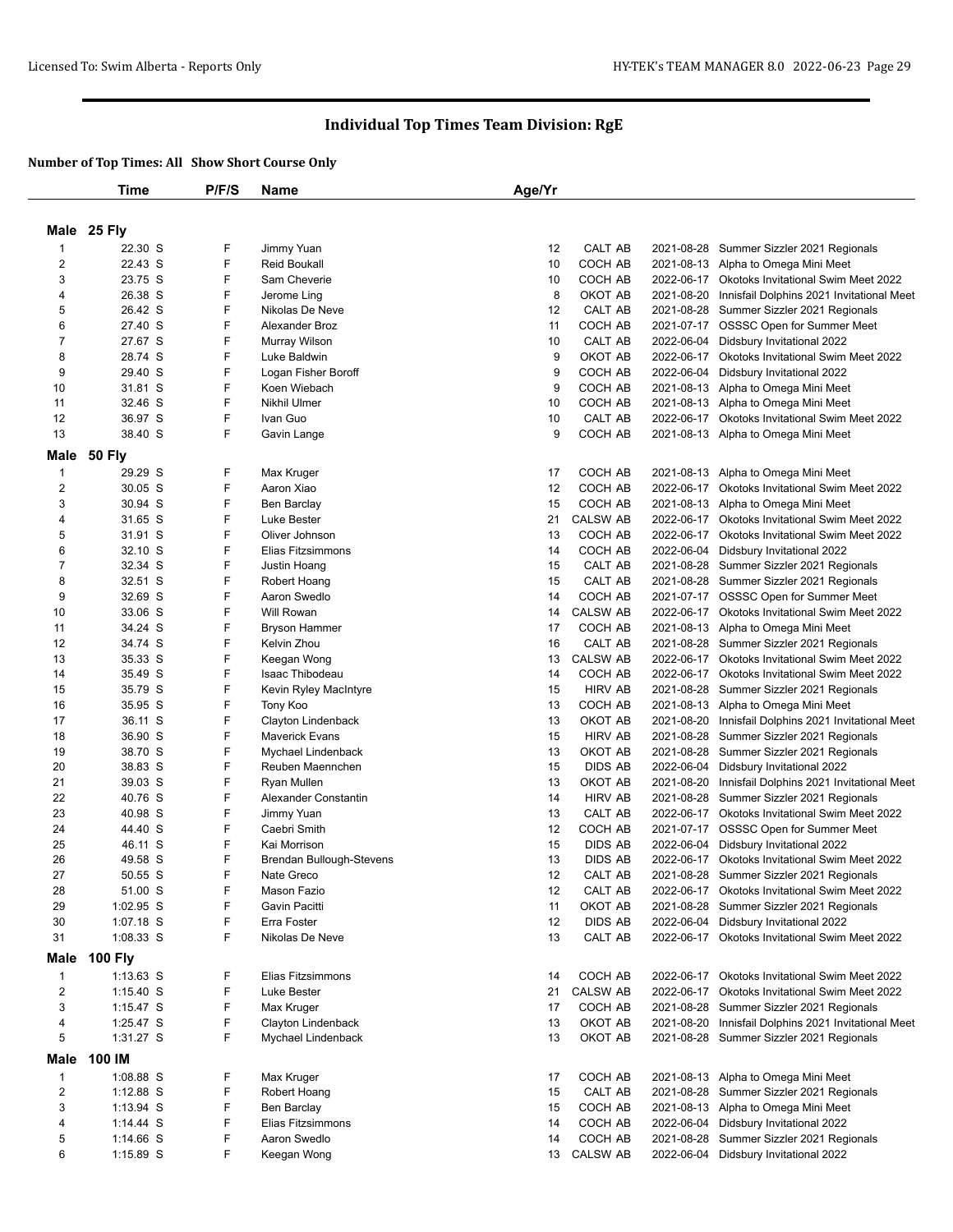# Individual Top Times Team Division: RgE

**Number of Top Times: All Show Short Course Only**

| | Time | P/F/S | Name | Age/Yr | | | |
|---|---|---|---|---|---|---|---|
| **Male 25 Fly** | | | | | | | |
| 1 | 22.30 S | F | Jimmy Yuan | 12 | CALT AB | 2021-08-28 | Summer Sizzler 2021 Regionals |
| 2 | 22.43 S | F | Reid Boukall | 10 | COCH AB | 2021-08-13 | Alpha to Omega Mini Meet |
| 3 | 23.75 S | F | Sam Cheverie | 10 | COCH AB | 2022-06-17 | Okotoks Invitational Swim Meet 2022 |
| 4 | 26.38 S | F | Jerome Ling | 8 | OKOT AB | 2021-08-20 | Innisfail Dolphins 2021 Invitational Meet |
| 5 | 26.42 S | F | Nikolas De Neve | 12 | CALT AB | 2021-08-28 | Summer Sizzler 2021 Regionals |
| 6 | 27.40 S | F | Alexander Broz | 11 | COCH AB | 2021-07-17 | OSSSC Open for Summer Meet |
| 7 | 27.67 S | F | Murray Wilson | 10 | CALT AB | 2022-06-04 | Didsbury Invitational 2022 |
| 8 | 28.74 S | F | Luke Baldwin | 9 | OKOT AB | 2022-06-17 | Okotoks Invitational Swim Meet 2022 |
| 9 | 29.40 S | F | Logan Fisher Boroff | 9 | COCH AB | 2022-06-04 | Didsbury Invitational 2022 |
| 10 | 31.81 S | F | Koen Wiebach | 9 | COCH AB | 2021-08-13 | Alpha to Omega Mini Meet |
| 11 | 32.46 S | F | Nikhil Ulmer | 10 | COCH AB | 2021-08-13 | Alpha to Omega Mini Meet |
| 12 | 36.97 S | F | Ivan Guo | 10 | CALT AB | 2022-06-17 | Okotoks Invitational Swim Meet 2022 |
| 13 | 38.40 S | F | Gavin Lange | 9 | COCH AB | 2021-08-13 | Alpha to Omega Mini Meet |
| **Male 50 Fly** | | | | | | | |
| 1 | 29.29 S | F | Max Kruger | 17 | COCH AB | 2021-08-13 | Alpha to Omega Mini Meet |
| 2 | 30.05 S | F | Aaron Xiao | 12 | COCH AB | 2022-06-17 | Okotoks Invitational Swim Meet 2022 |
| 3 | 30.94 S | F | Ben Barclay | 15 | COCH AB | 2021-08-13 | Alpha to Omega Mini Meet |
| 4 | 31.65 S | F | Luke Bester | 21 | CALSW AB | 2022-06-17 | Okotoks Invitational Swim Meet 2022 |
| 5 | 31.91 S | F | Oliver Johnson | 13 | COCH AB | 2022-06-17 | Okotoks Invitational Swim Meet 2022 |
| 6 | 32.10 S | F | Elias Fitzsimmons | 14 | COCH AB | 2022-06-04 | Didsbury Invitational 2022 |
| 7 | 32.34 S | F | Justin Hoang | 15 | CALT AB | 2021-08-28 | Summer Sizzler 2021 Regionals |
| 8 | 32.51 S | F | Robert Hoang | 15 | CALT AB | 2021-08-28 | Summer Sizzler 2021 Regionals |
| 9 | 32.69 S | F | Aaron Swedlo | 14 | COCH AB | 2021-07-17 | OSSSC Open for Summer Meet |
| 10 | 33.06 S | F | Will Rowan | 14 | CALSW AB | 2022-06-17 | Okotoks Invitational Swim Meet 2022 |
| 11 | 34.24 S | F | Bryson Hammer | 17 | COCH AB | 2021-08-13 | Alpha to Omega Mini Meet |
| 12 | 34.74 S | F | Kelvin Zhou | 16 | CALT AB | 2021-08-28 | Summer Sizzler 2021 Regionals |
| 13 | 35.33 S | F | Keegan Wong | 13 | CALSW AB | 2022-06-17 | Okotoks Invitational Swim Meet 2022 |
| 14 | 35.49 S | F | Isaac Thibodeau | 14 | COCH AB | 2022-06-17 | Okotoks Invitational Swim Meet 2022 |
| 15 | 35.79 S | F | Kevin Ryley MacIntyre | 15 | HIRV AB | 2021-08-28 | Summer Sizzler 2021 Regionals |
| 16 | 35.95 S | F | Tony Koo | 13 | COCH AB | 2021-08-13 | Alpha to Omega Mini Meet |
| 17 | 36.11 S | F | Clayton Lindenback | 13 | OKOT AB | 2021-08-20 | Innisfail Dolphins 2021 Invitational Meet |
| 18 | 36.90 S | F | Maverick Evans | 15 | HIRV AB | 2021-08-28 | Summer Sizzler 2021 Regionals |
| 19 | 38.70 S | F | Mychael Lindenback | 13 | OKOT AB | 2021-08-28 | Summer Sizzler 2021 Regionals |
| 20 | 38.83 S | F | Reuben Maennchen | 15 | DIDS AB | 2022-06-04 | Didsbury Invitational 2022 |
| 21 | 39.03 S | F | Ryan Mullen | 13 | OKOT AB | 2021-08-20 | Innisfail Dolphins 2021 Invitational Meet |
| 22 | 40.76 S | F | Alexander Constantin | 14 | HIRV AB | 2021-08-28 | Summer Sizzler 2021 Regionals |
| 23 | 40.98 S | F | Jimmy Yuan | 13 | CALT AB | 2022-06-17 | Okotoks Invitational Swim Meet 2022 |
| 24 | 44.40 S | F | Caebri Smith | 12 | COCH AB | 2021-07-17 | OSSSC Open for Summer Meet |
| 25 | 46.11 S | F | Kai Morrison | 15 | DIDS AB | 2022-06-04 | Didsbury Invitational 2022 |
| 26 | 49.58 S | F | Brendan Bullough-Stevens | 13 | DIDS AB | 2022-06-17 | Okotoks Invitational Swim Meet 2022 |
| 27 | 50.55 S | F | Nate Greco | 12 | CALT AB | 2021-08-28 | Summer Sizzler 2021 Regionals |
| 28 | 51.00 S | F | Mason Fazio | 12 | CALT AB | 2022-06-17 | Okotoks Invitational Swim Meet 2022 |
| 29 | 1:02.95 S | F | Gavin Pacitti | 11 | OKOT AB | 2021-08-28 | Summer Sizzler 2021 Regionals |
| 30 | 1:07.18 S | F | Erra Foster | 12 | DIDS AB | 2022-06-04 | Didsbury Invitational 2022 |
| 31 | 1:08.33 S | F | Nikolas De Neve | 13 | CALT AB | 2022-06-17 | Okotoks Invitational Swim Meet 2022 |
| **Male 100 Fly** | | | | | | | |
| 1 | 1:13.63 S | F | Elias Fitzsimmons | 14 | COCH AB | 2022-06-17 | Okotoks Invitational Swim Meet 2022 |
| 2 | 1:15.40 S | F | Luke Bester | 21 | CALSW AB | 2022-06-17 | Okotoks Invitational Swim Meet 2022 |
| 3 | 1:15.47 S | F | Max Kruger | 17 | COCH AB | 2021-08-28 | Summer Sizzler 2021 Regionals |
| 4 | 1:25.47 S | F | Clayton Lindenback | 13 | OKOT AB | 2021-08-20 | Innisfail Dolphins 2021 Invitational Meet |
| 5 | 1:31.27 S | F | Mychael Lindenback | 13 | OKOT AB | 2021-08-28 | Summer Sizzler 2021 Regionals |
| **Male 100 IM** | | | | | | | |
| 1 | 1:08.88 S | F | Max Kruger | 17 | COCH AB | 2021-08-13 | Alpha to Omega Mini Meet |
| 2 | 1:12.88 S | F | Robert Hoang | 15 | CALT AB | 2021-08-28 | Summer Sizzler 2021 Regionals |
| 3 | 1:13.94 S | F | Ben Barclay | 15 | COCH AB | 2021-08-13 | Alpha to Omega Mini Meet |
| 4 | 1:14.44 S | F | Elias Fitzsimmons | 14 | COCH AB | 2022-06-04 | Didsbury Invitational 2022 |
| 5 | 1:14.66 S | F | Aaron Swedlo | 14 | COCH AB | 2021-08-28 | Summer Sizzler 2021 Regionals |
| 6 | 1:15.89 S | F | Keegan Wong | 13 | CALSW AB | 2022-06-04 | Didsbury Invitational 2022 |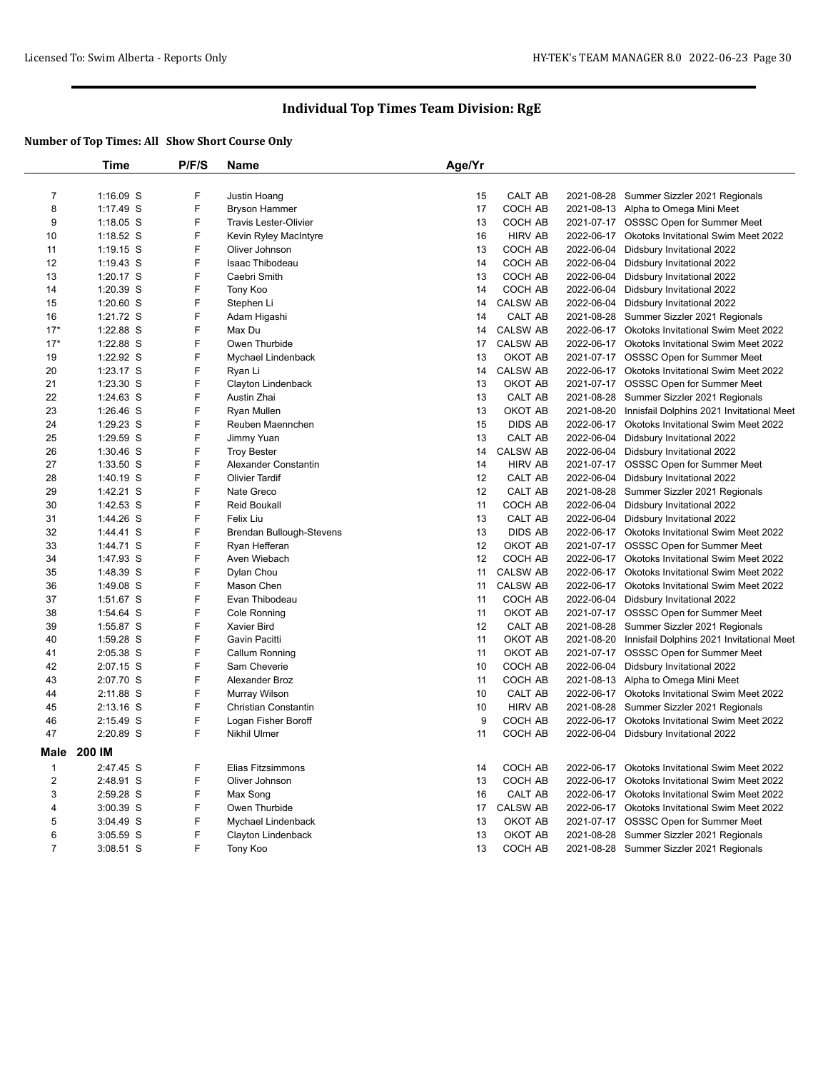# Individual Top Times Team Division: RgE

**Number of Top Times: All Show Short Course Only**

| | Time | P/F/S | Name | Age/Yr | | | |
|---|---|---|---|---|---|---|---|
| 7 | 1:16.09 S | F | Justin Hoang | 15 | CALT AB | 2021-08-28 | Summer Sizzler 2021 Regionals |
| 8 | 1:17.49 S | F | Bryson Hammer | 17 | COCH AB | 2021-08-13 | Alpha to Omega Mini Meet |
| 9 | 1:18.05 S | F | Travis Lester-Olivier | 13 | COCH AB | 2021-07-17 | OSSSC Open for Summer Meet |
| 10 | 1:18.52 S | F | Kevin Ryley MacIntyre | 16 | HIRV AB | 2022-06-17 | Okotoks Invitational Swim Meet 2022 |
| 11 | 1:19.15 S | F | Oliver Johnson | 13 | COCH AB | 2022-06-04 | Didsbury Invitational 2022 |
| 12 | 1:19.43 S | F | Isaac Thibodeau | 14 | COCH AB | 2022-06-04 | Didsbury Invitational 2022 |
| 13 | 1:20.17 S | F | Caebri Smith | 13 | COCH AB | 2022-06-04 | Didsbury Invitational 2022 |
| 14 | 1:20.39 S | F | Tony Koo | 14 | COCH AB | 2022-06-04 | Didsbury Invitational 2022 |
| 15 | 1:20.60 S | F | Stephen Li | 14 | CALSW AB | 2022-06-04 | Didsbury Invitational 2022 |
| 16 | 1:21.72 S | F | Adam Higashi | 14 | CALT AB | 2021-08-28 | Summer Sizzler 2021 Regionals |
| 17* | 1:22.88 S | F | Max Du | 14 | CALSW AB | 2022-06-17 | Okotoks Invitational Swim Meet 2022 |
| 17* | 1:22.88 S | F | Owen Thurbide | 17 | CALSW AB | 2022-06-17 | Okotoks Invitational Swim Meet 2022 |
| 19 | 1:22.92 S | F | Mychael Lindenback | 13 | OKOT AB | 2021-07-17 | OSSSC Open for Summer Meet |
| 20 | 1:23.17 S | F | Ryan Li | 14 | CALSW AB | 2022-06-17 | Okotoks Invitational Swim Meet 2022 |
| 21 | 1:23.30 S | F | Clayton Lindenback | 13 | OKOT AB | 2021-07-17 | OSSSC Open for Summer Meet |
| 22 | 1:24.63 S | F | Austin Zhai | 13 | CALT AB | 2021-08-28 | Summer Sizzler 2021 Regionals |
| 23 | 1:26.46 S | F | Ryan Mullen | 13 | OKOT AB | 2021-08-20 | Innisfail Dolphins 2021 Invitational Meet |
| 24 | 1:29.23 S | F | Reuben Maennchen | 15 | DIDS AB | 2022-06-17 | Okotoks Invitational Swim Meet 2022 |
| 25 | 1:29.59 S | F | Jimmy Yuan | 13 | CALT AB | 2022-06-04 | Didsbury Invitational 2022 |
| 26 | 1:30.46 S | F | Troy Bester | 14 | CALSW AB | 2022-06-04 | Didsbury Invitational 2022 |
| 27 | 1:33.50 S | F | Alexander Constantin | 14 | HIRV AB | 2021-07-17 | OSSSC Open for Summer Meet |
| 28 | 1:40.19 S | F | Olivier Tardif | 12 | CALT AB | 2022-06-04 | Didsbury Invitational 2022 |
| 29 | 1:42.21 S | F | Nate Greco | 12 | CALT AB | 2021-08-28 | Summer Sizzler 2021 Regionals |
| 30 | 1:42.53 S | F | Reid Boukall | 11 | COCH AB | 2022-06-04 | Didsbury Invitational 2022 |
| 31 | 1:44.26 S | F | Felix Liu | 13 | CALT AB | 2022-06-04 | Didsbury Invitational 2022 |
| 32 | 1:44.41 S | F | Brendan Bullough-Stevens | 13 | DIDS AB | 2022-06-17 | Okotoks Invitational Swim Meet 2022 |
| 33 | 1:44.71 S | F | Ryan Hefferan | 12 | OKOT AB | 2021-07-17 | OSSSC Open for Summer Meet |
| 34 | 1:47.93 S | F | Aven Wiebach | 12 | COCH AB | 2022-06-17 | Okotoks Invitational Swim Meet 2022 |
| 35 | 1:48.39 S | F | Dylan Chou | 11 | CALSW AB | 2022-06-17 | Okotoks Invitational Swim Meet 2022 |
| 36 | 1:49.08 S | F | Mason Chen | 11 | CALSW AB | 2022-06-17 | Okotoks Invitational Swim Meet 2022 |
| 37 | 1:51.67 S | F | Evan Thibodeau | 11 | COCH AB | 2022-06-04 | Didsbury Invitational 2022 |
| 38 | 1:54.64 S | F | Cole Ronning | 11 | OKOT AB | 2021-07-17 | OSSSC Open for Summer Meet |
| 39 | 1:55.87 S | F | Xavier Bird | 12 | CALT AB | 2021-08-28 | Summer Sizzler 2021 Regionals |
| 40 | 1:59.28 S | F | Gavin Pacitti | 11 | OKOT AB | 2021-08-20 | Innisfail Dolphins 2021 Invitational Meet |
| 41 | 2:05.38 S | F | Callum Ronning | 11 | OKOT AB | 2021-07-17 | OSSSC Open for Summer Meet |
| 42 | 2:07.15 S | F | Sam Cheverie | 10 | COCH AB | 2022-06-04 | Didsbury Invitational 2022 |
| 43 | 2:07.70 S | F | Alexander Broz | 11 | COCH AB | 2021-08-13 | Alpha to Omega Mini Meet |
| 44 | 2:11.88 S | F | Murray Wilson | 10 | CALT AB | 2022-06-17 | Okotoks Invitational Swim Meet 2022 |
| 45 | 2:13.16 S | F | Christian Constantin | 10 | HIRV AB | 2021-08-28 | Summer Sizzler 2021 Regionals |
| 46 | 2:15.49 S | F | Logan Fisher Boroff | 9 | COCH AB | 2022-06-17 | Okotoks Invitational Swim Meet 2022 |
| 47 | 2:20.89 S | F | Nikhil Ulmer | 11 | COCH AB | 2022-06-04 | Didsbury Invitational 2022 |
| **Male** | **200 IM** | | | | | | |
| 1 | 2:47.45 S | F | Elias Fitzsimmons | 14 | COCH AB | 2022-06-17 | Okotoks Invitational Swim Meet 2022 |
| 2 | 2:48.91 S | F | Oliver Johnson | 13 | COCH AB | 2022-06-17 | Okotoks Invitational Swim Meet 2022 |
| 3 | 2:59.28 S | F | Max Song | 16 | CALT AB | 2022-06-17 | Okotoks Invitational Swim Meet 2022 |
| 4 | 3:00.39 S | F | Owen Thurbide | 17 | CALSW AB | 2022-06-17 | Okotoks Invitational Swim Meet 2022 |
| 5 | 3:04.49 S | F | Mychael Lindenback | 13 | OKOT AB | 2021-07-17 | OSSSC Open for Summer Meet |
| 6 | 3:05.59 S | F | Clayton Lindenback | 13 | OKOT AB | 2021-08-28 | Summer Sizzler 2021 Regionals |
| 7 | 3:08.51 S | F | Tony Koo | 13 | COCH AB | 2021-08-28 | Summer Sizzler 2021 Regionals |